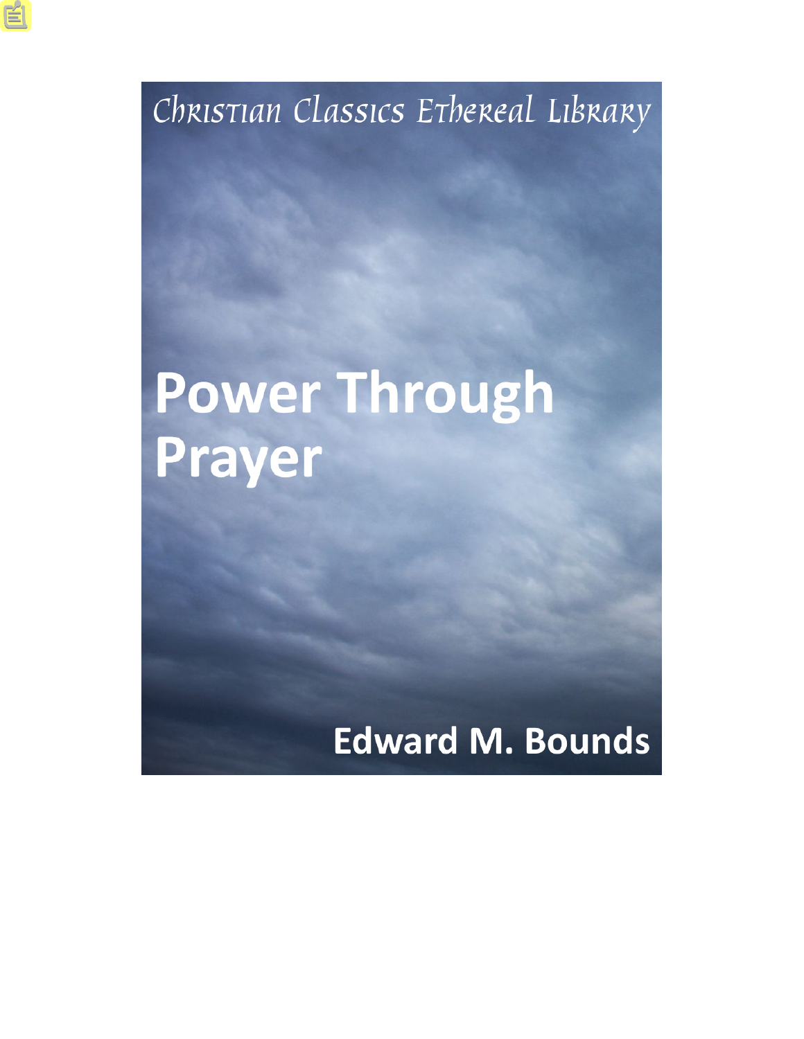Christian Classics Ethereal Library

# Power Through Prayer

Edward M. Bounds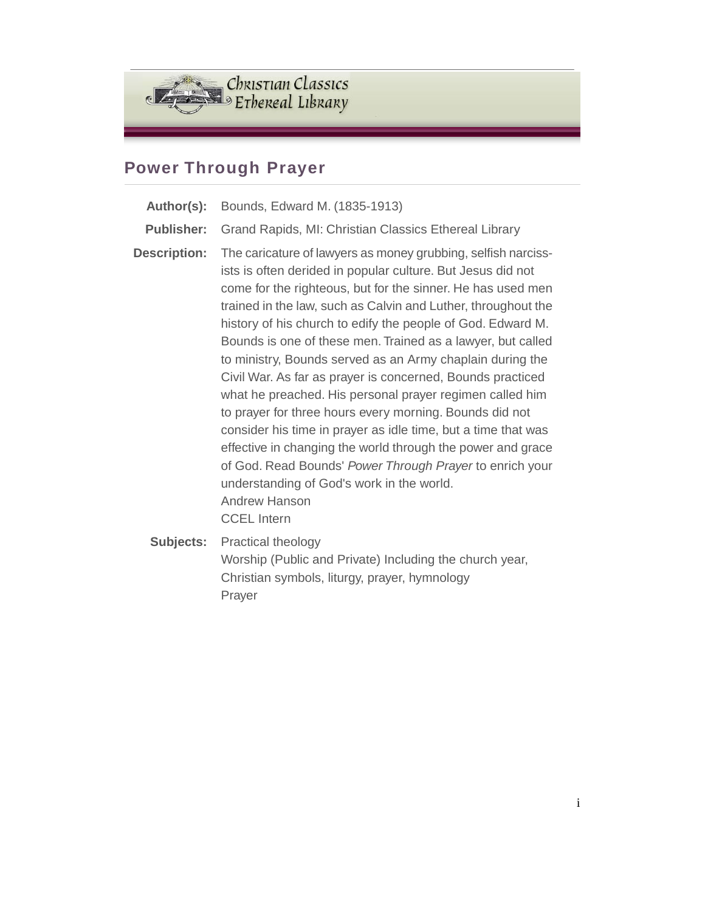Christian Classics Ethereal Library

## Power Through Prayer

**Author(s):** Bounds, Edward M. (1835-1913)

**Publisher:** Grand Rapids, MI: Christian Classics Ethereal Library

**Description:** The caricature of lawyers as money grubbing, selfish narcissists is often derided in popular culture. But Jesus did not come for the righteous, but for the sinner. He has used men trained in the law, such as Calvin and Luther, throughout the history of his church to edify the people of God. Edward M. Bounds is one of these men. Trained as a lawyer, but called to ministry, Bounds served as an Army chaplain during the Civil War. As far as prayer is concerned, Bounds practiced what he preached. His personal prayer regimen called him to prayer for three hours every morning. Bounds did not consider his time in prayer as idle time, but a time that was effective in changing the world through the power and grace of God. Read Bounds' *Power Through Prayer* to enrich your understanding of God's work in the world.
Andrew Hanson
CCEL Intern

**Subjects:** Practical theology
Worship (Public and Private) Including the church year, Christian symbols, liturgy, prayer, hymnology
Prayer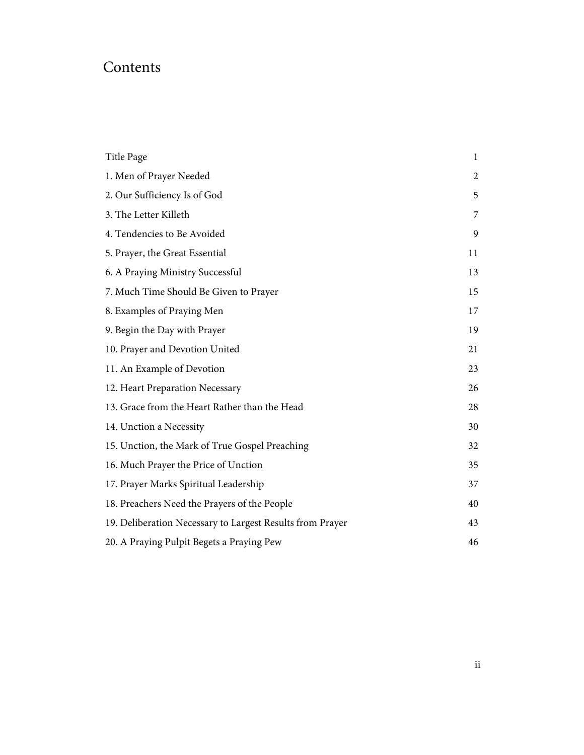# Contents

| | |
|---|---|
| Title Page | 1 |
| 1. Men of Prayer Needed | 2 |
| 2. Our Sufficiency Is of God | 5 |
| 3. The Letter Killeth | 7 |
| 4. Tendencies to Be Avoided | 9 |
| 5. Prayer, the Great Essential | 11 |
| 6. A Praying Ministry Successful | 13 |
| 7. Much Time Should Be Given to Prayer | 15 |
| 8. Examples of Praying Men | 17 |
| 9. Begin the Day with Prayer | 19 |
| 10. Prayer and Devotion United | 21 |
| 11. An Example of Devotion | 23 |
| 12. Heart Preparation Necessary | 26 |
| 13. Grace from the Heart Rather than the Head | 28 |
| 14. Unction a Necessity | 30 |
| 15. Unction, the Mark of True Gospel Preaching | 32 |
| 16. Much Prayer the Price of Unction | 35 |
| 17. Prayer Marks Spiritual Leadership | 37 |
| 18. Preachers Need the Prayers of the People | 40 |
| 19. Deliberation Necessary to Largest Results from Prayer | 43 |
| 20. A Praying Pulpit Begets a Praying Pew | 46 |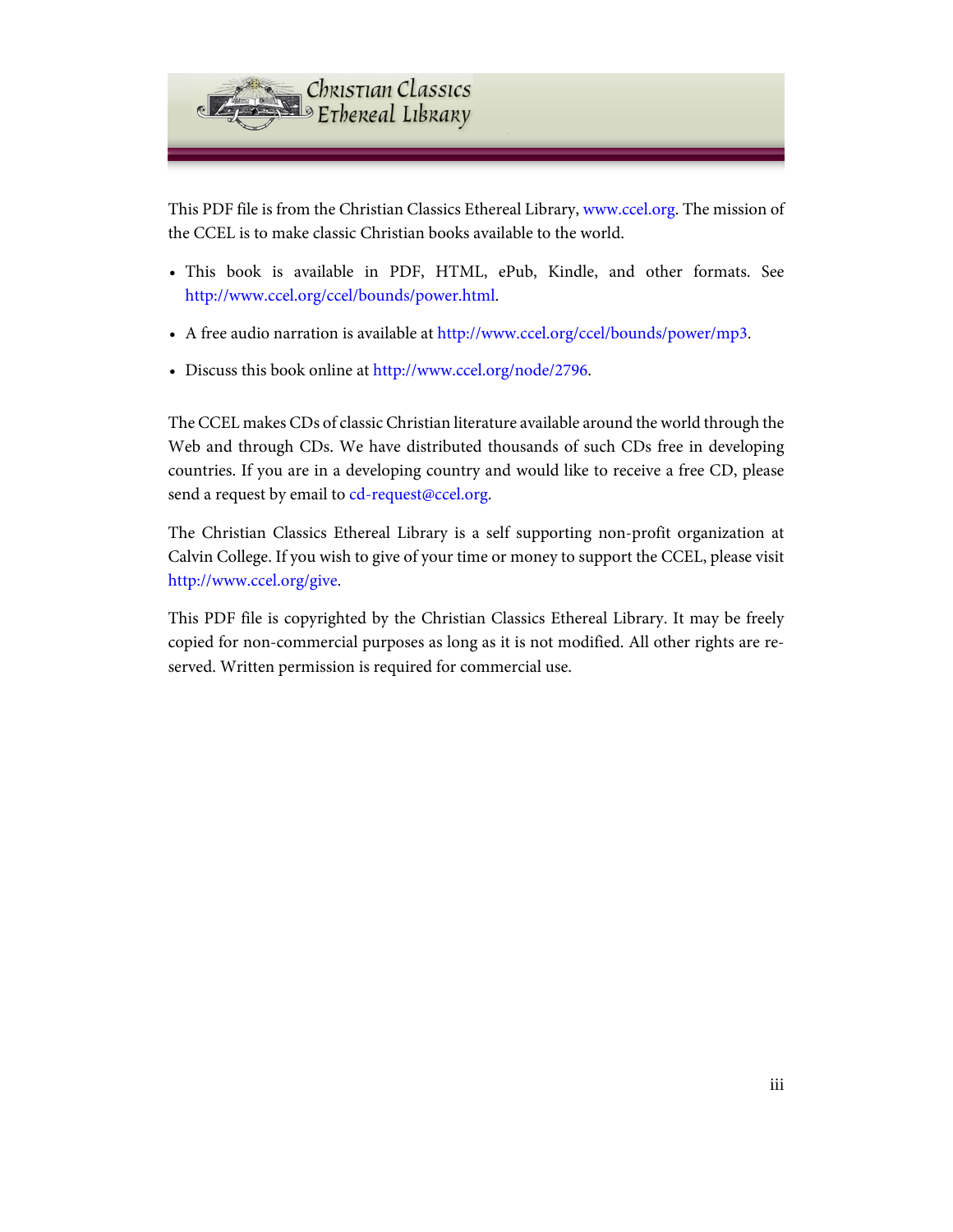This PDF file is from the Christian Classics Ethereal Library, www.ccel.org. The mission of the CCEL is to make classic Christian books available to the world.

- This book is available in PDF, HTML, ePub, Kindle, and other formats. See http://www.ccel.org/ccel/bounds/power.html.
- A free audio narration is available at http://www.ccel.org/ccel/bounds/power/mp3.
- Discuss this book online at http://www.ccel.org/node/2796.

The CCEL makes CDs of classic Christian literature available around the world through the Web and through CDs. We have distributed thousands of such CDs free in developing countries. If you are in a developing country and would like to receive a free CD, please send a request by email to cd-request@ccel.org.

The Christian Classics Ethereal Library is a self supporting non-profit organization at Calvin College. If you wish to give of your time or money to support the CCEL, please visit http://www.ccel.org/give.

This PDF file is copyrighted by the Christian Classics Ethereal Library. It may be freely copied for non-commercial purposes as long as it is not modified. All other rights are reserved. Written permission is required for commercial use.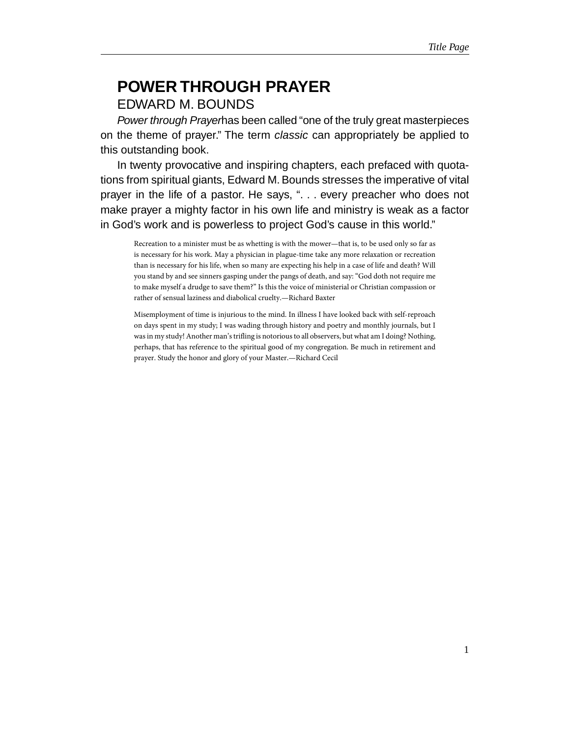# POWER THROUGH PRAYER

EDWARD M. BOUNDS

*Power through Prayer*has been called “one of the truly great masterpieces on the theme of prayer.” The term *classic* can appropriately be applied to this outstanding book.

In twenty provocative and inspiring chapters, each prefaced with quotations from spiritual giants, Edward M. Bounds stresses the imperative of vital prayer in the life of a pastor. He says, “. . . every preacher who does not make prayer a mighty factor in his own life and ministry is weak as a factor in God’s work and is powerless to project God’s cause in this world.”

> Recreation to a minister must be as whetting is with the mower—that is, to be used only so far as is necessary for his work. May a physician in plague-time take any more relaxation or recreation than is necessary for his life, when so many are expecting his help in a case of life and death? Will you stand by and see sinners gasping under the pangs of death, and say: “God doth not require me to make myself a drudge to save them?” Is this the voice of ministerial or Christian compassion or rather of sensual laziness and diabolical cruelty.—Richard Baxter

> Misemployment of time is injurious to the mind. In illness I have looked back with self-reproach on days spent in my study; I was wading through history and poetry and monthly journals, but I was in my study! Another man’s trifling is notorious to all observers, but what am I doing? Nothing, perhaps, that has reference to the spiritual good of my congregation. Be much in retirement and prayer. Study the honor and glory of your Master.—Richard Cecil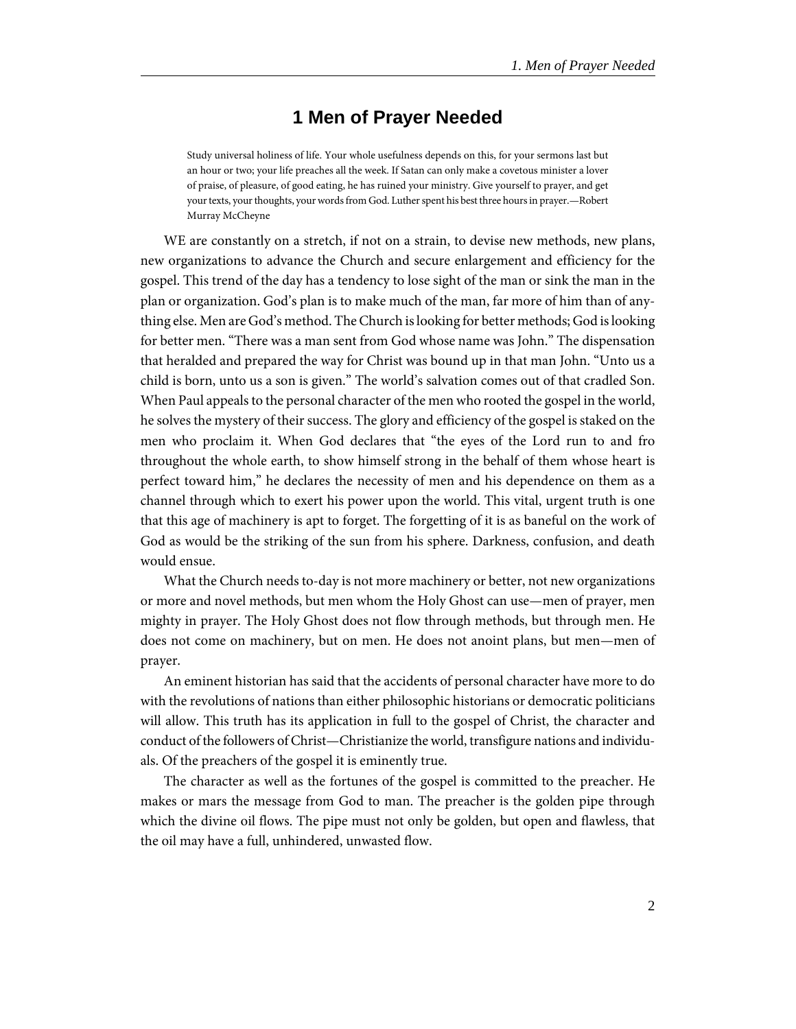# 1 Men of Prayer Needed

> Study universal holiness of life. Your whole usefulness depends on this, for your sermons last but an hour or two; your life preaches all the week. If Satan can only make a covetous minister a lover of praise, of pleasure, of good eating, he has ruined your ministry. Give yourself to prayer, and get your texts, your thoughts, your words from God. Luther spent his best three hours in prayer.—Robert Murray McCheyne

WE are constantly on a stretch, if not on a strain, to devise new methods, new plans, new organizations to advance the Church and secure enlargement and efficiency for the gospel. This trend of the day has a tendency to lose sight of the man or sink the man in the plan or organization. God's plan is to make much of the man, far more of him than of anything else. Men are God's method. The Church is looking for better methods; God is looking for better men. "There was a man sent from God whose name was John." The dispensation that heralded and prepared the way for Christ was bound up in that man John. "Unto us a child is born, unto us a son is given." The world's salvation comes out of that cradled Son. When Paul appeals to the personal character of the men who rooted the gospel in the world, he solves the mystery of their success. The glory and efficiency of the gospel is staked on the men who proclaim it. When God declares that "the eyes of the Lord run to and fro throughout the whole earth, to show himself strong in the behalf of them whose heart is perfect toward him," he declares the necessity of men and his dependence on them as a channel through which to exert his power upon the world. This vital, urgent truth is one that this age of machinery is apt to forget. The forgetting of it is as baneful on the work of God as would be the striking of the sun from his sphere. Darkness, confusion, and death would ensue.

What the Church needs to-day is not more machinery or better, not new organizations or more and novel methods, but men whom the Holy Ghost can use—men of prayer, men mighty in prayer. The Holy Ghost does not flow through methods, but through men. He does not come on machinery, but on men. He does not anoint plans, but men—men of prayer.

An eminent historian has said that the accidents of personal character have more to do with the revolutions of nations than either philosophic historians or democratic politicians will allow. This truth has its application in full to the gospel of Christ, the character and conduct of the followers of Christ—Christianize the world, transfigure nations and individuals. Of the preachers of the gospel it is eminently true.

The character as well as the fortunes of the gospel is committed to the preacher. He makes or mars the message from God to man. The preacher is the golden pipe through which the divine oil flows. The pipe must not only be golden, but open and flawless, that the oil may have a full, unhindered, unwasted flow.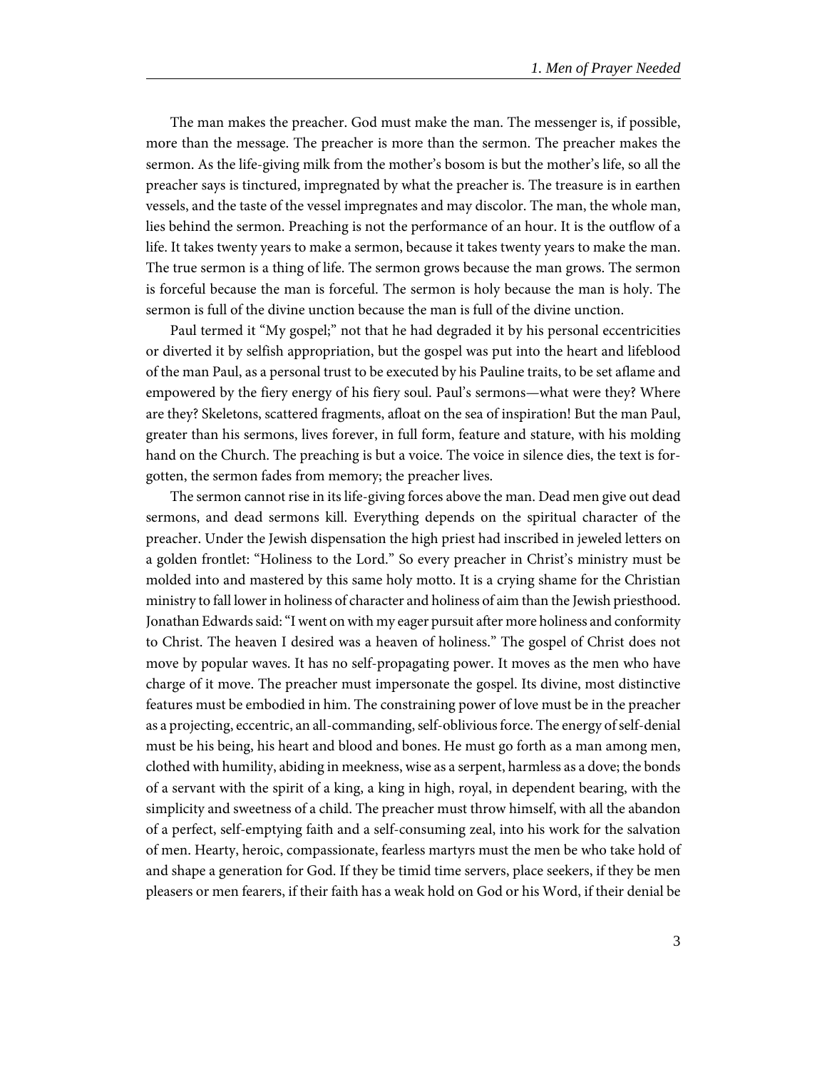The man makes the preacher. God must make the man. The messenger is, if possible, more than the message. The preacher is more than the sermon. The preacher makes the sermon. As the life-giving milk from the mother's bosom is but the mother's life, so all the preacher says is tinctured, impregnated by what the preacher is. The treasure is in earthen vessels, and the taste of the vessel impregnates and may discolor. The man, the whole man, lies behind the sermon. Preaching is not the performance of an hour. It is the outflow of a life. It takes twenty years to make a sermon, because it takes twenty years to make the man. The true sermon is a thing of life. The sermon grows because the man grows. The sermon is forceful because the man is forceful. The sermon is holy because the man is holy. The sermon is full of the divine unction because the man is full of the divine unction.

Paul termed it "My gospel;" not that he had degraded it by his personal eccentricities or diverted it by selfish appropriation, but the gospel was put into the heart and lifeblood of the man Paul, as a personal trust to be executed by his Pauline traits, to be set aflame and empowered by the fiery energy of his fiery soul. Paul's sermons—what were they? Where are they? Skeletons, scattered fragments, afloat on the sea of inspiration! But the man Paul, greater than his sermons, lives forever, in full form, feature and stature, with his molding hand on the Church. The preaching is but a voice. The voice in silence dies, the text is forgotten, the sermon fades from memory; the preacher lives.

The sermon cannot rise in its life-giving forces above the man. Dead men give out dead sermons, and dead sermons kill. Everything depends on the spiritual character of the preacher. Under the Jewish dispensation the high priest had inscribed in jeweled letters on a golden frontlet: "Holiness to the Lord." So every preacher in Christ's ministry must be molded into and mastered by this same holy motto. It is a crying shame for the Christian ministry to fall lower in holiness of character and holiness of aim than the Jewish priesthood. Jonathan Edwards said: "I went on with my eager pursuit after more holiness and conformity to Christ. The heaven I desired was a heaven of holiness." The gospel of Christ does not move by popular waves. It has no self-propagating power. It moves as the men who have charge of it move. The preacher must impersonate the gospel. Its divine, most distinctive features must be embodied in him. The constraining power of love must be in the preacher as a projecting, eccentric, an all-commanding, self-oblivious force. The energy of self-denial must be his being, his heart and blood and bones. He must go forth as a man among men, clothed with humility, abiding in meekness, wise as a serpent, harmless as a dove; the bonds of a servant with the spirit of a king, a king in high, royal, in dependent bearing, with the simplicity and sweetness of a child. The preacher must throw himself, with all the abandon of a perfect, self-emptying faith and a self-consuming zeal, into his work for the salvation of men. Hearty, heroic, compassionate, fearless martyrs must the men be who take hold of and shape a generation for God. If they be timid time servers, place seekers, if they be men pleasers or men fearers, if their faith has a weak hold on God or his Word, if their denial be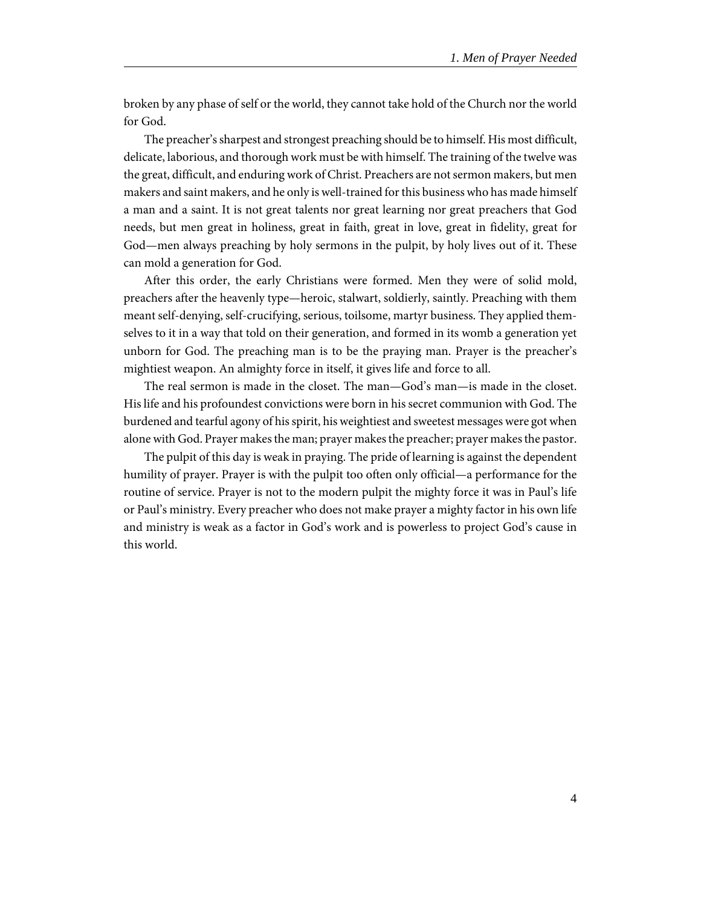broken by any phase of self or the world, they cannot take hold of the Church nor the world for God.

The preacher's sharpest and strongest preaching should be to himself. His most difficult, delicate, laborious, and thorough work must be with himself. The training of the twelve was the great, difficult, and enduring work of Christ. Preachers are not sermon makers, but men makers and saint makers, and he only is well-trained for this business who has made himself a man and a saint. It is not great talents nor great learning nor great preachers that God needs, but men great in holiness, great in faith, great in love, great in fidelity, great for God—men always preaching by holy sermons in the pulpit, by holy lives out of it. These can mold a generation for God.

After this order, the early Christians were formed. Men they were of solid mold, preachers after the heavenly type—heroic, stalwart, soldierly, saintly. Preaching with them meant self-denying, self-crucifying, serious, toilsome, martyr business. They applied themselves to it in a way that told on their generation, and formed in its womb a generation yet unborn for God. The preaching man is to be the praying man. Prayer is the preacher's mightiest weapon. An almighty force in itself, it gives life and force to all.

The real sermon is made in the closet. The man—God's man—is made in the closet. His life and his profoundest convictions were born in his secret communion with God. The burdened and tearful agony of his spirit, his weightiest and sweetest messages were got when alone with God. Prayer makes the man; prayer makes the preacher; prayer makes the pastor.

The pulpit of this day is weak in praying. The pride of learning is against the dependent humility of prayer. Prayer is with the pulpit too often only official—a performance for the routine of service. Prayer is not to the modern pulpit the mighty force it was in Paul's life or Paul's ministry. Every preacher who does not make prayer a mighty factor in his own life and ministry is weak as a factor in God's work and is powerless to project God's cause in this world.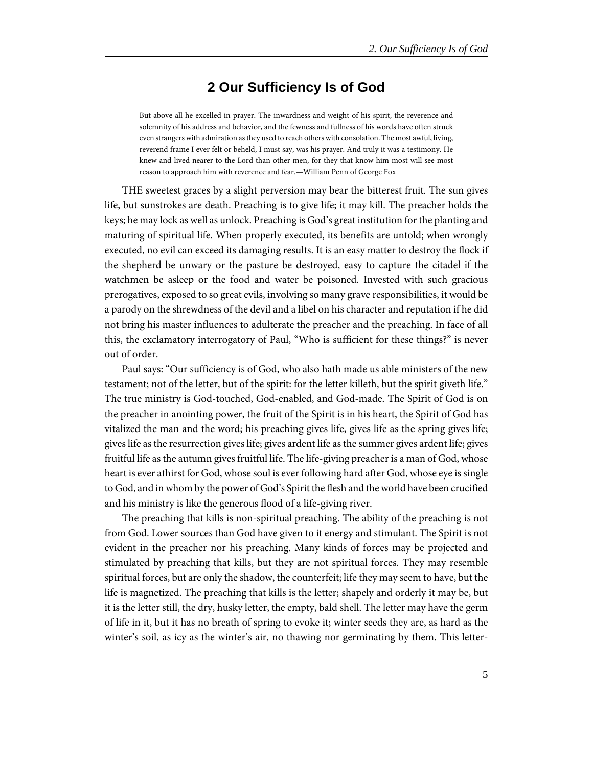# 2 Our Sufficiency Is of God

> But above all he excelled in prayer. The inwardness and weight of his spirit, the reverence and solemnity of his address and behavior, and the fewness and fullness of his words have often struck even strangers with admiration as they used to reach others with consolation. The most awful, living, reverend frame I ever felt or beheld, I must say, was his prayer. And truly it was a testimony. He knew and lived nearer to the Lord than other men, for they that know him most will see most reason to approach him with reverence and fear.—William Penn of George Fox

THE sweetest graces by a slight perversion may bear the bitterest fruit. The sun gives life, but sunstrokes are death. Preaching is to give life; it may kill. The preacher holds the keys; he may lock as well as unlock. Preaching is God's great institution for the planting and maturing of spiritual life. When properly executed, its benefits are untold; when wrongly executed, no evil can exceed its damaging results. It is an easy matter to destroy the flock if the shepherd be unwary or the pasture be destroyed, easy to capture the citadel if the watchmen be asleep or the food and water be poisoned. Invested with such gracious prerogatives, exposed to so great evils, involving so many grave responsibilities, it would be a parody on the shrewdness of the devil and a libel on his character and reputation if he did not bring his master influences to adulterate the preacher and the preaching. In face of all this, the exclamatory interrogatory of Paul, "Who is sufficient for these things?" is never out of order.

Paul says: "Our sufficiency is of God, who also hath made us able ministers of the new testament; not of the letter, but of the spirit: for the letter killeth, but the spirit giveth life." The true ministry is God-touched, God-enabled, and God-made. The Spirit of God is on the preacher in anointing power, the fruit of the Spirit is in his heart, the Spirit of God has vitalized the man and the word; his preaching gives life, gives life as the spring gives life; gives life as the resurrection gives life; gives ardent life as the summer gives ardent life; gives fruitful life as the autumn gives fruitful life. The life-giving preacher is a man of God, whose heart is ever athirst for God, whose soul is ever following hard after God, whose eye is single to God, and in whom by the power of God's Spirit the flesh and the world have been crucified and his ministry is like the generous flood of a life-giving river.

The preaching that kills is non-spiritual preaching. The ability of the preaching is not from God. Lower sources than God have given to it energy and stimulant. The Spirit is not evident in the preacher nor his preaching. Many kinds of forces may be projected and stimulated by preaching that kills, but they are not spiritual forces. They may resemble spiritual forces, but are only the shadow, the counterfeit; life they may seem to have, but the life is magnetized. The preaching that kills is the letter; shapely and orderly it may be, but it is the letter still, the dry, husky letter, the empty, bald shell. The letter may have the germ of life in it, but it has no breath of spring to evoke it; winter seeds they are, as hard as the winter's soil, as icy as the winter's air, no thawing nor germinating by them. This letter-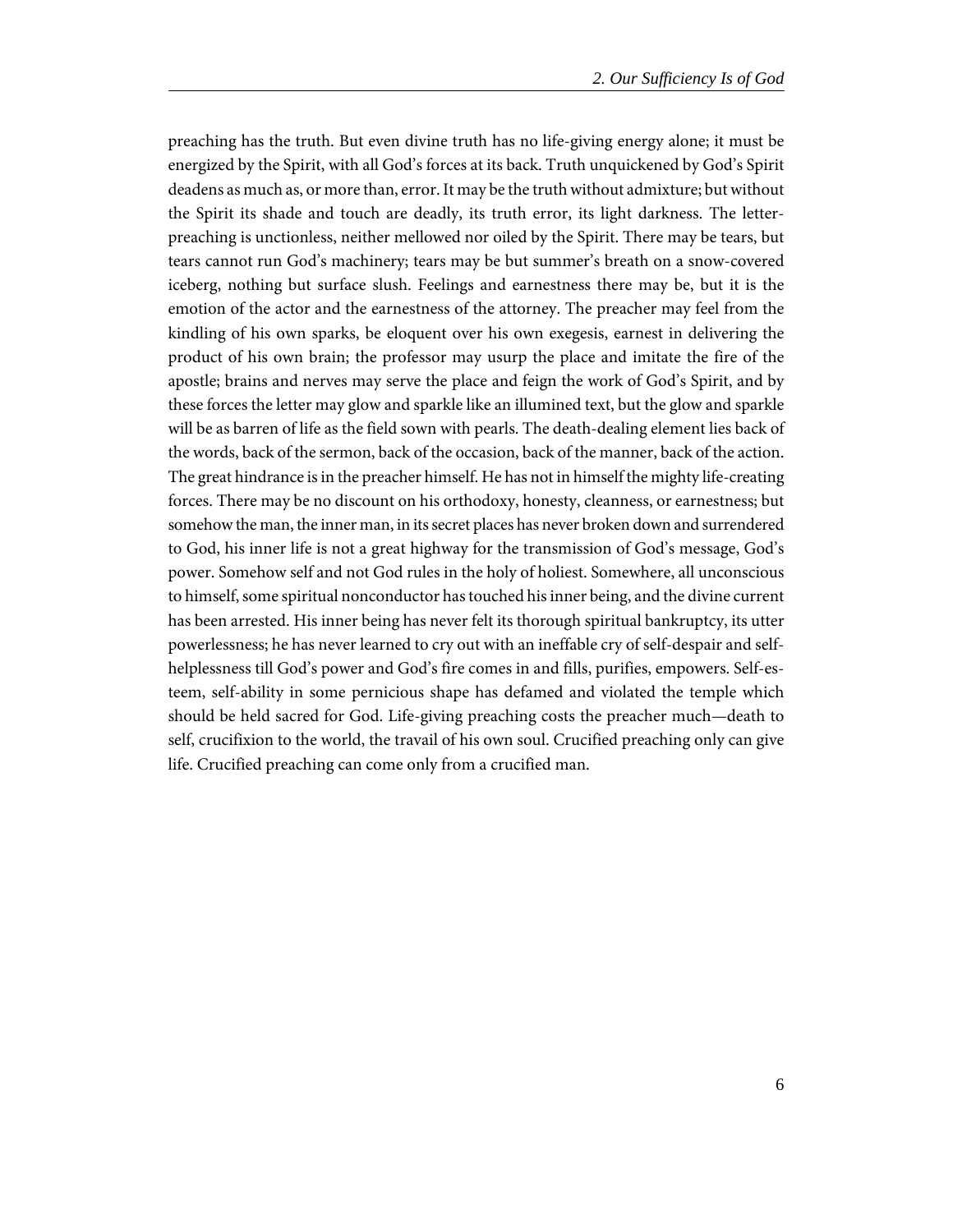preaching has the truth. But even divine truth has no life-giving energy alone; it must be energized by the Spirit, with all God's forces at its back. Truth unquickened by God's Spirit deadens as much as, or more than, error. It may be the truth without admixture; but without the Spirit its shade and touch are deadly, its truth error, its light darkness. The letter-preaching is unctionless, neither mellowed nor oiled by the Spirit. There may be tears, but tears cannot run God's machinery; tears may be but summer's breath on a snow-covered iceberg, nothing but surface slush. Feelings and earnestness there may be, but it is the emotion of the actor and the earnestness of the attorney. The preacher may feel from the kindling of his own sparks, be eloquent over his own exegesis, earnest in delivering the product of his own brain; the professor may usurp the place and imitate the fire of the apostle; brains and nerves may serve the place and feign the work of God's Spirit, and by these forces the letter may glow and sparkle like an illumined text, but the glow and sparkle will be as barren of life as the field sown with pearls. The death-dealing element lies back of the words, back of the sermon, back of the occasion, back of the manner, back of the action. The great hindrance is in the preacher himself. He has not in himself the mighty life-creating forces. There may be no discount on his orthodoxy, honesty, cleanness, or earnestness; but somehow the man, the inner man, in its secret places has never broken down and surrendered to God, his inner life is not a great highway for the transmission of God's message, God's power. Somehow self and not God rules in the holy of holiest. Somewhere, all unconscious to himself, some spiritual nonconductor has touched his inner being, and the divine current has been arrested. His inner being has never felt its thorough spiritual bankruptcy, its utter powerlessness; he has never learned to cry out with an ineffable cry of self-despair and self-helplessness till God's power and God's fire comes in and fills, purifies, empowers. Self-esteem, self-ability in some pernicious shape has defamed and violated the temple which should be held sacred for God. Life-giving preaching costs the preacher much—death to self, crucifixion to the world, the travail of his own soul. Crucified preaching only can give life. Crucified preaching can come only from a crucified man.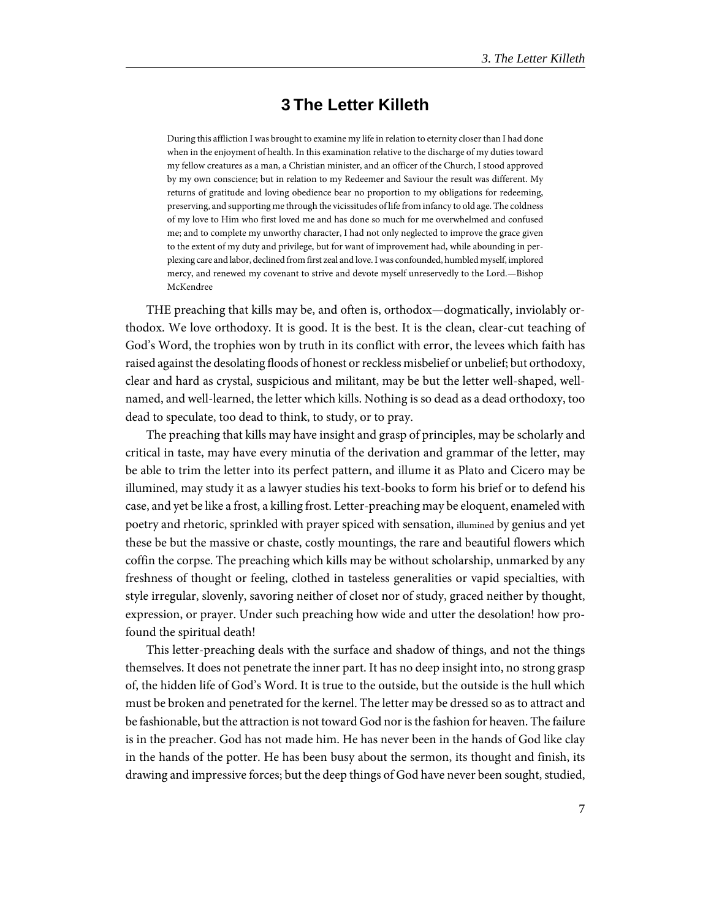# 3 The Letter Killeth

> During this affliction I was brought to examine my life in relation to eternity closer than I had done when in the enjoyment of health. In this examination relative to the discharge of my duties toward my fellow creatures as a man, a Christian minister, and an officer of the Church, I stood approved by my own conscience; but in relation to my Redeemer and Saviour the result was different. My returns of gratitude and loving obedience bear no proportion to my obligations for redeeming, preserving, and supporting me through the vicissitudes of life from infancy to old age. The coldness of my love to Him who first loved me and has done so much for me overwhelmed and confused me; and to complete my unworthy character, I had not only neglected to improve the grace given to the extent of my duty and privilege, but for want of improvement had, while abounding in perplexing care and labor, declined from first zeal and love. I was confounded, humbled myself, implored mercy, and renewed my covenant to strive and devote myself unreservedly to the Lord.—Bishop McKendree

THE preaching that kills may be, and often is, orthodox—dogmatically, inviolably orthodox. We love orthodoxy. It is good. It is the best. It is the clean, clear-cut teaching of God's Word, the trophies won by truth in its conflict with error, the levees which faith has raised against the desolating floods of honest or reckless misbelief or unbelief; but orthodoxy, clear and hard as crystal, suspicious and militant, may be but the letter well-shaped, well-named, and well-learned, the letter which kills. Nothing is so dead as a dead orthodoxy, too dead to speculate, too dead to think, to study, or to pray.

The preaching that kills may have insight and grasp of principles, may be scholarly and critical in taste, may have every minutia of the derivation and grammar of the letter, may be able to trim the letter into its perfect pattern, and illume it as Plato and Cicero may be illumined, may study it as a lawyer studies his text-books to form his brief or to defend his case, and yet be like a frost, a killing frost. Letter-preaching may be eloquent, enameled with poetry and rhetoric, sprinkled with prayer spiced with sensation, illumined by genius and yet these be but the massive or chaste, costly mountings, the rare and beautiful flowers which coffin the corpse. The preaching which kills may be without scholarship, unmarked by any freshness of thought or feeling, clothed in tasteless generalities or vapid specialties, with style irregular, slovenly, savoring neither of closet nor of study, graced neither by thought, expression, or prayer. Under such preaching how wide and utter the desolation! how profound the spiritual death!

This letter-preaching deals with the surface and shadow of things, and not the things themselves. It does not penetrate the inner part. It has no deep insight into, no strong grasp of, the hidden life of God's Word. It is true to the outside, but the outside is the hull which must be broken and penetrated for the kernel. The letter may be dressed so as to attract and be fashionable, but the attraction is not toward God nor is the fashion for heaven. The failure is in the preacher. God has not made him. He has never been in the hands of God like clay in the hands of the potter. He has been busy about the sermon, its thought and finish, its drawing and impressive forces; but the deep things of God have never been sought, studied,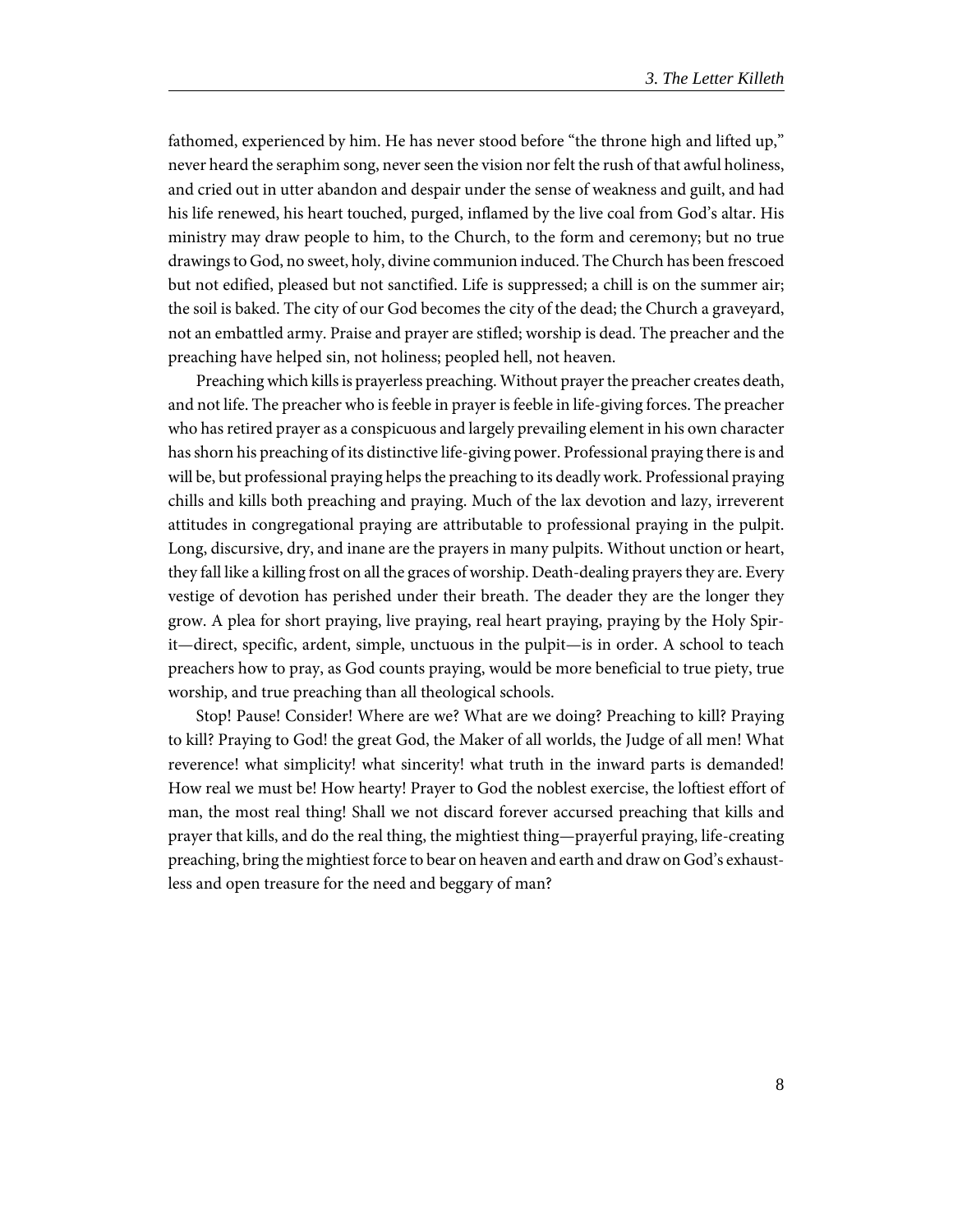fathomed, experienced by him. He has never stood before "the throne high and lifted up," never heard the seraphim song, never seen the vision nor felt the rush of that awful holiness, and cried out in utter abandon and despair under the sense of weakness and guilt, and had his life renewed, his heart touched, purged, inflamed by the live coal from God's altar. His ministry may draw people to him, to the Church, to the form and ceremony; but no true drawings to God, no sweet, holy, divine communion induced. The Church has been frescoed but not edified, pleased but not sanctified. Life is suppressed; a chill is on the summer air; the soil is baked. The city of our God becomes the city of the dead; the Church a graveyard, not an embattled army. Praise and prayer are stifled; worship is dead. The preacher and the preaching have helped sin, not holiness; peopled hell, not heaven.

Preaching which kills is prayerless preaching. Without prayer the preacher creates death, and not life. The preacher who is feeble in prayer is feeble in life-giving forces. The preacher who has retired prayer as a conspicuous and largely prevailing element in his own character has shorn his preaching of its distinctive life-giving power. Professional praying there is and will be, but professional praying helps the preaching to its deadly work. Professional praying chills and kills both preaching and praying. Much of the lax devotion and lazy, irreverent attitudes in congregational praying are attributable to professional praying in the pulpit. Long, discursive, dry, and inane are the prayers in many pulpits. Without unction or heart, they fall like a killing frost on all the graces of worship. Death-dealing prayers they are. Every vestige of devotion has perished under their breath. The deader they are the longer they grow. A plea for short praying, live praying, real heart praying, praying by the Holy Spirit—direct, specific, ardent, simple, unctuous in the pulpit—is in order. A school to teach preachers how to pray, as God counts praying, would be more beneficial to true piety, true worship, and true preaching than all theological schools.

Stop! Pause! Consider! Where are we? What are we doing? Preaching to kill? Praying to kill? Praying to God! the great God, the Maker of all worlds, the Judge of all men! What reverence! what simplicity! what sincerity! what truth in the inward parts is demanded! How real we must be! How hearty! Prayer to God the noblest exercise, the loftiest effort of man, the most real thing! Shall we not discard forever accursed preaching that kills and prayer that kills, and do the real thing, the mightiest thing—prayerful praying, life-creating preaching, bring the mightiest force to bear on heaven and earth and draw on God's exhaustless and open treasure for the need and beggary of man?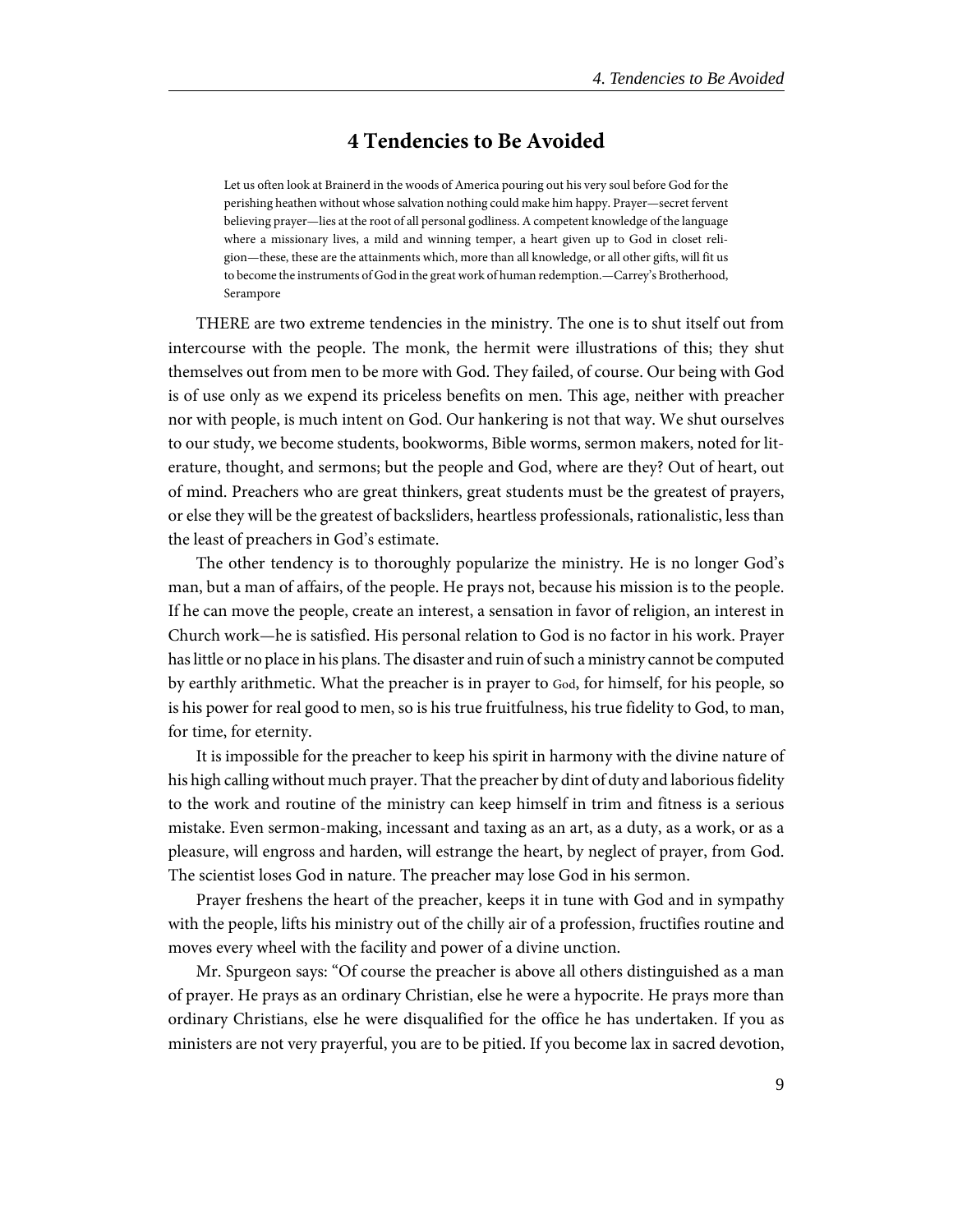# 4 Tendencies to Be Avoided

> Let us often look at Brainerd in the woods of America pouring out his very soul before God for the perishing heathen without whose salvation nothing could make him happy. Prayer—secret fervent believing prayer—lies at the root of all personal godliness. A competent knowledge of the language where a missionary lives, a mild and winning temper, a heart given up to God in closet religion—these, these are the attainments which, more than all knowledge, or all other gifts, will fit us to become the instruments of God in the great work of human redemption.—Carrey's Brotherhood, Serampore

THERE are two extreme tendencies in the ministry. The one is to shut itself out from intercourse with the people. The monk, the hermit were illustrations of this; they shut themselves out from men to be more with God. They failed, of course. Our being with God is of use only as we expend its priceless benefits on men. This age, neither with preacher nor with people, is much intent on God. Our hankering is not that way. We shut ourselves to our study, we become students, bookworms, Bible worms, sermon makers, noted for literature, thought, and sermons; but the people and God, where are they? Out of heart, out of mind. Preachers who are great thinkers, great students must be the greatest of prayers, or else they will be the greatest of backsliders, heartless professionals, rationalistic, less than the least of preachers in God's estimate.

The other tendency is to thoroughly popularize the ministry. He is no longer God's man, but a man of affairs, of the people. He prays not, because his mission is to the people. If he can move the people, create an interest, a sensation in favor of religion, an interest in Church work—he is satisfied. His personal relation to God is no factor in his work. Prayer has little or no place in his plans. The disaster and ruin of such a ministry cannot be computed by earthly arithmetic. What the preacher is in prayer to God, for himself, for his people, so is his power for real good to men, so is his true fruitfulness, his true fidelity to God, to man, for time, for eternity.

It is impossible for the preacher to keep his spirit in harmony with the divine nature of his high calling without much prayer. That the preacher by dint of duty and laborious fidelity to the work and routine of the ministry can keep himself in trim and fitness is a serious mistake. Even sermon-making, incessant and taxing as an art, as a duty, as a work, or as a pleasure, will engross and harden, will estrange the heart, by neglect of prayer, from God. The scientist loses God in nature. The preacher may lose God in his sermon.

Prayer freshens the heart of the preacher, keeps it in tune with God and in sympathy with the people, lifts his ministry out of the chilly air of a profession, fructifies routine and moves every wheel with the facility and power of a divine unction.

Mr. Spurgeon says: "Of course the preacher is above all others distinguished as a man of prayer. He prays as an ordinary Christian, else he were a hypocrite. He prays more than ordinary Christians, else he were disqualified for the office he has undertaken. If you as ministers are not very prayerful, you are to be pitied. If you become lax in sacred devotion,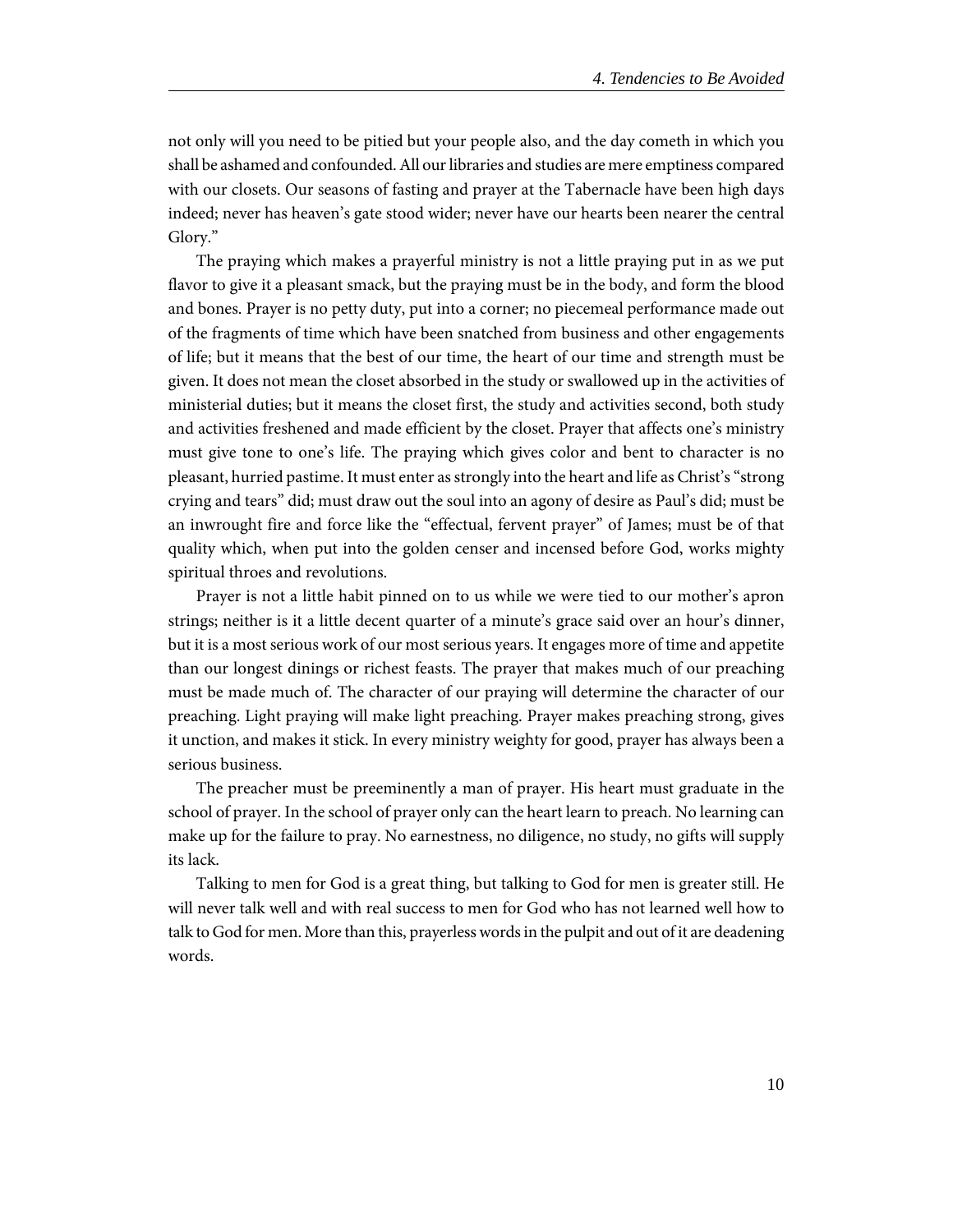not only will you need to be pitied but your people also, and the day cometh in which you shall be ashamed and confounded. All our libraries and studies are mere emptiness compared with our closets. Our seasons of fasting and prayer at the Tabernacle have been high days indeed; never has heaven's gate stood wider; never have our hearts been nearer the central Glory."

The praying which makes a prayerful ministry is not a little praying put in as we put flavor to give it a pleasant smack, but the praying must be in the body, and form the blood and bones. Prayer is no petty duty, put into a corner; no piecemeal performance made out of the fragments of time which have been snatched from business and other engagements of life; but it means that the best of our time, the heart of our time and strength must be given. It does not mean the closet absorbed in the study or swallowed up in the activities of ministerial duties; but it means the closet first, the study and activities second, both study and activities freshened and made efficient by the closet. Prayer that affects one's ministry must give tone to one's life. The praying which gives color and bent to character is no pleasant, hurried pastime. It must enter as strongly into the heart and life as Christ's "strong crying and tears" did; must draw out the soul into an agony of desire as Paul's did; must be an inwrought fire and force like the "effectual, fervent prayer" of James; must be of that quality which, when put into the golden censer and incensed before God, works mighty spiritual throes and revolutions.

Prayer is not a little habit pinned on to us while we were tied to our mother's apron strings; neither is it a little decent quarter of a minute's grace said over an hour's dinner, but it is a most serious work of our most serious years. It engages more of time and appetite than our longest dinings or richest feasts. The prayer that makes much of our preaching must be made much of. The character of our praying will determine the character of our preaching. Light praying will make light preaching. Prayer makes preaching strong, gives it unction, and makes it stick. In every ministry weighty for good, prayer has always been a serious business.

The preacher must be preeminently a man of prayer. His heart must graduate in the school of prayer. In the school of prayer only can the heart learn to preach. No learning can make up for the failure to pray. No earnestness, no diligence, no study, no gifts will supply its lack.

Talking to men for God is a great thing, but talking to God for men is greater still. He will never talk well and with real success to men for God who has not learned well how to talk to God for men. More than this, prayerless words in the pulpit and out of it are deadening words.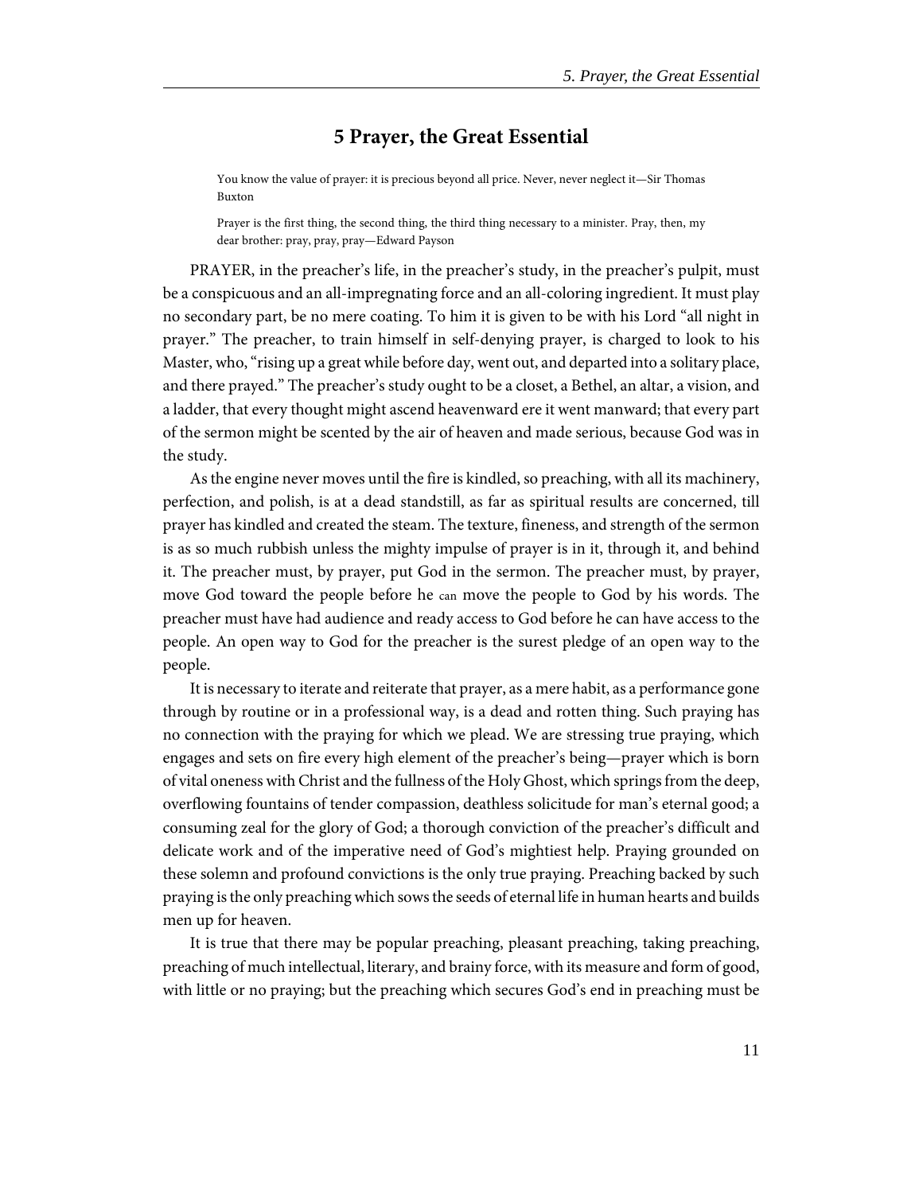# 5 Prayer, the Great Essential

> You know the value of prayer: it is precious beyond all price. Never, never neglect it—Sir Thomas Buxton

> Prayer is the first thing, the second thing, the third thing necessary to a minister. Pray, then, my dear brother: pray, pray, pray—Edward Payson

PRAYER, in the preacher's life, in the preacher's study, in the preacher's pulpit, must be a conspicuous and an all-impregnating force and an all-coloring ingredient. It must play no secondary part, be no mere coating. To him it is given to be with his Lord "all night in prayer." The preacher, to train himself in self-denying prayer, is charged to look to his Master, who, "rising up a great while before day, went out, and departed into a solitary place, and there prayed." The preacher's study ought to be a closet, a Bethel, an altar, a vision, and a ladder, that every thought might ascend heavenward ere it went manward; that every part of the sermon might be scented by the air of heaven and made serious, because God was in the study.

As the engine never moves until the fire is kindled, so preaching, with all its machinery, perfection, and polish, is at a dead standstill, as far as spiritual results are concerned, till prayer has kindled and created the steam. The texture, fineness, and strength of the sermon is as so much rubbish unless the mighty impulse of prayer is in it, through it, and behind it. The preacher must, by prayer, put God in the sermon. The preacher must, by prayer, move God toward the people before he can move the people to God by his words. The preacher must have had audience and ready access to God before he can have access to the people. An open way to God for the preacher is the surest pledge of an open way to the people.

It is necessary to iterate and reiterate that prayer, as a mere habit, as a performance gone through by routine or in a professional way, is a dead and rotten thing. Such praying has no connection with the praying for which we plead. We are stressing true praying, which engages and sets on fire every high element of the preacher's being—prayer which is born of vital oneness with Christ and the fullness of the Holy Ghost, which springs from the deep, overflowing fountains of tender compassion, deathless solicitude for man's eternal good; a consuming zeal for the glory of God; a thorough conviction of the preacher's difficult and delicate work and of the imperative need of God's mightiest help. Praying grounded on these solemn and profound convictions is the only true praying. Preaching backed by such praying is the only preaching which sows the seeds of eternal life in human hearts and builds men up for heaven.

It is true that there may be popular preaching, pleasant preaching, taking preaching, preaching of much intellectual, literary, and brainy force, with its measure and form of good, with little or no praying; but the preaching which secures God's end in preaching must be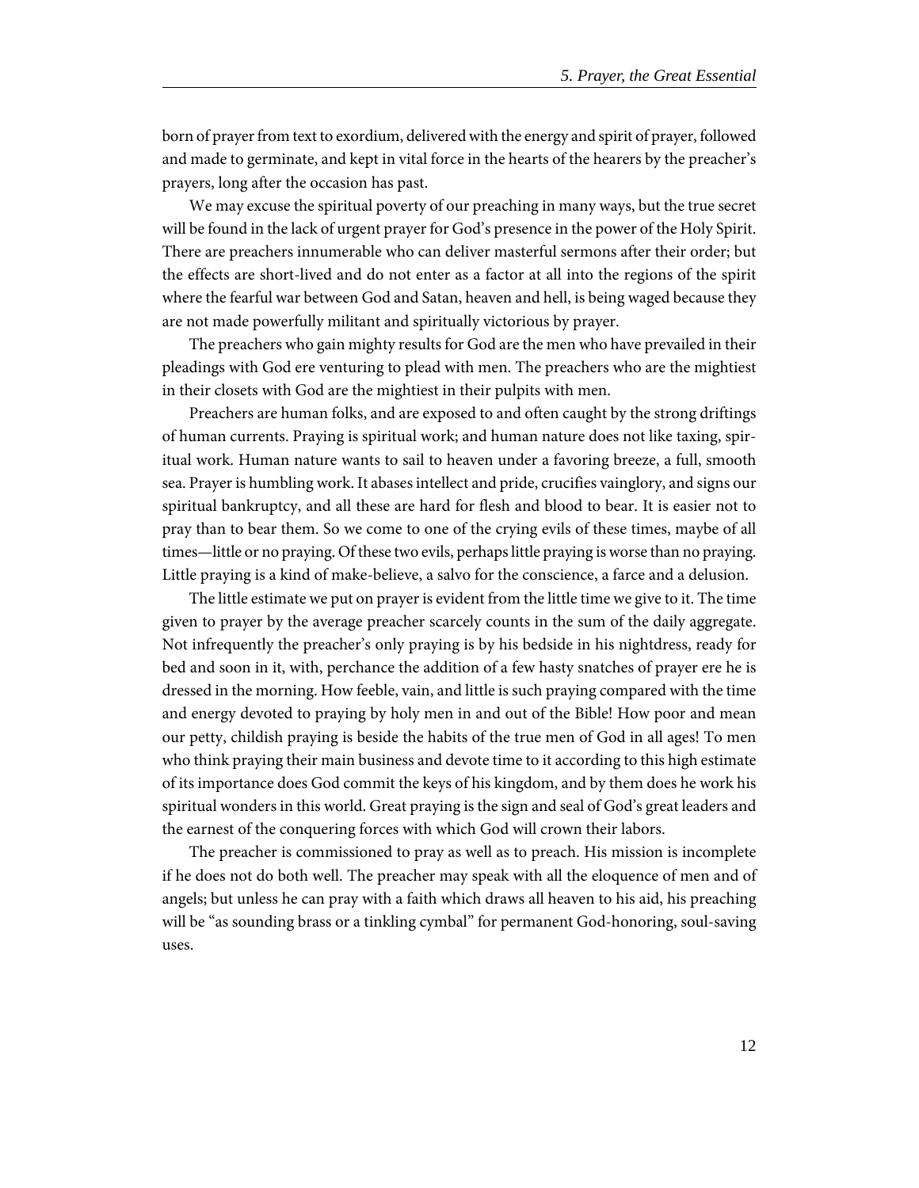born of prayer from text to exordium, delivered with the energy and spirit of prayer, followed and made to germinate, and kept in vital force in the hearts of the hearers by the preacher's prayers, long after the occasion has past.

We may excuse the spiritual poverty of our preaching in many ways, but the true secret will be found in the lack of urgent prayer for God's presence in the power of the Holy Spirit. There are preachers innumerable who can deliver masterful sermons after their order; but the effects are short-lived and do not enter as a factor at all into the regions of the spirit where the fearful war between God and Satan, heaven and hell, is being waged because they are not made powerfully militant and spiritually victorious by prayer.

The preachers who gain mighty results for God are the men who have prevailed in their pleadings with God ere venturing to plead with men. The preachers who are the mightiest in their closets with God are the mightiest in their pulpits with men.

Preachers are human folks, and are exposed to and often caught by the strong driftings of human currents. Praying is spiritual work; and human nature does not like taxing, spiritual work. Human nature wants to sail to heaven under a favoring breeze, a full, smooth sea. Prayer is humbling work. It abases intellect and pride, crucifies vainglory, and signs our spiritual bankruptcy, and all these are hard for flesh and blood to bear. It is easier not to pray than to bear them. So we come to one of the crying evils of these times, maybe of all times—little or no praying. Of these two evils, perhaps little praying is worse than no praying. Little praying is a kind of make-believe, a salvo for the conscience, a farce and a delusion.

The little estimate we put on prayer is evident from the little time we give to it. The time given to prayer by the average preacher scarcely counts in the sum of the daily aggregate. Not infrequently the preacher's only praying is by his bedside in his nightdress, ready for bed and soon in it, with, perchance the addition of a few hasty snatches of prayer ere he is dressed in the morning. How feeble, vain, and little is such praying compared with the time and energy devoted to praying by holy men in and out of the Bible! How poor and mean our petty, childish praying is beside the habits of the true men of God in all ages! To men who think praying their main business and devote time to it according to this high estimate of its importance does God commit the keys of his kingdom, and by them does he work his spiritual wonders in this world. Great praying is the sign and seal of God's great leaders and the earnest of the conquering forces with which God will crown their labors.

The preacher is commissioned to pray as well as to preach. His mission is incomplete if he does not do both well. The preacher may speak with all the eloquence of men and of angels; but unless he can pray with a faith which draws all heaven to his aid, his preaching will be "as sounding brass or a tinkling cymbal" for permanent God-honoring, soul-saving uses.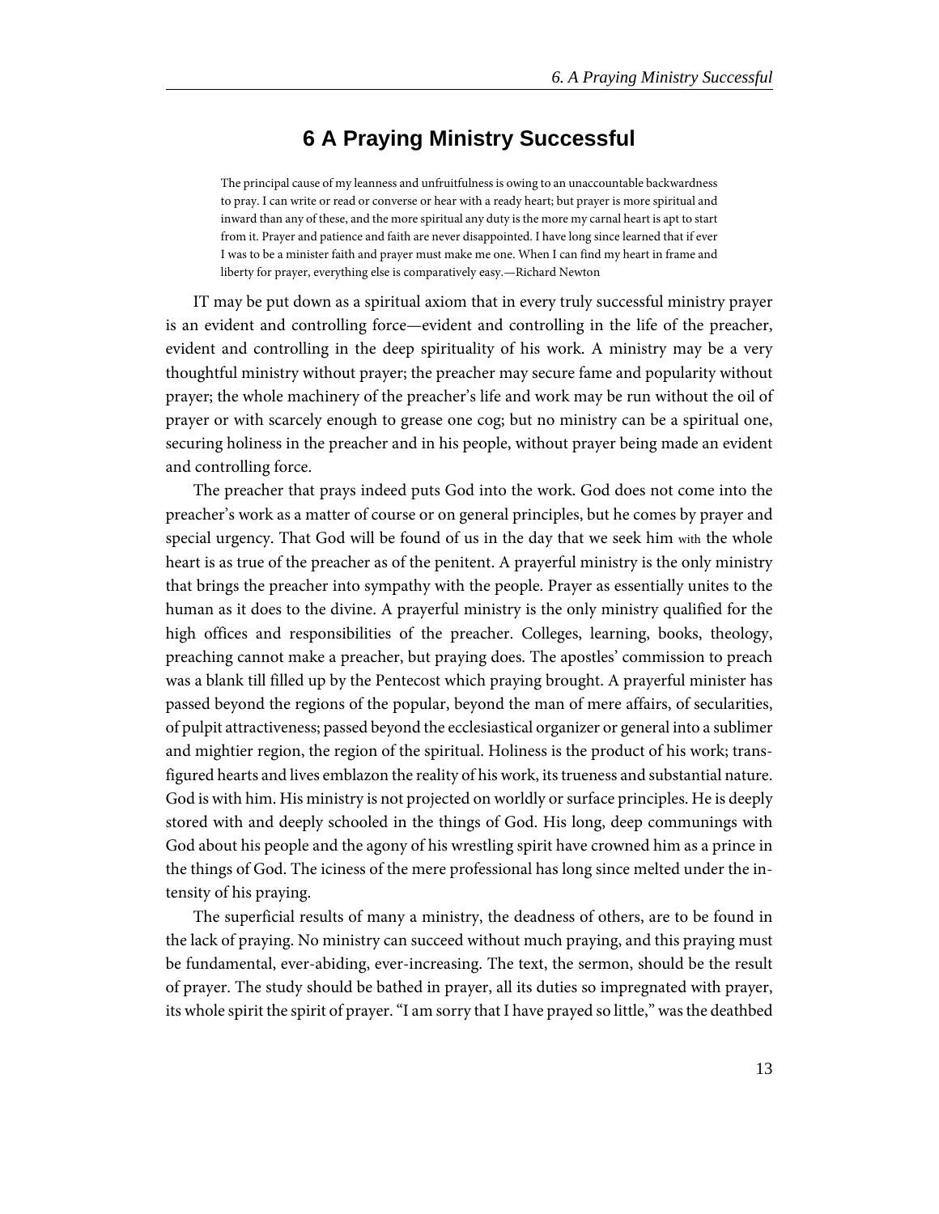# 6 A Praying Ministry Successful

> The principal cause of my leanness and unfruitfulness is owing to an unaccountable backwardness to pray. I can write or read or converse or hear with a ready heart; but prayer is more spiritual and inward than any of these, and the more spiritual any duty is the more my carnal heart is apt to start from it. Prayer and patience and faith are never disappointed. I have long since learned that if ever I was to be a minister faith and prayer must make me one. When I can find my heart in frame and liberty for prayer, everything else is comparatively easy.—Richard Newton

IT may be put down as a spiritual axiom that in every truly successful ministry prayer is an evident and controlling force—evident and controlling in the life of the preacher, evident and controlling in the deep spirituality of his work. A ministry may be a very thoughtful ministry without prayer; the preacher may secure fame and popularity without prayer; the whole machinery of the preacher's life and work may be run without the oil of prayer or with scarcely enough to grease one cog; but no ministry can be a spiritual one, securing holiness in the preacher and in his people, without prayer being made an evident and controlling force.

The preacher that prays indeed puts God into the work. God does not come into the preacher's work as a matter of course or on general principles, but he comes by prayer and special urgency. That God will be found of us in the day that we seek him with the whole heart is as true of the preacher as of the penitent. A prayerful ministry is the only ministry that brings the preacher into sympathy with the people. Prayer as essentially unites to the human as it does to the divine. A prayerful ministry is the only ministry qualified for the high offices and responsibilities of the preacher. Colleges, learning, books, theology, preaching cannot make a preacher, but praying does. The apostles' commission to preach was a blank till filled up by the Pentecost which praying brought. A prayerful minister has passed beyond the regions of the popular, beyond the man of mere affairs, of secularities, of pulpit attractiveness; passed beyond the ecclesiastical organizer or general into a sublimer and mightier region, the region of the spiritual. Holiness is the product of his work; transfigured hearts and lives emblazon the reality of his work, its trueness and substantial nature. God is with him. His ministry is not projected on worldly or surface principles. He is deeply stored with and deeply schooled in the things of God. His long, deep communings with God about his people and the agony of his wrestling spirit have crowned him as a prince in the things of God. The iciness of the mere professional has long since melted under the intensity of his praying.

The superficial results of many a ministry, the deadness of others, are to be found in the lack of praying. No ministry can succeed without much praying, and this praying must be fundamental, ever-abiding, ever-increasing. The text, the sermon, should be the result of prayer. The study should be bathed in prayer, all its duties so impregnated with prayer, its whole spirit the spirit of prayer. "I am sorry that I have prayed so little," was the deathbed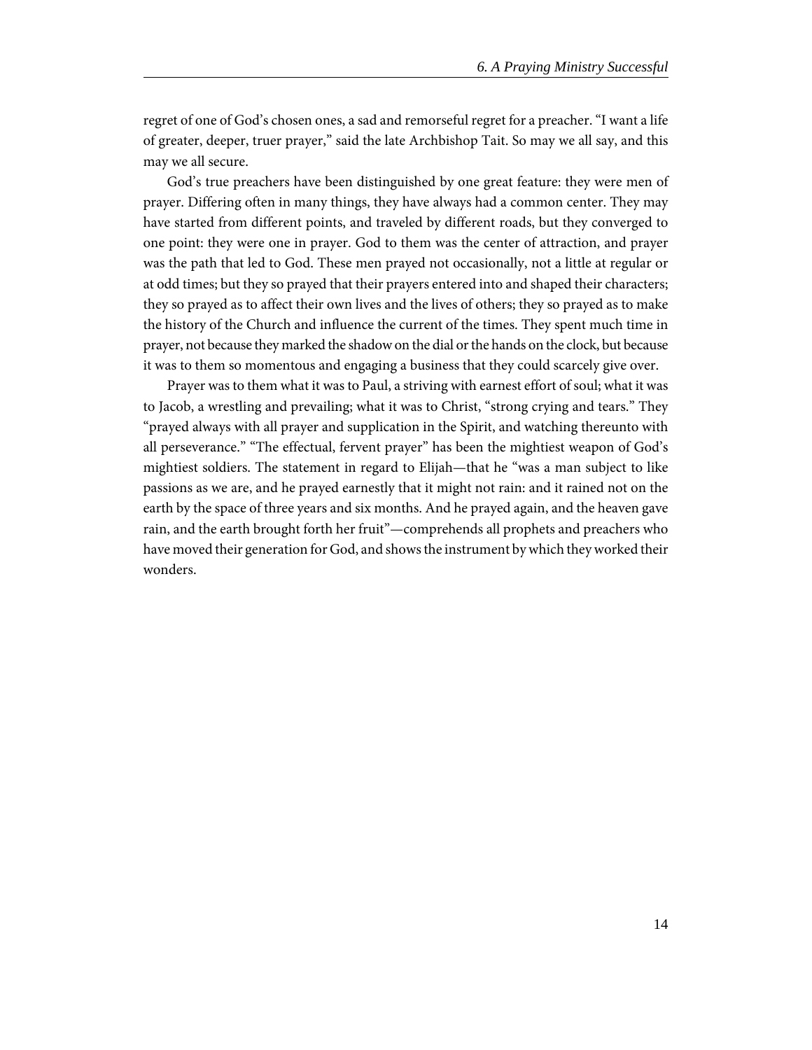regret of one of God's chosen ones, a sad and remorseful regret for a preacher. "I want a life of greater, deeper, truer prayer," said the late Archbishop Tait. So may we all say, and this may we all secure.

God's true preachers have been distinguished by one great feature: they were men of prayer. Differing often in many things, they have always had a common center. They may have started from different points, and traveled by different roads, but they converged to one point: they were one in prayer. God to them was the center of attraction, and prayer was the path that led to God. These men prayed not occasionally, not a little at regular or at odd times; but they so prayed that their prayers entered into and shaped their characters; they so prayed as to affect their own lives and the lives of others; they so prayed as to make the history of the Church and influence the current of the times. They spent much time in prayer, not because they marked the shadow on the dial or the hands on the clock, but because it was to them so momentous and engaging a business that they could scarcely give over.

Prayer was to them what it was to Paul, a striving with earnest effort of soul; what it was to Jacob, a wrestling and prevailing; what it was to Christ, "strong crying and tears." They "prayed always with all prayer and supplication in the Spirit, and watching thereunto with all perseverance." "The effectual, fervent prayer" has been the mightiest weapon of God's mightiest soldiers. The statement in regard to Elijah—that he "was a man subject to like passions as we are, and he prayed earnestly that it might not rain: and it rained not on the earth by the space of three years and six months. And he prayed again, and the heaven gave rain, and the earth brought forth her fruit"—comprehends all prophets and preachers who have moved their generation for God, and shows the instrument by which they worked their wonders.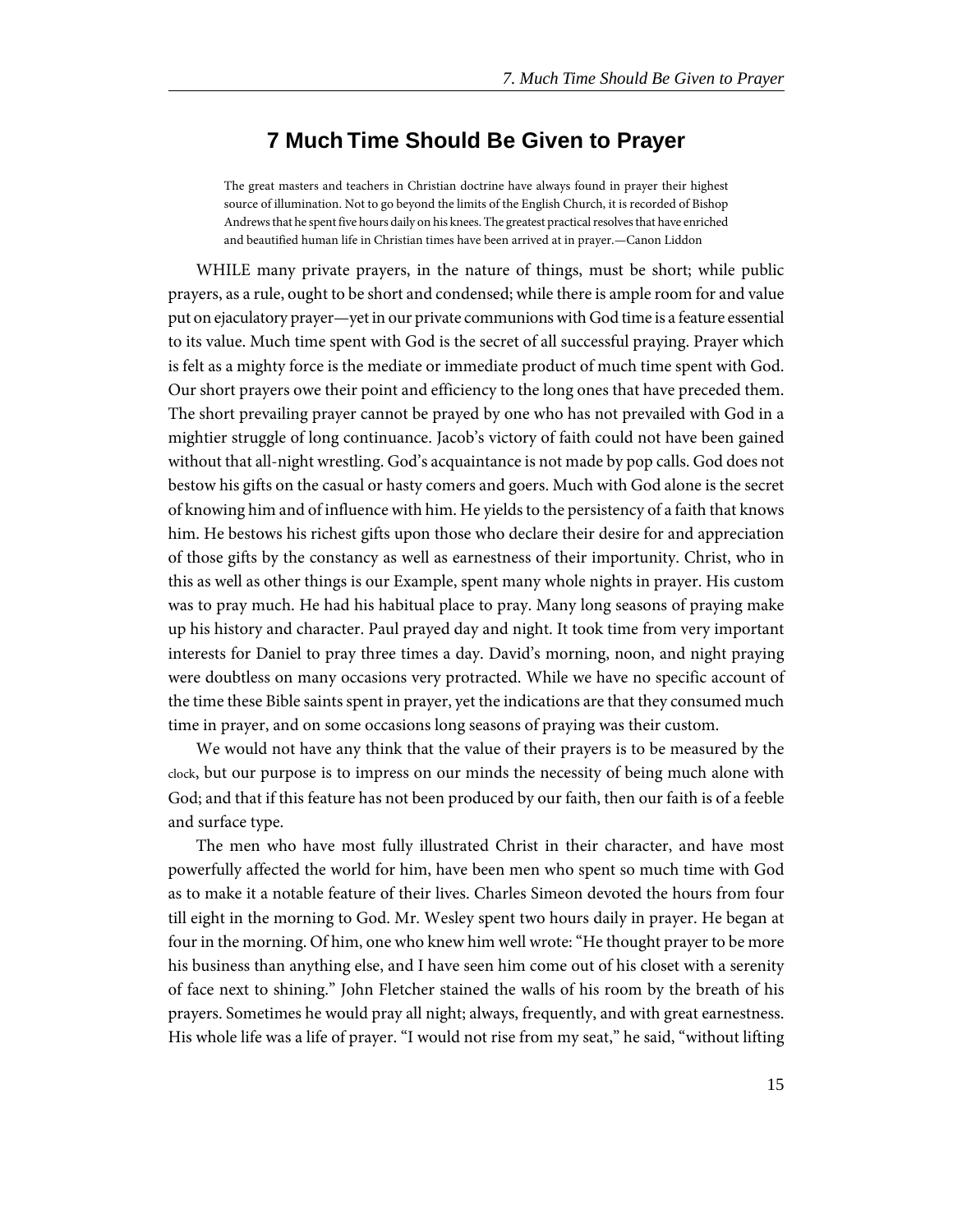# 7 Much Time Should Be Given to Prayer

> The great masters and teachers in Christian doctrine have always found in prayer their highest source of illumination. Not to go beyond the limits of the English Church, it is recorded of Bishop Andrews that he spent five hours daily on his knees. The greatest practical resolves that have enriched and beautified human life in Christian times have been arrived at in prayer.—Canon Liddon

WHILE many private prayers, in the nature of things, must be short; while public prayers, as a rule, ought to be short and condensed; while there is ample room for and value put on ejaculatory prayer—yet in our private communions with God time is a feature essential to its value. Much time spent with God is the secret of all successful praying. Prayer which is felt as a mighty force is the mediate or immediate product of much time spent with God. Our short prayers owe their point and efficiency to the long ones that have preceded them. The short prevailing prayer cannot be prayed by one who has not prevailed with God in a mightier struggle of long continuance. Jacob's victory of faith could not have been gained without that all-night wrestling. God's acquaintance is not made by pop calls. God does not bestow his gifts on the casual or hasty comers and goers. Much with God alone is the secret of knowing him and of influence with him. He yields to the persistency of a faith that knows him. He bestows his richest gifts upon those who declare their desire for and appreciation of those gifts by the constancy as well as earnestness of their importunity. Christ, who in this as well as other things is our Example, spent many whole nights in prayer. His custom was to pray much. He had his habitual place to pray. Many long seasons of praying make up his history and character. Paul prayed day and night. It took time from very important interests for Daniel to pray three times a day. David's morning, noon, and night praying were doubtless on many occasions very protracted. While we have no specific account of the time these Bible saints spent in prayer, yet the indications are that they consumed much time in prayer, and on some occasions long seasons of praying was their custom.

We would not have any think that the value of their prayers is to be measured by the clock, but our purpose is to impress on our minds the necessity of being much alone with God; and that if this feature has not been produced by our faith, then our faith is of a feeble and surface type.

The men who have most fully illustrated Christ in their character, and have most powerfully affected the world for him, have been men who spent so much time with God as to make it a notable feature of their lives. Charles Simeon devoted the hours from four till eight in the morning to God. Mr. Wesley spent two hours daily in prayer. He began at four in the morning. Of him, one who knew him well wrote: "He thought prayer to be more his business than anything else, and I have seen him come out of his closet with a serenity of face next to shining." John Fletcher stained the walls of his room by the breath of his prayers. Sometimes he would pray all night; always, frequently, and with great earnestness. His whole life was a life of prayer. "I would not rise from my seat," he said, "without lifting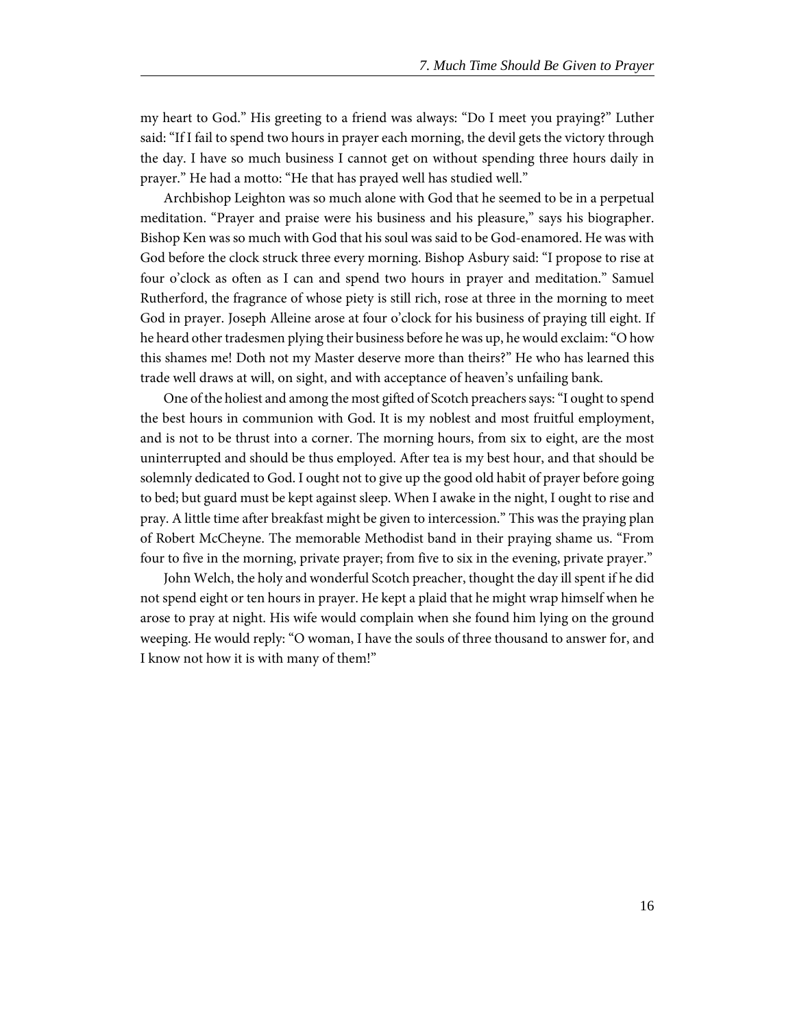my heart to God." His greeting to a friend was always: "Do I meet you praying?" Luther said: "If I fail to spend two hours in prayer each morning, the devil gets the victory through the day. I have so much business I cannot get on without spending three hours daily in prayer." He had a motto: "He that has prayed well has studied well."

Archbishop Leighton was so much alone with God that he seemed to be in a perpetual meditation. "Prayer and praise were his business and his pleasure," says his biographer. Bishop Ken was so much with God that his soul was said to be God-enamored. He was with God before the clock struck three every morning. Bishop Asbury said: "I propose to rise at four o'clock as often as I can and spend two hours in prayer and meditation." Samuel Rutherford, the fragrance of whose piety is still rich, rose at three in the morning to meet God in prayer. Joseph Alleine arose at four o'clock for his business of praying till eight. If he heard other tradesmen plying their business before he was up, he would exclaim: "O how this shames me! Doth not my Master deserve more than theirs?" He who has learned this trade well draws at will, on sight, and with acceptance of heaven's unfailing bank.

One of the holiest and among the most gifted of Scotch preachers says: "I ought to spend the best hours in communion with God. It is my noblest and most fruitful employment, and is not to be thrust into a corner. The morning hours, from six to eight, are the most uninterrupted and should be thus employed. After tea is my best hour, and that should be solemnly dedicated to God. I ought not to give up the good old habit of prayer before going to bed; but guard must be kept against sleep. When I awake in the night, I ought to rise and pray. A little time after breakfast might be given to intercession." This was the praying plan of Robert McCheyne. The memorable Methodist band in their praying shame us. "From four to five in the morning, private prayer; from five to six in the evening, private prayer."

John Welch, the holy and wonderful Scotch preacher, thought the day ill spent if he did not spend eight or ten hours in prayer. He kept a plaid that he might wrap himself when he arose to pray at night. His wife would complain when she found him lying on the ground weeping. He would reply: "O woman, I have the souls of three thousand to answer for, and I know not how it is with many of them!"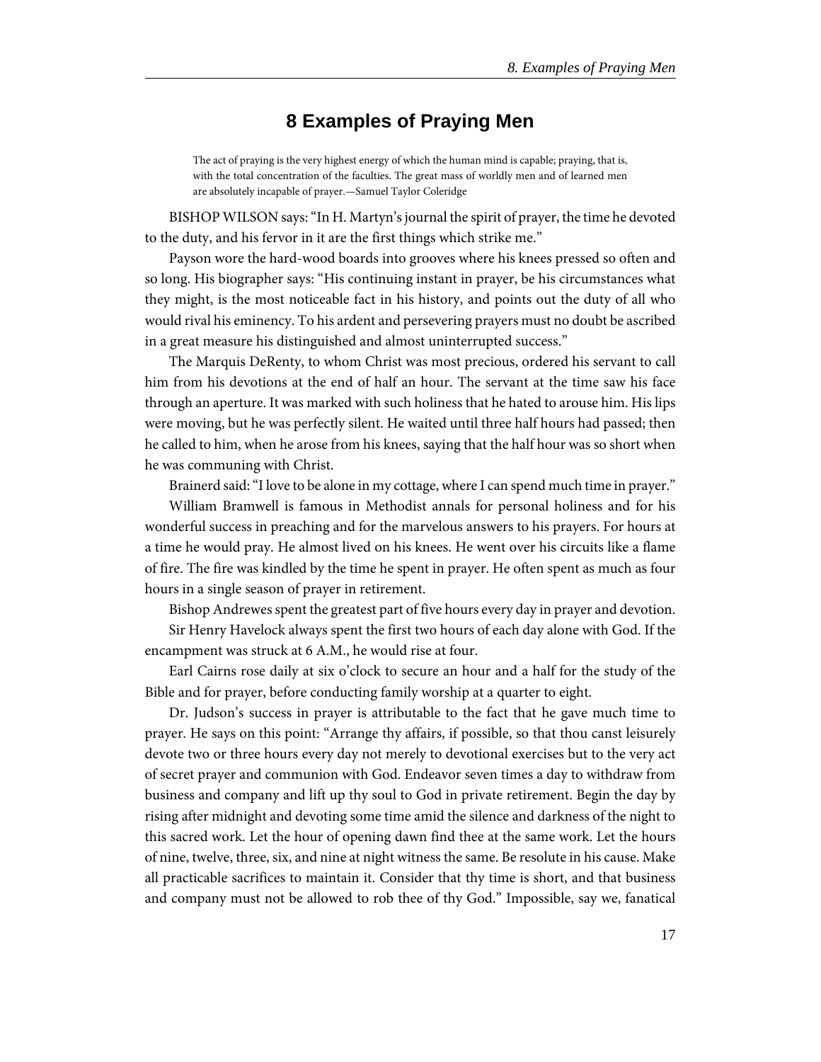# 8 Examples of Praying Men

> The act of praying is the very highest energy of which the human mind is capable; praying, that is, with the total concentration of the faculties. The great mass of worldly men and of learned men are absolutely incapable of prayer.—Samuel Taylor Coleridge

BISHOP WILSON says: "In H. Martyn's journal the spirit of prayer, the time he devoted to the duty, and his fervor in it are the first things which strike me."

Payson wore the hard-wood boards into grooves where his knees pressed so often and so long. His biographer says: "His continuing instant in prayer, be his circumstances what they might, is the most noticeable fact in his history, and points out the duty of all who would rival his eminency. To his ardent and persevering prayers must no doubt be ascribed in a great measure his distinguished and almost uninterrupted success."

The Marquis DeRenty, to whom Christ was most precious, ordered his servant to call him from his devotions at the end of half an hour. The servant at the time saw his face through an aperture. It was marked with such holiness that he hated to arouse him. His lips were moving, but he was perfectly silent. He waited until three half hours had passed; then he called to him, when he arose from his knees, saying that the half hour was so short when he was communing with Christ.

Brainerd said: "I love to be alone in my cottage, where I can spend much time in prayer."

William Bramwell is famous in Methodist annals for personal holiness and for his wonderful success in preaching and for the marvelous answers to his prayers. For hours at a time he would pray. He almost lived on his knees. He went over his circuits like a flame of fire. The fire was kindled by the time he spent in prayer. He often spent as much as four hours in a single season of prayer in retirement.

Bishop Andrewes spent the greatest part of five hours every day in prayer and devotion.

Sir Henry Havelock always spent the first two hours of each day alone with God. If the encampment was struck at 6 A.M., he would rise at four.

Earl Cairns rose daily at six o'clock to secure an hour and a half for the study of the Bible and for prayer, before conducting family worship at a quarter to eight.

Dr. Judson's success in prayer is attributable to the fact that he gave much time to prayer. He says on this point: "Arrange thy affairs, if possible, so that thou canst leisurely devote two or three hours every day not merely to devotional exercises but to the very act of secret prayer and communion with God. Endeavor seven times a day to withdraw from business and company and lift up thy soul to God in private retirement. Begin the day by rising after midnight and devoting some time amid the silence and darkness of the night to this sacred work. Let the hour of opening dawn find thee at the same work. Let the hours of nine, twelve, three, six, and nine at night witness the same. Be resolute in his cause. Make all practicable sacrifices to maintain it. Consider that thy time is short, and that business and company must not be allowed to rob thee of thy God." Impossible, say we, fanatical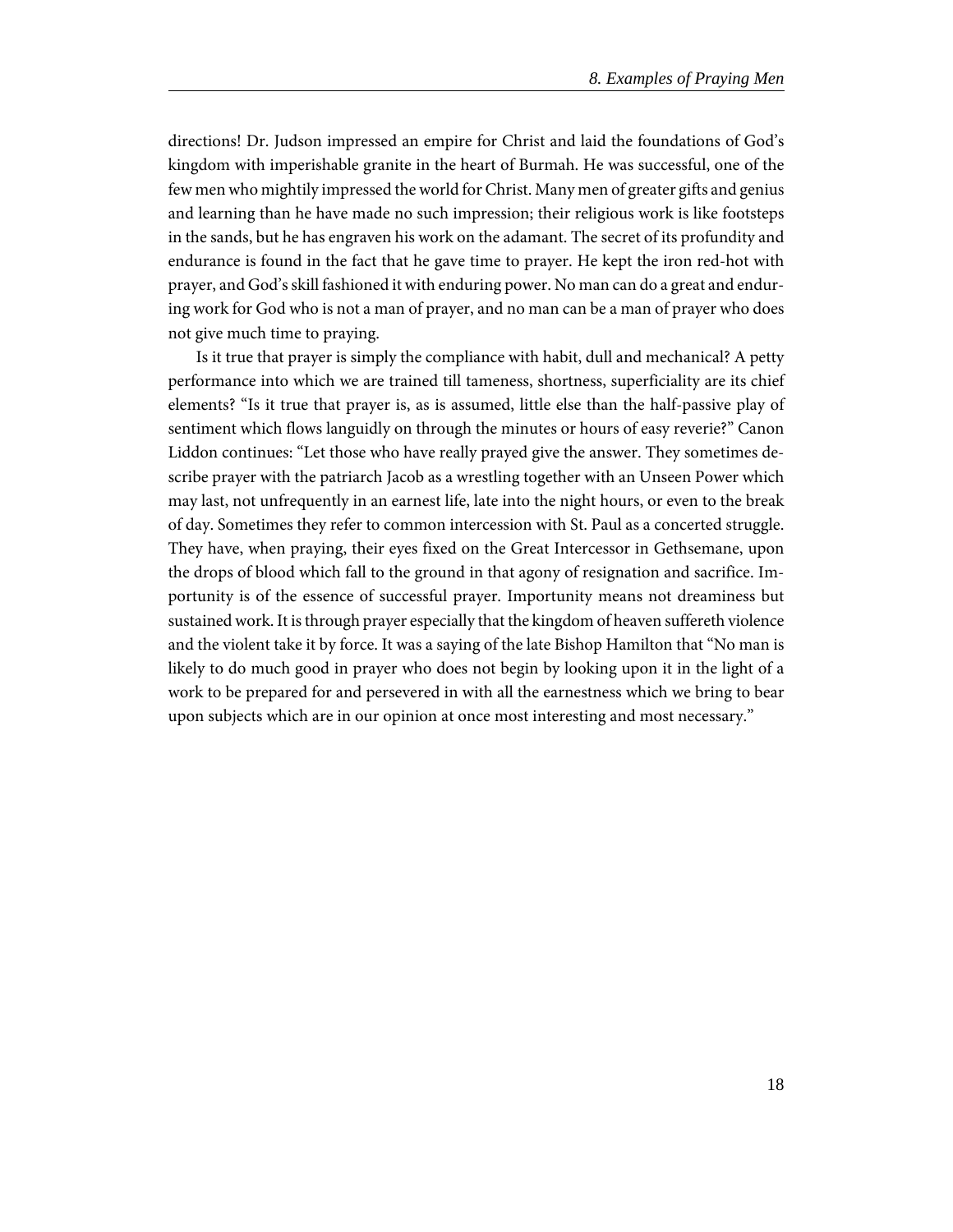directions! Dr. Judson impressed an empire for Christ and laid the foundations of God's kingdom with imperishable granite in the heart of Burmah. He was successful, one of the few men who mightily impressed the world for Christ. Many men of greater gifts and genius and learning than he have made no such impression; their religious work is like footsteps in the sands, but he has engraven his work on the adamant. The secret of its profundity and endurance is found in the fact that he gave time to prayer. He kept the iron red-hot with prayer, and God's skill fashioned it with enduring power. No man can do a great and enduring work for God who is not a man of prayer, and no man can be a man of prayer who does not give much time to praying.

Is it true that prayer is simply the compliance with habit, dull and mechanical? A petty performance into which we are trained till tameness, shortness, superficiality are its chief elements? "Is it true that prayer is, as is assumed, little else than the half-passive play of sentiment which flows languidly on through the minutes or hours of easy reverie?" Canon Liddon continues: "Let those who have really prayed give the answer. They sometimes describe prayer with the patriarch Jacob as a wrestling together with an Unseen Power which may last, not unfrequently in an earnest life, late into the night hours, or even to the break of day. Sometimes they refer to common intercession with St. Paul as a concerted struggle. They have, when praying, their eyes fixed on the Great Intercessor in Gethsemane, upon the drops of blood which fall to the ground in that agony of resignation and sacrifice. Importunity is of the essence of successful prayer. Importunity means not dreaminess but sustained work. It is through prayer especially that the kingdom of heaven suffereth violence and the violent take it by force. It was a saying of the late Bishop Hamilton that "No man is likely to do much good in prayer who does not begin by looking upon it in the light of a work to be prepared for and persevered in with all the earnestness which we bring to bear upon subjects which are in our opinion at once most interesting and most necessary."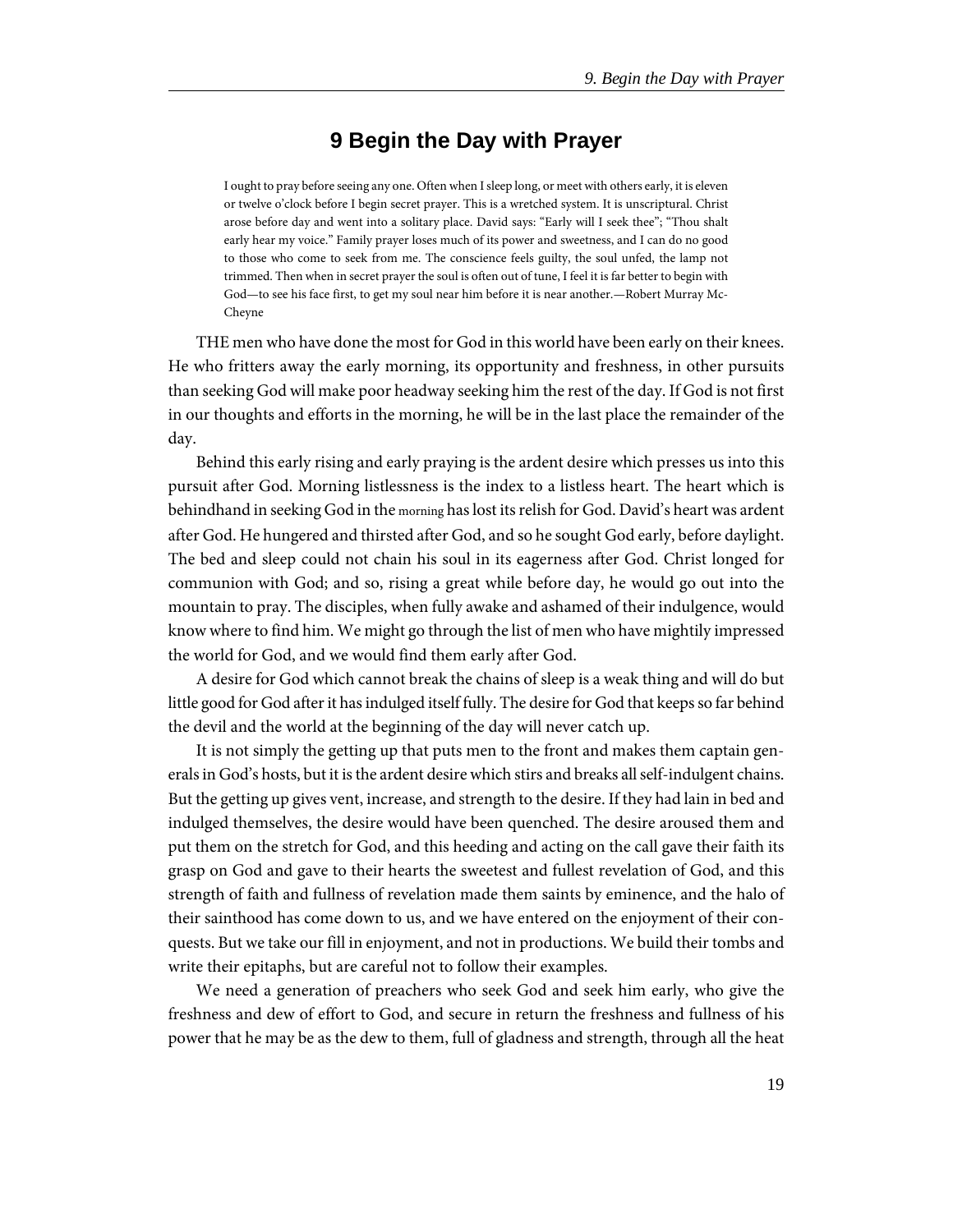# 9 Begin the Day with Prayer

> I ought to pray before seeing any one. Often when I sleep long, or meet with others early, it is eleven or twelve o'clock before I begin secret prayer. This is a wretched system. It is unscriptural. Christ arose before day and went into a solitary place. David says: "Early will I seek thee"; "Thou shalt early hear my voice." Family prayer loses much of its power and sweetness, and I can do no good to those who come to seek from me. The conscience feels guilty, the soul unfed, the lamp not trimmed. Then when in secret prayer the soul is often out of tune, I feel it is far better to begin with God—to see his face first, to get my soul near him before it is near another.—Robert Murray McCheyne

THE men who have done the most for God in this world have been early on their knees. He who fritters away the early morning, its opportunity and freshness, in other pursuits than seeking God will make poor headway seeking him the rest of the day. If God is not first in our thoughts and efforts in the morning, he will be in the last place the remainder of the day.

Behind this early rising and early praying is the ardent desire which presses us into this pursuit after God. Morning listlessness is the index to a listless heart. The heart which is behindhand in seeking God in the morning has lost its relish for God. David's heart was ardent after God. He hungered and thirsted after God, and so he sought God early, before daylight. The bed and sleep could not chain his soul in its eagerness after God. Christ longed for communion with God; and so, rising a great while before day, he would go out into the mountain to pray. The disciples, when fully awake and ashamed of their indulgence, would know where to find him. We might go through the list of men who have mightily impressed the world for God, and we would find them early after God.

A desire for God which cannot break the chains of sleep is a weak thing and will do but little good for God after it has indulged itself fully. The desire for God that keeps so far behind the devil and the world at the beginning of the day will never catch up.

It is not simply the getting up that puts men to the front and makes them captain generals in God's hosts, but it is the ardent desire which stirs and breaks all self-indulgent chains. But the getting up gives vent, increase, and strength to the desire. If they had lain in bed and indulged themselves, the desire would have been quenched. The desire aroused them and put them on the stretch for God, and this heeding and acting on the call gave their faith its grasp on God and gave to their hearts the sweetest and fullest revelation of God, and this strength of faith and fullness of revelation made them saints by eminence, and the halo of their sainthood has come down to us, and we have entered on the enjoyment of their conquests. But we take our fill in enjoyment, and not in productions. We build their tombs and write their epitaphs, but are careful not to follow their examples.

We need a generation of preachers who seek God and seek him early, who give the freshness and dew of effort to God, and secure in return the freshness and fullness of his power that he may be as the dew to them, full of gladness and strength, through all the heat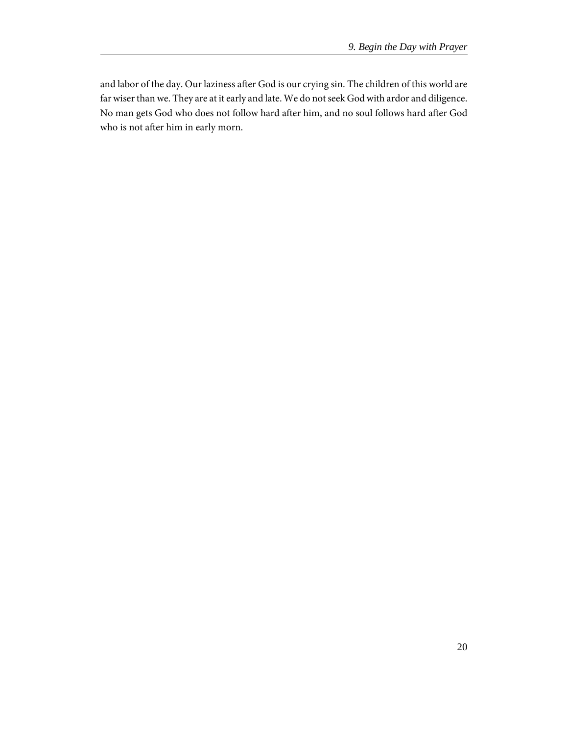and labor of the day. Our laziness after God is our crying sin. The children of this world are far wiser than we. They are at it early and late. We do not seek God with ardor and diligence. No man gets God who does not follow hard after him, and no soul follows hard after God who is not after him in early morn.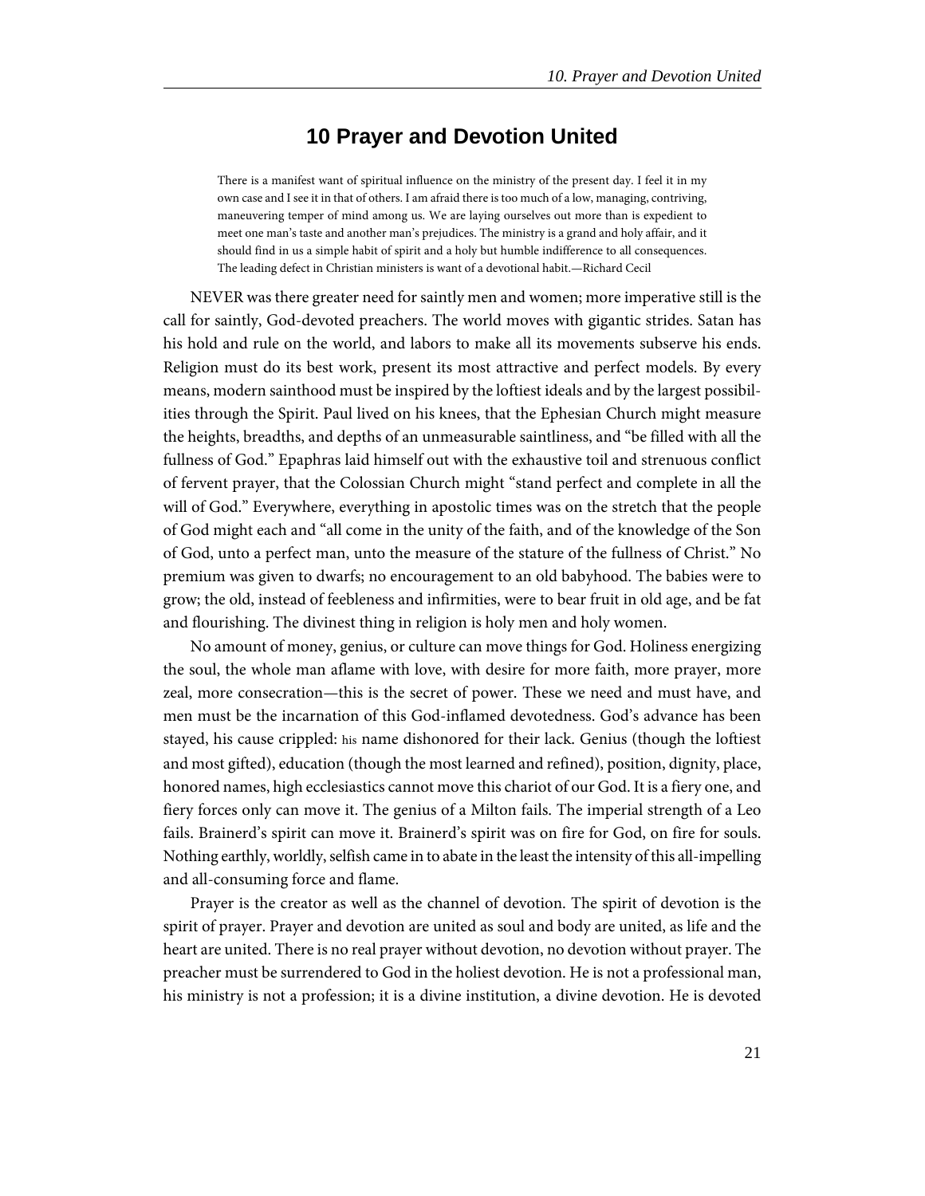# 10 Prayer and Devotion United

> There is a manifest want of spiritual influence on the ministry of the present day. I feel it in my own case and I see it in that of others. I am afraid there is too much of a low, managing, contriving, maneuvering temper of mind among us. We are laying ourselves out more than is expedient to meet one man's taste and another man's prejudices. The ministry is a grand and holy affair, and it should find in us a simple habit of spirit and a holy but humble indifference to all consequences. The leading defect in Christian ministers is want of a devotional habit.—Richard Cecil

NEVER was there greater need for saintly men and women; more imperative still is the call for saintly, God-devoted preachers. The world moves with gigantic strides. Satan has his hold and rule on the world, and labors to make all its movements subserve his ends. Religion must do its best work, present its most attractive and perfect models. By every means, modern sainthood must be inspired by the loftiest ideals and by the largest possibilities through the Spirit. Paul lived on his knees, that the Ephesian Church might measure the heights, breadths, and depths of an unmeasurable saintliness, and "be filled with all the fullness of God." Epaphras laid himself out with the exhaustive toil and strenuous conflict of fervent prayer, that the Colossian Church might "stand perfect and complete in all the will of God." Everywhere, everything in apostolic times was on the stretch that the people of God might each and "all come in the unity of the faith, and of the knowledge of the Son of God, unto a perfect man, unto the measure of the stature of the fullness of Christ." No premium was given to dwarfs; no encouragement to an old babyhood. The babies were to grow; the old, instead of feebleness and infirmities, were to bear fruit in old age, and be fat and flourishing. The divinest thing in religion is holy men and holy women.

No amount of money, genius, or culture can move things for God. Holiness energizing the soul, the whole man aflame with love, with desire for more faith, more prayer, more zeal, more consecration—this is the secret of power. These we need and must have, and men must be the incarnation of this God-inflamed devotedness. God's advance has been stayed, his cause crippled: his name dishonored for their lack. Genius (though the loftiest and most gifted), education (though the most learned and refined), position, dignity, place, honored names, high ecclesiastics cannot move this chariot of our God. It is a fiery one, and fiery forces only can move it. The genius of a Milton fails. The imperial strength of a Leo fails. Brainerd's spirit can move it. Brainerd's spirit was on fire for God, on fire for souls. Nothing earthly, worldly, selfish came in to abate in the least the intensity of this all-impelling and all-consuming force and flame.

Prayer is the creator as well as the channel of devotion. The spirit of devotion is the spirit of prayer. Prayer and devotion are united as soul and body are united, as life and the heart are united. There is no real prayer without devotion, no devotion without prayer. The preacher must be surrendered to God in the holiest devotion. He is not a professional man, his ministry is not a profession; it is a divine institution, a divine devotion. He is devoted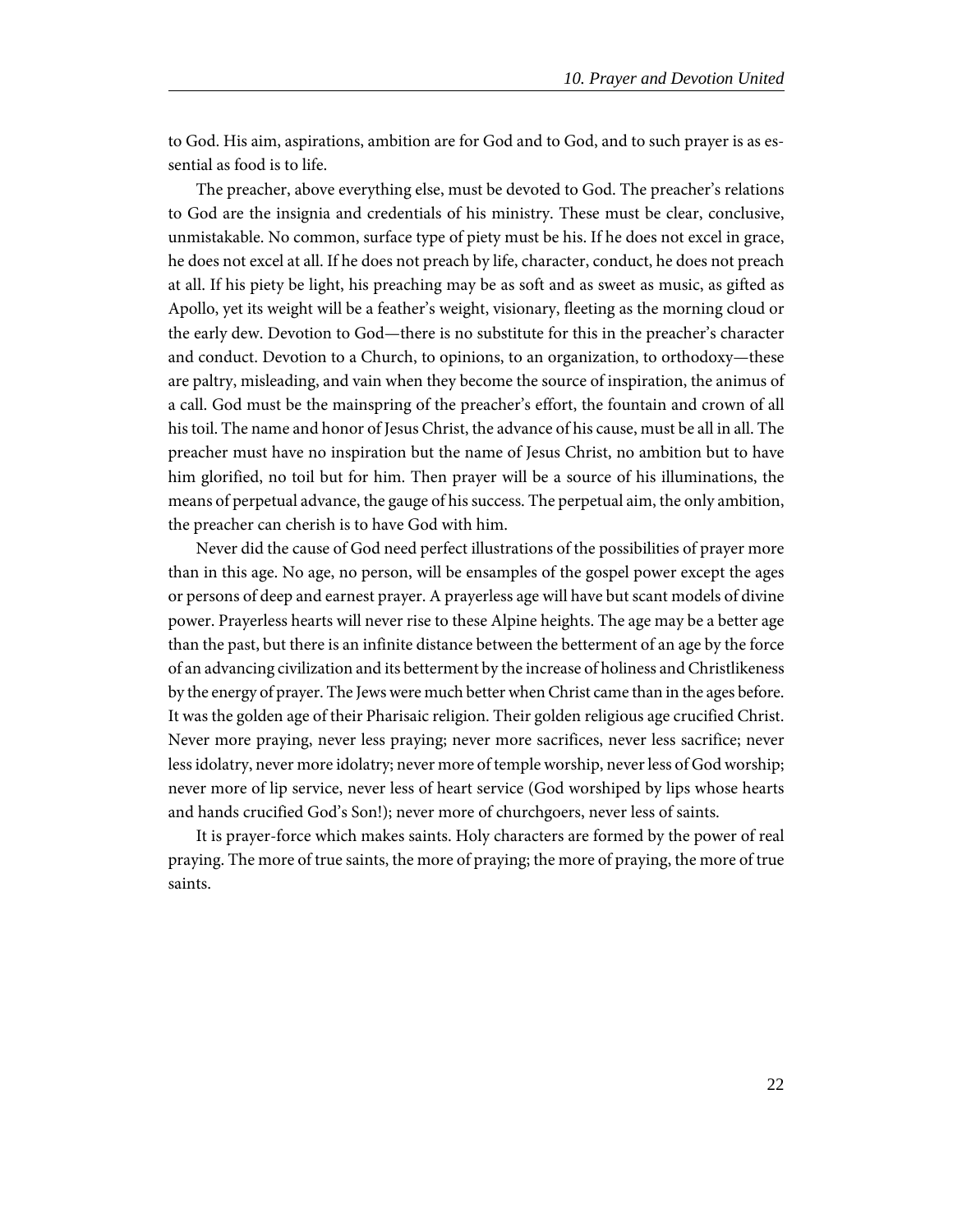to God. His aim, aspirations, ambition are for God and to God, and to such prayer is as essential as food is to life.

The preacher, above everything else, must be devoted to God. The preacher's relations to God are the insignia and credentials of his ministry. These must be clear, conclusive, unmistakable. No common, surface type of piety must be his. If he does not excel in grace, he does not excel at all. If he does not preach by life, character, conduct, he does not preach at all. If his piety be light, his preaching may be as soft and as sweet as music, as gifted as Apollo, yet its weight will be a feather's weight, visionary, fleeting as the morning cloud or the early dew. Devotion to God—there is no substitute for this in the preacher's character and conduct. Devotion to a Church, to opinions, to an organization, to orthodoxy—these are paltry, misleading, and vain when they become the source of inspiration, the animus of a call. God must be the mainspring of the preacher's effort, the fountain and crown of all his toil. The name and honor of Jesus Christ, the advance of his cause, must be all in all. The preacher must have no inspiration but the name of Jesus Christ, no ambition but to have him glorified, no toil but for him. Then prayer will be a source of his illuminations, the means of perpetual advance, the gauge of his success. The perpetual aim, the only ambition, the preacher can cherish is to have God with him.

Never did the cause of God need perfect illustrations of the possibilities of prayer more than in this age. No age, no person, will be ensamples of the gospel power except the ages or persons of deep and earnest prayer. A prayerless age will have but scant models of divine power. Prayerless hearts will never rise to these Alpine heights. The age may be a better age than the past, but there is an infinite distance between the betterment of an age by the force of an advancing civilization and its betterment by the increase of holiness and Christlikeness by the energy of prayer. The Jews were much better when Christ came than in the ages before. It was the golden age of their Pharisaic religion. Their golden religious age crucified Christ. Never more praying, never less praying; never more sacrifices, never less sacrifice; never less idolatry, never more idolatry; never more of temple worship, never less of God worship; never more of lip service, never less of heart service (God worshiped by lips whose hearts and hands crucified God's Son!); never more of churchgoers, never less of saints.

It is prayer-force which makes saints. Holy characters are formed by the power of real praying. The more of true saints, the more of praying; the more of praying, the more of true saints.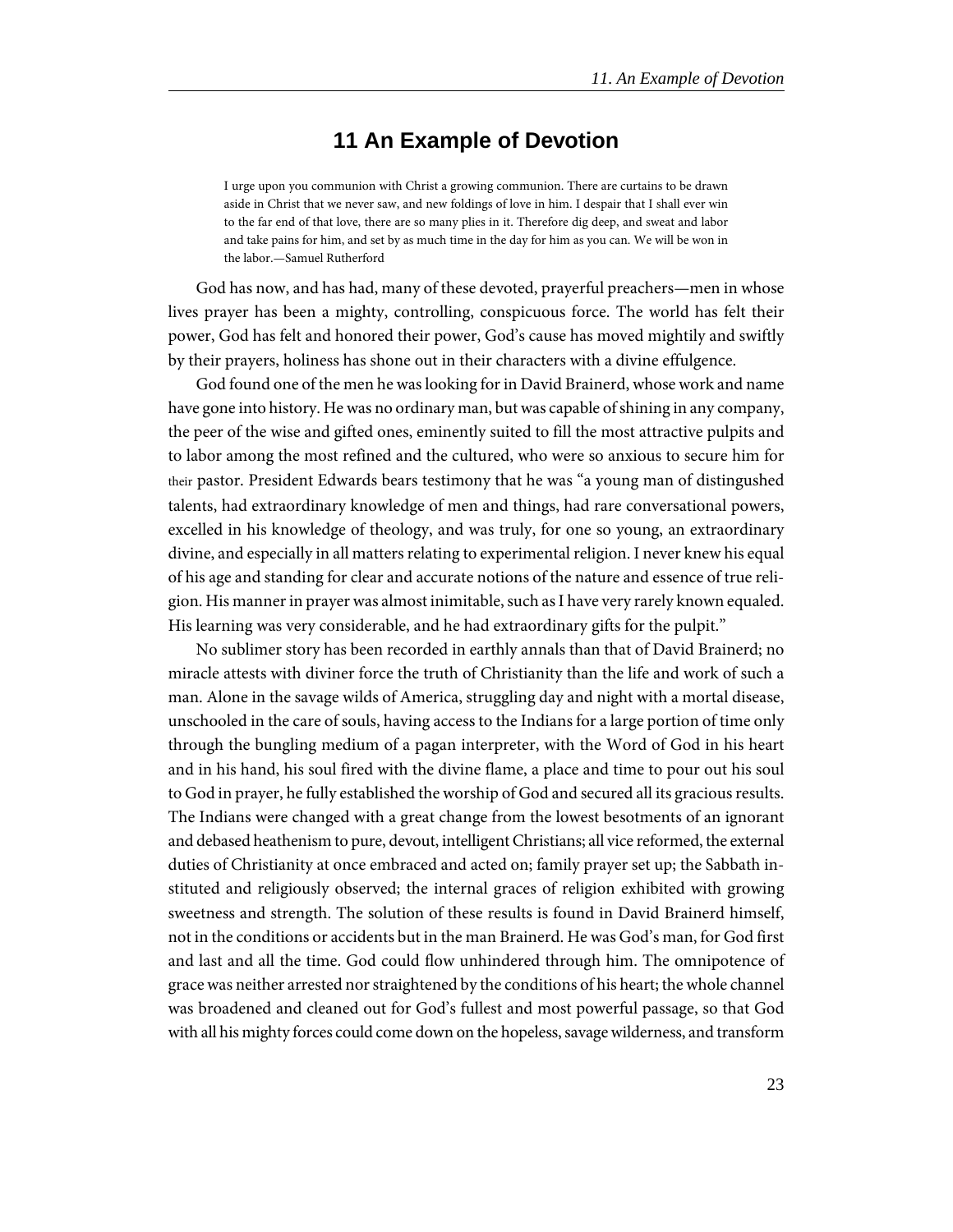# 11 An Example of Devotion

> I urge upon you communion with Christ a growing communion. There are curtains to be drawn aside in Christ that we never saw, and new foldings of love in him. I despair that I shall ever win to the far end of that love, there are so many plies in it. Therefore dig deep, and sweat and labor and take pains for him, and set by as much time in the day for him as you can. We will be won in the labor.—Samuel Rutherford

God has now, and has had, many of these devoted, prayerful preachers—men in whose lives prayer has been a mighty, controlling, conspicuous force. The world has felt their power, God has felt and honored their power, God's cause has moved mightily and swiftly by their prayers, holiness has shone out in their characters with a divine effulgence.

God found one of the men he was looking for in David Brainerd, whose work and name have gone into history. He was no ordinary man, but was capable of shining in any company, the peer of the wise and gifted ones, eminently suited to fill the most attractive pulpits and to labor among the most refined and the cultured, who were so anxious to secure him for their pastor. President Edwards bears testimony that he was "a young man of distingushed talents, had extraordinary knowledge of men and things, had rare conversational powers, excelled in his knowledge of theology, and was truly, for one so young, an extraordinary divine, and especially in all matters relating to experimental religion. I never knew his equal of his age and standing for clear and accurate notions of the nature and essence of true religion. His manner in prayer was almost inimitable, such as I have very rarely known equaled. His learning was very considerable, and he had extraordinary gifts for the pulpit."

No sublimer story has been recorded in earthly annals than that of David Brainerd; no miracle attests with diviner force the truth of Christianity than the life and work of such a man. Alone in the savage wilds of America, struggling day and night with a mortal disease, unschooled in the care of souls, having access to the Indians for a large portion of time only through the bungling medium of a pagan interpreter, with the Word of God in his heart and in his hand, his soul fired with the divine flame, a place and time to pour out his soul to God in prayer, he fully established the worship of God and secured all its gracious results. The Indians were changed with a great change from the lowest besotments of an ignorant and debased heathenism to pure, devout, intelligent Christians; all vice reformed, the external duties of Christianity at once embraced and acted on; family prayer set up; the Sabbath instituted and religiously observed; the internal graces of religion exhibited with growing sweetness and strength. The solution of these results is found in David Brainerd himself, not in the conditions or accidents but in the man Brainerd. He was God's man, for God first and last and all the time. God could flow unhindered through him. The omnipotence of grace was neither arrested nor straightened by the conditions of his heart; the whole channel was broadened and cleaned out for God's fullest and most powerful passage, so that God with all his mighty forces could come down on the hopeless, savage wilderness, and transform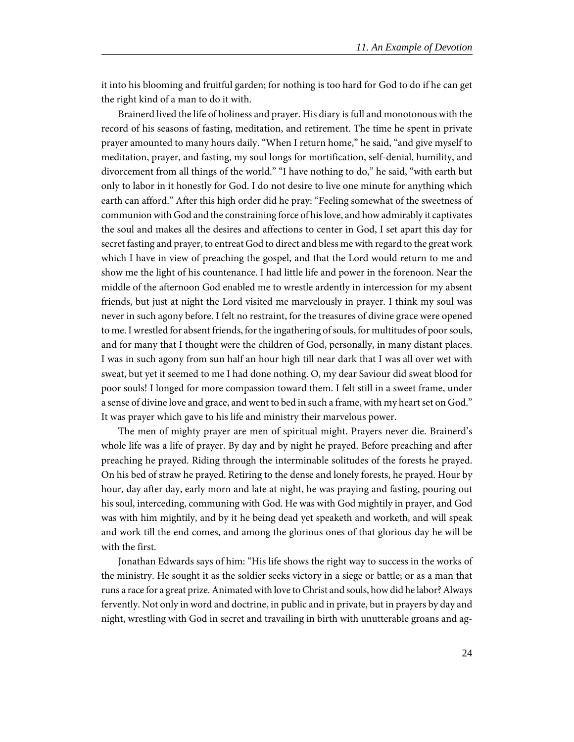it into his blooming and fruitful garden; for nothing is too hard for God to do if he can get the right kind of a man to do it with.

Brainerd lived the life of holiness and prayer. His diary is full and monotonous with the record of his seasons of fasting, meditation, and retirement. The time he spent in private prayer amounted to many hours daily. "When I return home," he said, "and give myself to meditation, prayer, and fasting, my soul longs for mortification, self-denial, humility, and divorcement from all things of the world." "I have nothing to do," he said, "with earth but only to labor in it honestly for God. I do not desire to live one minute for anything which earth can afford." After this high order did he pray: "Feeling somewhat of the sweetness of communion with God and the constraining force of his love, and how admirably it captivates the soul and makes all the desires and affections to center in God, I set apart this day for secret fasting and prayer, to entreat God to direct and bless me with regard to the great work which I have in view of preaching the gospel, and that the Lord would return to me and show me the light of his countenance. I had little life and power in the forenoon. Near the middle of the afternoon God enabled me to wrestle ardently in intercession for my absent friends, but just at night the Lord visited me marvelously in prayer. I think my soul was never in such agony before. I felt no restraint, for the treasures of divine grace were opened to me. I wrestled for absent friends, for the ingathering of souls, for multitudes of poor souls, and for many that I thought were the children of God, personally, in many distant places. I was in such agony from sun half an hour high till near dark that I was all over wet with sweat, but yet it seemed to me I had done nothing. O, my dear Saviour did sweat blood for poor souls! I longed for more compassion toward them. I felt still in a sweet frame, under a sense of divine love and grace, and went to bed in such a frame, with my heart set on God." It was prayer which gave to his life and ministry their marvelous power.

The men of mighty prayer are men of spiritual might. Prayers never die. Brainerd's whole life was a life of prayer. By day and by night he prayed. Before preaching and after preaching he prayed. Riding through the interminable solitudes of the forests he prayed. On his bed of straw he prayed. Retiring to the dense and lonely forests, he prayed. Hour by hour, day after day, early morn and late at night, he was praying and fasting, pouring out his soul, interceding, communing with God. He was with God mightily in prayer, and God was with him mightily, and by it he being dead yet speaketh and worketh, and will speak and work till the end comes, and among the glorious ones of that glorious day he will be with the first.

Jonathan Edwards says of him: "His life shows the right way to success in the works of the ministry. He sought it as the soldier seeks victory in a siege or battle; or as a man that runs a race for a great prize. Animated with love to Christ and souls, how did he labor? Always fervently. Not only in word and doctrine, in public and in private, but in prayers by day and night, wrestling with God in secret and travailing in birth with unutterable groans and ag-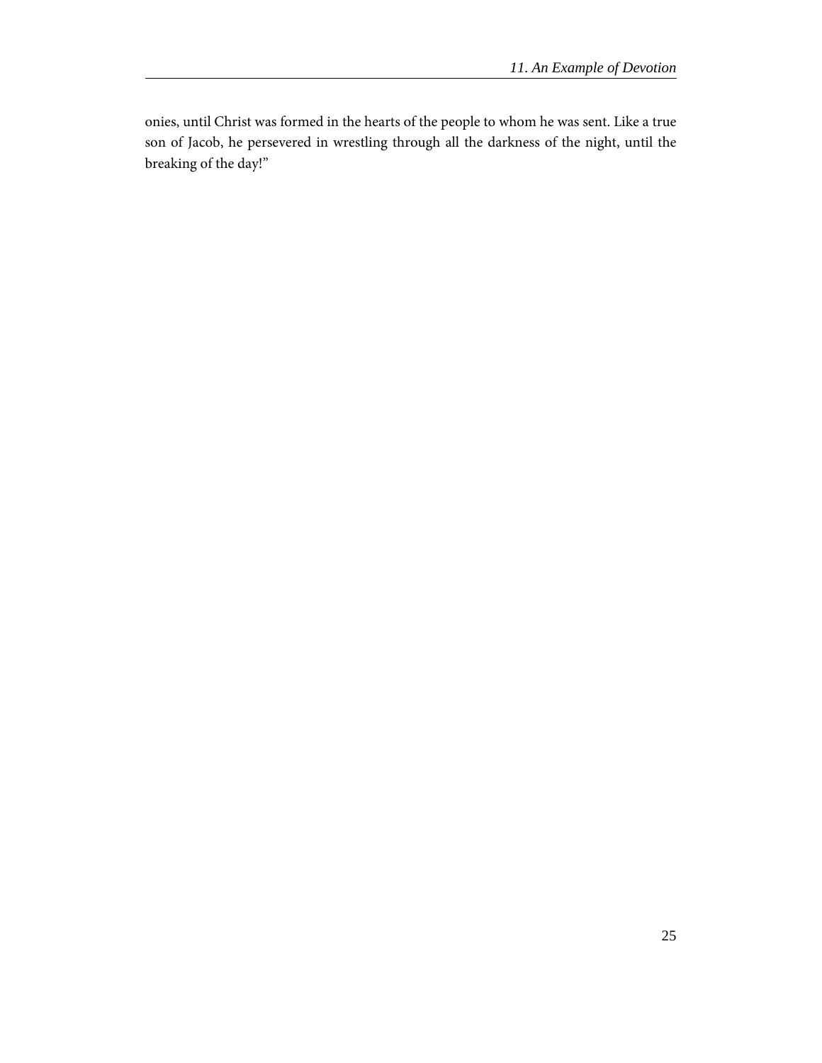onies, until Christ was formed in the hearts of the people to whom he was sent. Like a true son of Jacob, he persevered in wrestling through all the darkness of the night, until the breaking of the day!"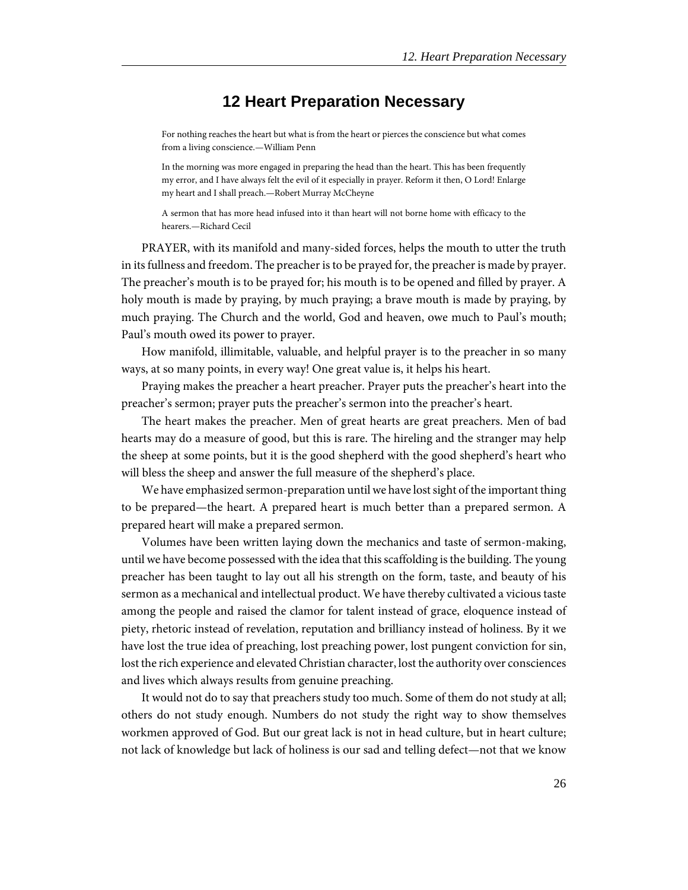# 12 Heart Preparation Necessary

> For nothing reaches the heart but what is from the heart or pierces the conscience but what comes from a living conscience.—William Penn

> In the morning was more engaged in preparing the head than the heart. This has been frequently my error, and I have always felt the evil of it especially in prayer. Reform it then, O Lord! Enlarge my heart and I shall preach.—Robert Murray McCheyne

> A sermon that has more head infused into it than heart will not borne home with efficacy to the hearers.—Richard Cecil

PRAYER, with its manifold and many-sided forces, helps the mouth to utter the truth in its fullness and freedom. The preacher is to be prayed for, the preacher is made by prayer. The preacher's mouth is to be prayed for; his mouth is to be opened and filled by prayer. A holy mouth is made by praying, by much praying; a brave mouth is made by praying, by much praying. The Church and the world, God and heaven, owe much to Paul's mouth; Paul's mouth owed its power to prayer.

How manifold, illimitable, valuable, and helpful prayer is to the preacher in so many ways, at so many points, in every way! One great value is, it helps his heart.

Praying makes the preacher a heart preacher. Prayer puts the preacher's heart into the preacher's sermon; prayer puts the preacher's sermon into the preacher's heart.

The heart makes the preacher. Men of great hearts are great preachers. Men of bad hearts may do a measure of good, but this is rare. The hireling and the stranger may help the sheep at some points, but it is the good shepherd with the good shepherd's heart who will bless the sheep and answer the full measure of the shepherd's place.

We have emphasized sermon-preparation until we have lost sight of the important thing to be prepared—the heart. A prepared heart is much better than a prepared sermon. A prepared heart will make a prepared sermon.

Volumes have been written laying down the mechanics and taste of sermon-making, until we have become possessed with the idea that this scaffolding is the building. The young preacher has been taught to lay out all his strength on the form, taste, and beauty of his sermon as a mechanical and intellectual product. We have thereby cultivated a vicious taste among the people and raised the clamor for talent instead of grace, eloquence instead of piety, rhetoric instead of revelation, reputation and brilliancy instead of holiness. By it we have lost the true idea of preaching, lost preaching power, lost pungent conviction for sin, lost the rich experience and elevated Christian character, lost the authority over consciences and lives which always results from genuine preaching.

It would not do to say that preachers study too much. Some of them do not study at all; others do not study enough. Numbers do not study the right way to show themselves workmen approved of God. But our great lack is not in head culture, but in heart culture; not lack of knowledge but lack of holiness is our sad and telling defect—not that we know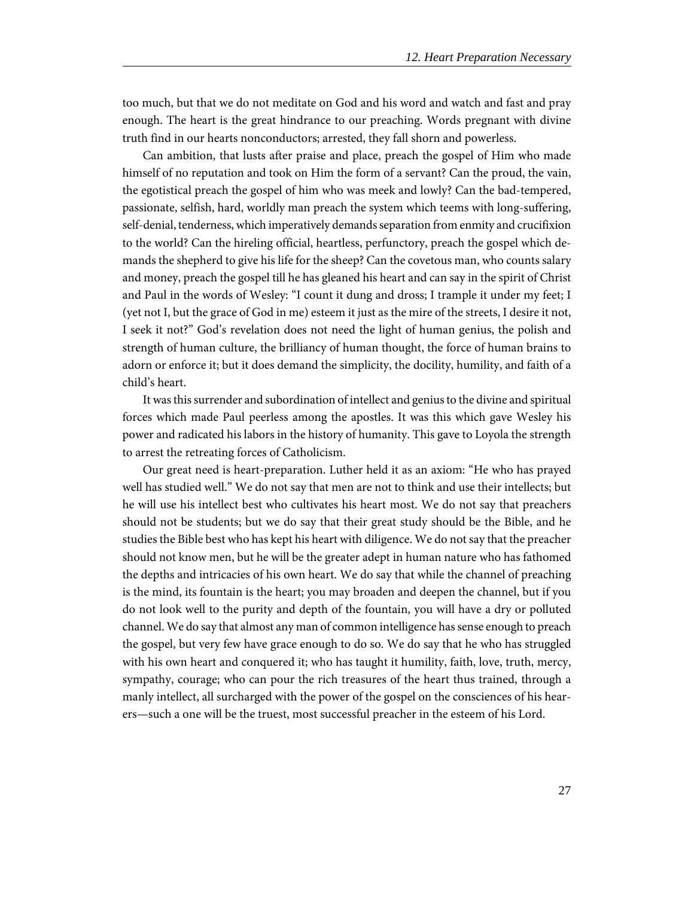too much, but that we do not meditate on God and his word and watch and fast and pray enough. The heart is the great hindrance to our preaching. Words pregnant with divine truth find in our hearts nonconductors; arrested, they fall shorn and powerless.

Can ambition, that lusts after praise and place, preach the gospel of Him who made himself of no reputation and took on Him the form of a servant? Can the proud, the vain, the egotistical preach the gospel of him who was meek and lowly? Can the bad-tempered, passionate, selfish, hard, worldly man preach the system which teems with long-suffering, self-denial, tenderness, which imperatively demands separation from enmity and crucifixion to the world? Can the hireling official, heartless, perfunctory, preach the gospel which demands the shepherd to give his life for the sheep? Can the covetous man, who counts salary and money, preach the gospel till he has gleaned his heart and can say in the spirit of Christ and Paul in the words of Wesley: "I count it dung and dross; I trample it under my feet; I (yet not I, but the grace of God in me) esteem it just as the mire of the streets, I desire it not, I seek it not?" God's revelation does not need the light of human genius, the polish and strength of human culture, the brilliancy of human thought, the force of human brains to adorn or enforce it; but it does demand the simplicity, the docility, humility, and faith of a child's heart.

It was this surrender and subordination of intellect and genius to the divine and spiritual forces which made Paul peerless among the apostles. It was this which gave Wesley his power and radicated his labors in the history of humanity. This gave to Loyola the strength to arrest the retreating forces of Catholicism.

Our great need is heart-preparation. Luther held it as an axiom: "He who has prayed well has studied well." We do not say that men are not to think and use their intellects; but he will use his intellect best who cultivates his heart most. We do not say that preachers should not be students; but we do say that their great study should be the Bible, and he studies the Bible best who has kept his heart with diligence. We do not say that the preacher should not know men, but he will be the greater adept in human nature who has fathomed the depths and intricacies of his own heart. We do say that while the channel of preaching is the mind, its fountain is the heart; you may broaden and deepen the channel, but if you do not look well to the purity and depth of the fountain, you will have a dry or polluted channel. We do say that almost any man of common intelligence has sense enough to preach the gospel, but very few have grace enough to do so. We do say that he who has struggled with his own heart and conquered it; who has taught it humility, faith, love, truth, mercy, sympathy, courage; who can pour the rich treasures of the heart thus trained, through a manly intellect, all surcharged with the power of the gospel on the consciences of his hearers—such a one will be the truest, most successful preacher in the esteem of his Lord.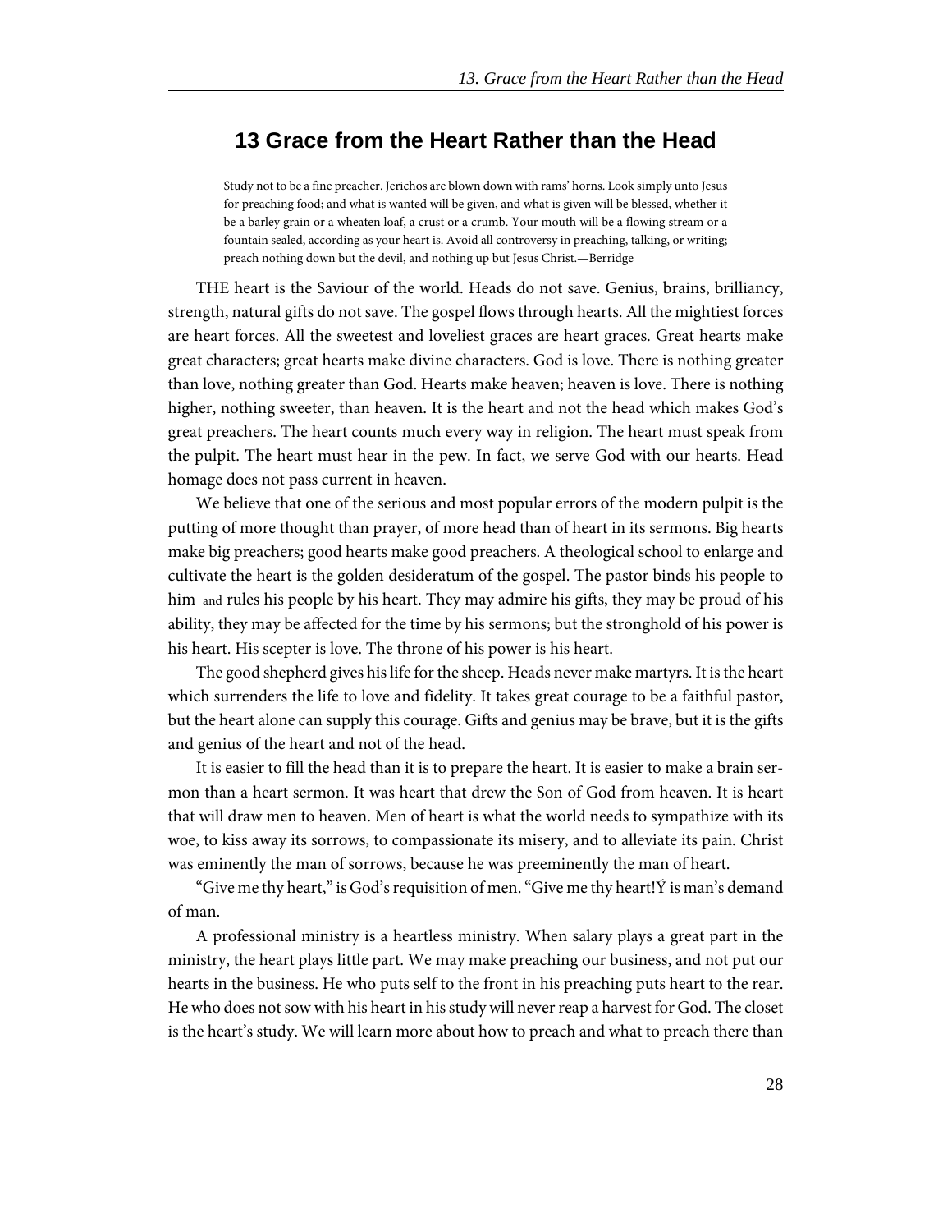# 13 Grace from the Heart Rather than the Head

> Study not to be a fine preacher. Jerichos are blown down with rams' horns. Look simply unto Jesus for preaching food; and what is wanted will be given, and what is given will be blessed, whether it be a barley grain or a wheaten loaf, a crust or a crumb. Your mouth will be a flowing stream or a fountain sealed, according as your heart is. Avoid all controversy in preaching, talking, or writing; preach nothing down but the devil, and nothing up but Jesus Christ.—Berridge

THE heart is the Saviour of the world. Heads do not save. Genius, brains, brilliancy, strength, natural gifts do not save. The gospel flows through hearts. All the mightiest forces are heart forces. All the sweetest and loveliest graces are heart graces. Great hearts make great characters; great hearts make divine characters. God is love. There is nothing greater than love, nothing greater than God. Hearts make heaven; heaven is love. There is nothing higher, nothing sweeter, than heaven. It is the heart and not the head which makes God's great preachers. The heart counts much every way in religion. The heart must speak from the pulpit. The heart must hear in the pew. In fact, we serve God with our hearts. Head homage does not pass current in heaven.

We believe that one of the serious and most popular errors of the modern pulpit is the putting of more thought than prayer, of more head than of heart in its sermons. Big hearts make big preachers; good hearts make good preachers. A theological school to enlarge and cultivate the heart is the golden desideratum of the gospel. The pastor binds his people to him and rules his people by his heart. They may admire his gifts, they may be proud of his ability, they may be affected for the time by his sermons; but the stronghold of his power is his heart. His scepter is love. The throne of his power is his heart.

The good shepherd gives his life for the sheep. Heads never make martyrs. It is the heart which surrenders the life to love and fidelity. It takes great courage to be a faithful pastor, but the heart alone can supply this courage. Gifts and genius may be brave, but it is the gifts and genius of the heart and not of the head.

It is easier to fill the head than it is to prepare the heart. It is easier to make a brain sermon than a heart sermon. It was heart that drew the Son of God from heaven. It is heart that will draw men to heaven. Men of heart is what the world needs to sympathize with its woe, to kiss away its sorrows, to compassionate its misery, and to alleviate its pain. Christ was eminently the man of sorrows, because he was preeminently the man of heart.

"Give me thy heart," is God's requisition of men. "Give me thy heart!Ý is man's demand of man.

A professional ministry is a heartless ministry. When salary plays a great part in the ministry, the heart plays little part. We may make preaching our business, and not put our hearts in the business. He who puts self to the front in his preaching puts heart to the rear. He who does not sow with his heart in his study will never reap a harvest for God. The closet is the heart's study. We will learn more about how to preach and what to preach there than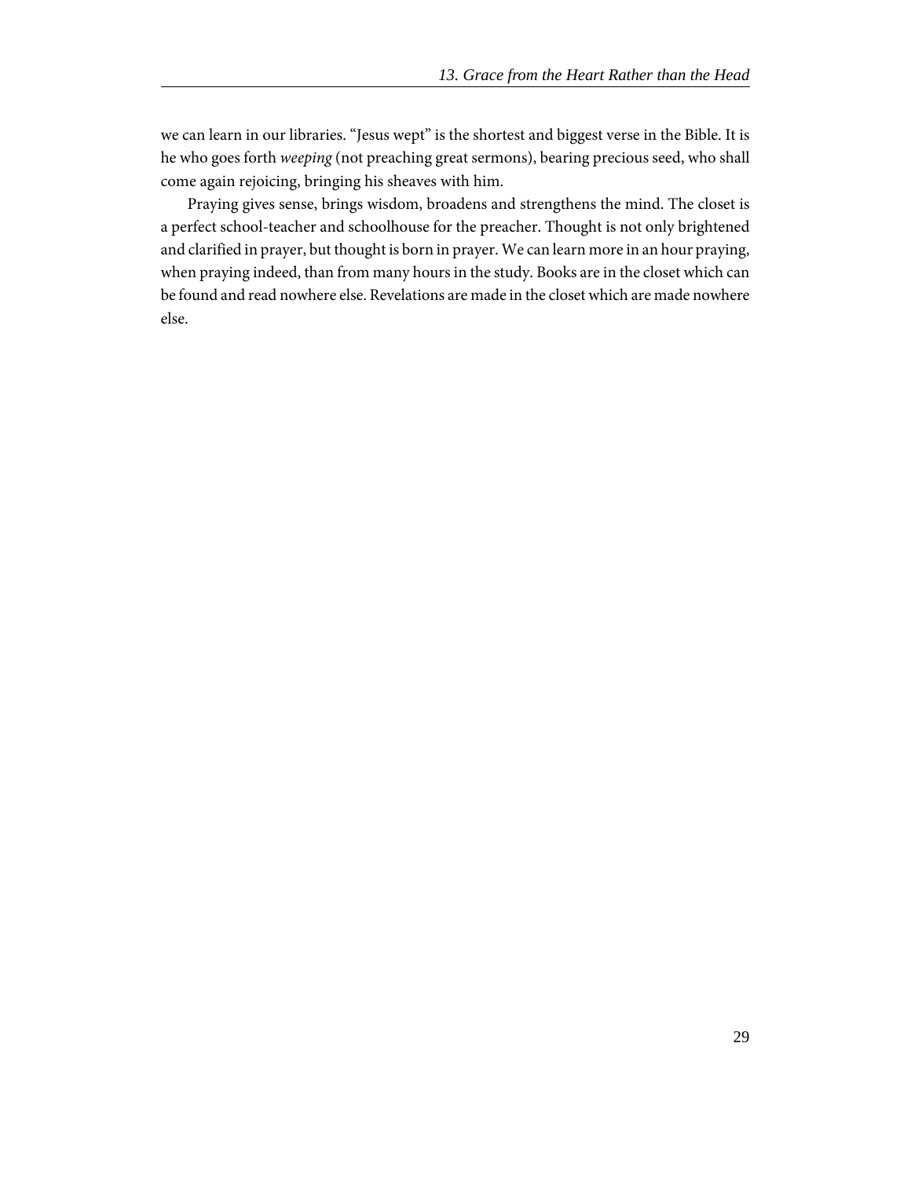we can learn in our libraries. "Jesus wept" is the shortest and biggest verse in the Bible. It is he who goes forth *weeping* (not preaching great sermons), bearing precious seed, who shall come again rejoicing, bringing his sheaves with him.

Praying gives sense, brings wisdom, broadens and strengthens the mind. The closet is a perfect school-teacher and schoolhouse for the preacher. Thought is not only brightened and clarified in prayer, but thought is born in prayer. We can learn more in an hour praying, when praying indeed, than from many hours in the study. Books are in the closet which can be found and read nowhere else. Revelations are made in the closet which are made nowhere else.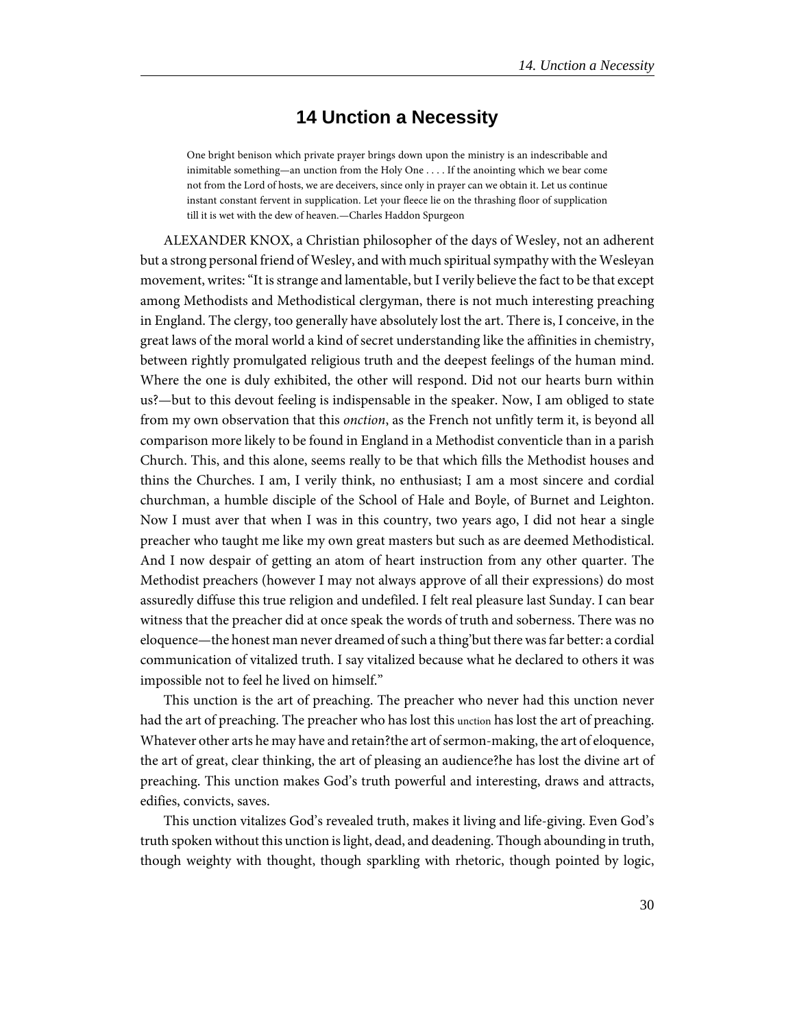# 14 Unction a Necessity

> One bright benison which private prayer brings down upon the ministry is an indescribable and inimitable something—an unction from the Holy One . . . . If the anointing which we bear come not from the Lord of hosts, we are deceivers, since only in prayer can we obtain it. Let us continue instant constant fervent in supplication. Let your fleece lie on the thrashing floor of supplication till it is wet with the dew of heaven.—Charles Haddon Spurgeon

ALEXANDER KNOX, a Christian philosopher of the days of Wesley, not an adherent but a strong personal friend of Wesley, and with much spiritual sympathy with the Wesleyan movement, writes: "It is strange and lamentable, but I verily believe the fact to be that except among Methodists and Methodistical clergyman, there is not much interesting preaching in England. The clergy, too generally have absolutely lost the art. There is, I conceive, in the great laws of the moral world a kind of secret understanding like the affinities in chemistry, between rightly promulgated religious truth and the deepest feelings of the human mind. Where the one is duly exhibited, the other will respond. Did not our hearts burn within us?—but to this devout feeling is indispensable in the speaker. Now, I am obliged to state from my own observation that this *onction*, as the French not unfitly term it, is beyond all comparison more likely to be found in England in a Methodist conventicle than in a parish Church. This, and this alone, seems really to be that which fills the Methodist houses and thins the Churches. I am, I verily think, no enthusiast; I am a most sincere and cordial churchman, a humble disciple of the School of Hale and Boyle, of Burnet and Leighton. Now I must aver that when I was in this country, two years ago, I did not hear a single preacher who taught me like my own great masters but such as are deemed Methodistical. And I now despair of getting an atom of heart instruction from any other quarter. The Methodist preachers (however I may not always approve of all their expressions) do most assuredly diffuse this true religion and undefiled. I felt real pleasure last Sunday. I can bear witness that the preacher did at once speak the words of truth and soberness. There was no eloquence—the honest man never dreamed of such a thing'but there was far better: a cordial communication of vitalized truth. I say vitalized because what he declared to others it was impossible not to feel he lived on himself."

This unction is the art of preaching. The preacher who never had this unction never had the art of preaching. The preacher who has lost this unction has lost the art of preaching. Whatever other arts he may have and retain?the art of sermon-making, the art of eloquence, the art of great, clear thinking, the art of pleasing an audience?he has lost the divine art of preaching. This unction makes God's truth powerful and interesting, draws and attracts, edifies, convicts, saves.

This unction vitalizes God's revealed truth, makes it living and life-giving. Even God's truth spoken without this unction is light, dead, and deadening. Though abounding in truth, though weighty with thought, though sparkling with rhetoric, though pointed by logic,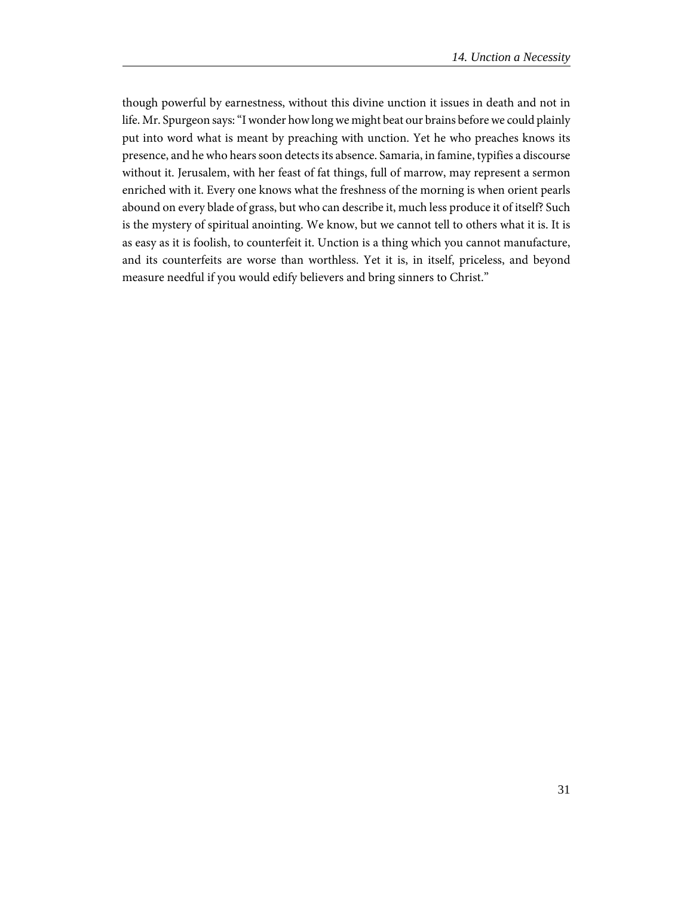though powerful by earnestness, without this divine unction it issues in death and not in life. Mr. Spurgeon says: "I wonder how long we might beat our brains before we could plainly put into word what is meant by preaching with unction. Yet he who preaches knows its presence, and he who hears soon detects its absence. Samaria, in famine, typifies a discourse without it. Jerusalem, with her feast of fat things, full of marrow, may represent a sermon enriched with it. Every one knows what the freshness of the morning is when orient pearls abound on every blade of grass, but who can describe it, much less produce it of itself? Such is the mystery of spiritual anointing. We know, but we cannot tell to others what it is. It is as easy as it is foolish, to counterfeit it. Unction is a thing which you cannot manufacture, and its counterfeits are worse than worthless. Yet it is, in itself, priceless, and beyond measure needful if you would edify believers and bring sinners to Christ."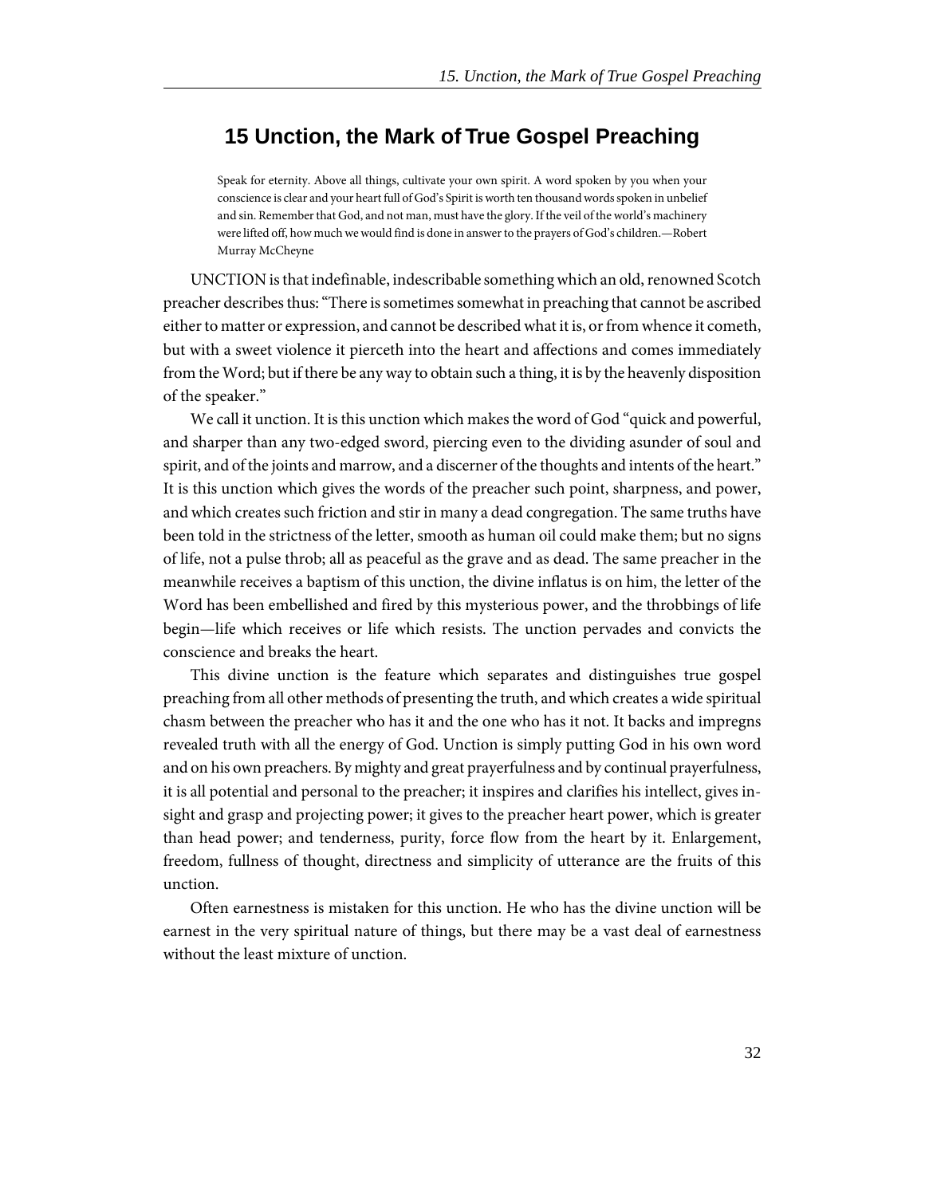# 15 Unction, the Mark of True Gospel Preaching

> Speak for eternity. Above all things, cultivate your own spirit. A word spoken by you when your conscience is clear and your heart full of God's Spirit is worth ten thousand words spoken in unbelief and sin. Remember that God, and not man, must have the glory. If the veil of the world's machinery were lifted off, how much we would find is done in answer to the prayers of God's children.—Robert Murray McCheyne

UNCTION is that indefinable, indescribable something which an old, renowned Scotch preacher describes thus: "There is sometimes somewhat in preaching that cannot be ascribed either to matter or expression, and cannot be described what it is, or from whence it cometh, but with a sweet violence it pierceth into the heart and affections and comes immediately from the Word; but if there be any way to obtain such a thing, it is by the heavenly disposition of the speaker."

We call it unction. It is this unction which makes the word of God "quick and powerful, and sharper than any two-edged sword, piercing even to the dividing asunder of soul and spirit, and of the joints and marrow, and a discerner of the thoughts and intents of the heart." It is this unction which gives the words of the preacher such point, sharpness, and power, and which creates such friction and stir in many a dead congregation. The same truths have been told in the strictness of the letter, smooth as human oil could make them; but no signs of life, not a pulse throb; all as peaceful as the grave and as dead. The same preacher in the meanwhile receives a baptism of this unction, the divine inflatus is on him, the letter of the Word has been embellished and fired by this mysterious power, and the throbbings of life begin—life which receives or life which resists. The unction pervades and convicts the conscience and breaks the heart.

This divine unction is the feature which separates and distinguishes true gospel preaching from all other methods of presenting the truth, and which creates a wide spiritual chasm between the preacher who has it and the one who has it not. It backs and impregns revealed truth with all the energy of God. Unction is simply putting God in his own word and on his own preachers. By mighty and great prayerfulness and by continual prayerfulness, it is all potential and personal to the preacher; it inspires and clarifies his intellect, gives insight and grasp and projecting power; it gives to the preacher heart power, which is greater than head power; and tenderness, purity, force flow from the heart by it. Enlargement, freedom, fullness of thought, directness and simplicity of utterance are the fruits of this unction.

Often earnestness is mistaken for this unction. He who has the divine unction will be earnest in the very spiritual nature of things, but there may be a vast deal of earnestness without the least mixture of unction.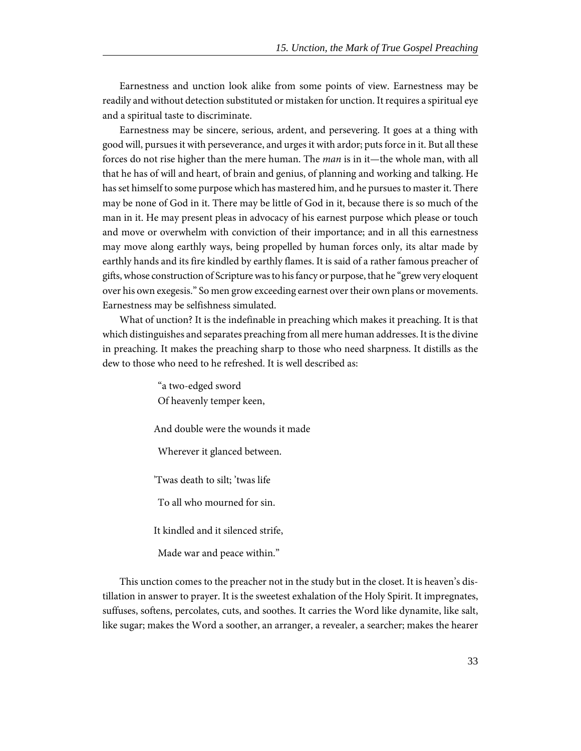Earnestness and unction look alike from some points of view. Earnestness may be readily and without detection substituted or mistaken for unction. It requires a spiritual eye and a spiritual taste to discriminate.

Earnestness may be sincere, serious, ardent, and persevering. It goes at a thing with good will, pursues it with perseverance, and urges it with ardor; puts force in it. But all these forces do not rise higher than the mere human. The *man* is in it—the whole man, with all that he has of will and heart, of brain and genius, of planning and working and talking. He has set himself to some purpose which has mastered him, and he pursues to master it. There may be none of God in it. There may be little of God in it, because there is so much of the man in it. He may present pleas in advocacy of his earnest purpose which please or touch and move or overwhelm with conviction of their importance; and in all this earnestness may move along earthly ways, being propelled by human forces only, its altar made by earthly hands and its fire kindled by earthly flames. It is said of a rather famous preacher of gifts, whose construction of Scripture was to his fancy or purpose, that he "grew very eloquent over his own exegesis." So men grow exceeding earnest over their own plans or movements. Earnestness may be selfishness simulated.

What of unction? It is the indefinable in preaching which makes it preaching. It is that which distinguishes and separates preaching from all mere human addresses. It is the divine in preaching. It makes the preaching sharp to those who need sharpness. It distills as the dew to those who need to he refreshed. It is well described as:

> "a two-edged sword
> Of heavenly temper keen,
>
> And double were the wounds it made
>
> Wherever it glanced between.
>
> 'Twas death to silt; 'twas life
>
> To all who mourned for sin.
>
> It kindled and it silenced strife,
>
> Made war and peace within."

This unction comes to the preacher not in the study but in the closet. It is heaven's distillation in answer to prayer. It is the sweetest exhalation of the Holy Spirit. It impregnates, suffuses, softens, percolates, cuts, and soothes. It carries the Word like dynamite, like salt, like sugar; makes the Word a soother, an arranger, a revealer, a searcher; makes the hearer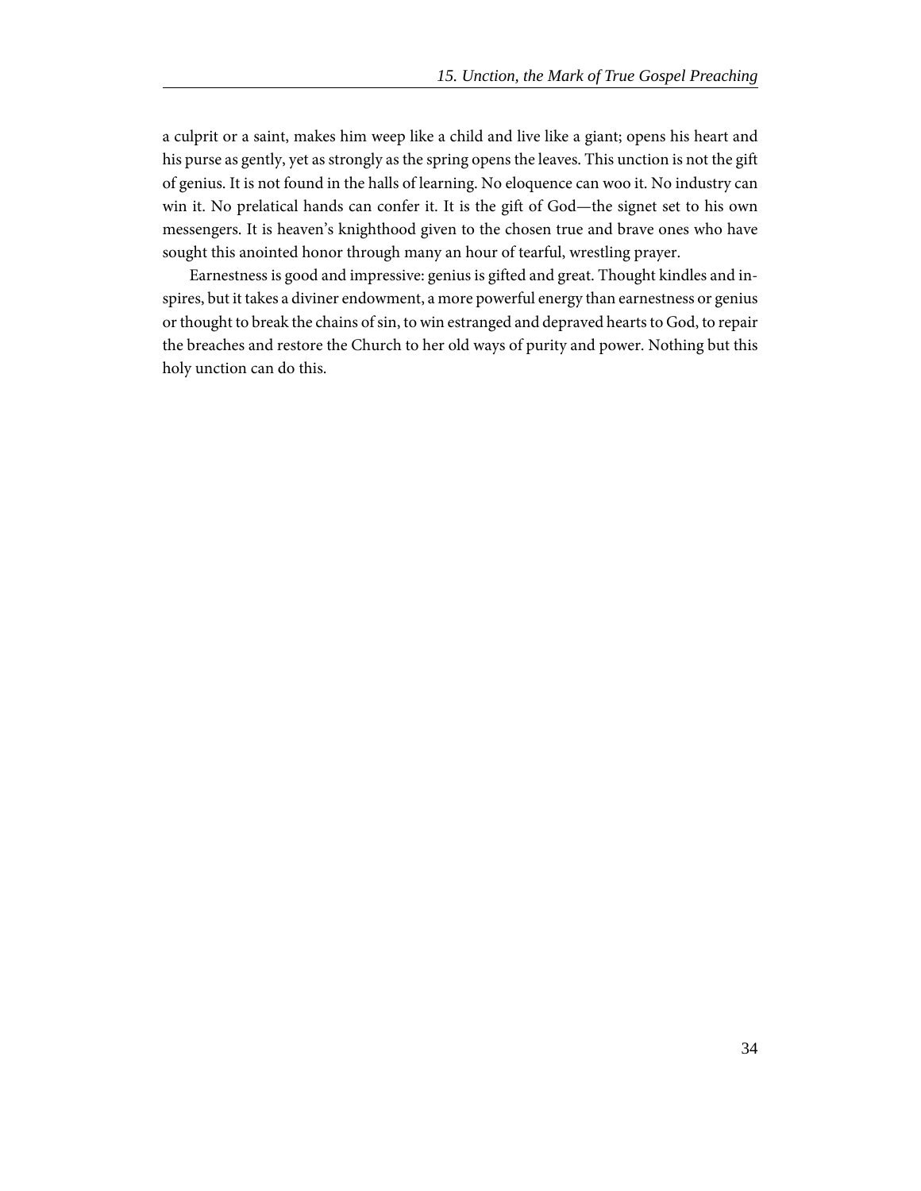a culprit or a saint, makes him weep like a child and live like a giant; opens his heart and his purse as gently, yet as strongly as the spring opens the leaves. This unction is not the gift of genius. It is not found in the halls of learning. No eloquence can woo it. No industry can win it. No prelatical hands can confer it. It is the gift of God—the signet set to his own messengers. It is heaven's knighthood given to the chosen true and brave ones who have sought this anointed honor through many an hour of tearful, wrestling prayer.

Earnestness is good and impressive: genius is gifted and great. Thought kindles and inspires, but it takes a diviner endowment, a more powerful energy than earnestness or genius or thought to break the chains of sin, to win estranged and depraved hearts to God, to repair the breaches and restore the Church to her old ways of purity and power. Nothing but this holy unction can do this.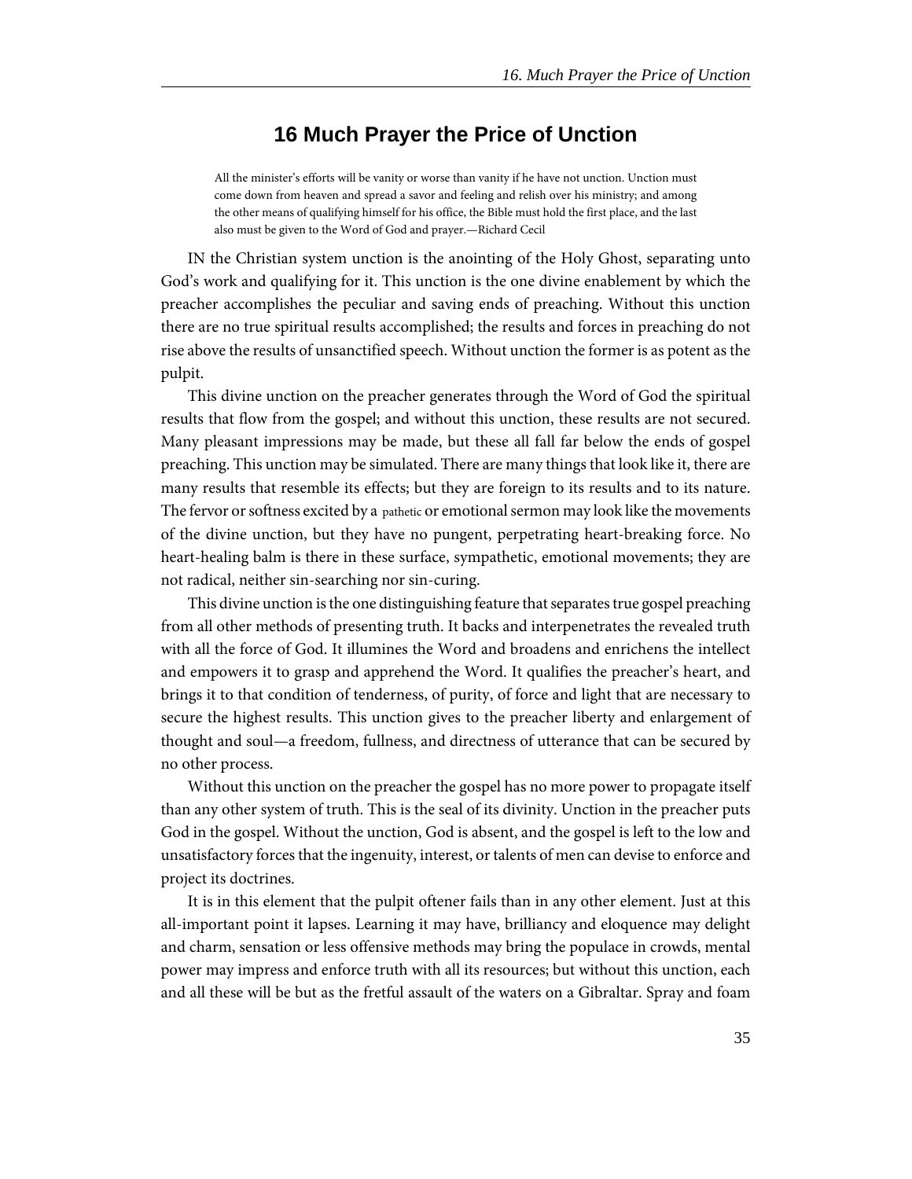# 16 Much Prayer the Price of Unction

> All the minister's efforts will be vanity or worse than vanity if he have not unction. Unction must come down from heaven and spread a savor and feeling and relish over his ministry; and among the other means of qualifying himself for his office, the Bible must hold the first place, and the last also must be given to the Word of God and prayer.—Richard Cecil

IN the Christian system unction is the anointing of the Holy Ghost, separating unto God's work and qualifying for it. This unction is the one divine enablement by which the preacher accomplishes the peculiar and saving ends of preaching. Without this unction there are no true spiritual results accomplished; the results and forces in preaching do not rise above the results of unsanctified speech. Without unction the former is as potent as the pulpit.

This divine unction on the preacher generates through the Word of God the spiritual results that flow from the gospel; and without this unction, these results are not secured. Many pleasant impressions may be made, but these all fall far below the ends of gospel preaching. This unction may be simulated. There are many things that look like it, there are many results that resemble its effects; but they are foreign to its results and to its nature. The fervor or softness excited by a pathetic or emotional sermon may look like the movements of the divine unction, but they have no pungent, perpetrating heart-breaking force. No heart-healing balm is there in these surface, sympathetic, emotional movements; they are not radical, neither sin-searching nor sin-curing.

This divine unction is the one distinguishing feature that separates true gospel preaching from all other methods of presenting truth. It backs and interpenetrates the revealed truth with all the force of God. It illumines the Word and broadens and enrichens the intellect and empowers it to grasp and apprehend the Word. It qualifies the preacher's heart, and brings it to that condition of tenderness, of purity, of force and light that are necessary to secure the highest results. This unction gives to the preacher liberty and enlargement of thought and soul—a freedom, fullness, and directness of utterance that can be secured by no other process.

Without this unction on the preacher the gospel has no more power to propagate itself than any other system of truth. This is the seal of its divinity. Unction in the preacher puts God in the gospel. Without the unction, God is absent, and the gospel is left to the low and unsatisfactory forces that the ingenuity, interest, or talents of men can devise to enforce and project its doctrines.

It is in this element that the pulpit oftener fails than in any other element. Just at this all-important point it lapses. Learning it may have, brilliancy and eloquence may delight and charm, sensation or less offensive methods may bring the populace in crowds, mental power may impress and enforce truth with all its resources; but without this unction, each and all these will be but as the fretful assault of the waters on a Gibraltar. Spray and foam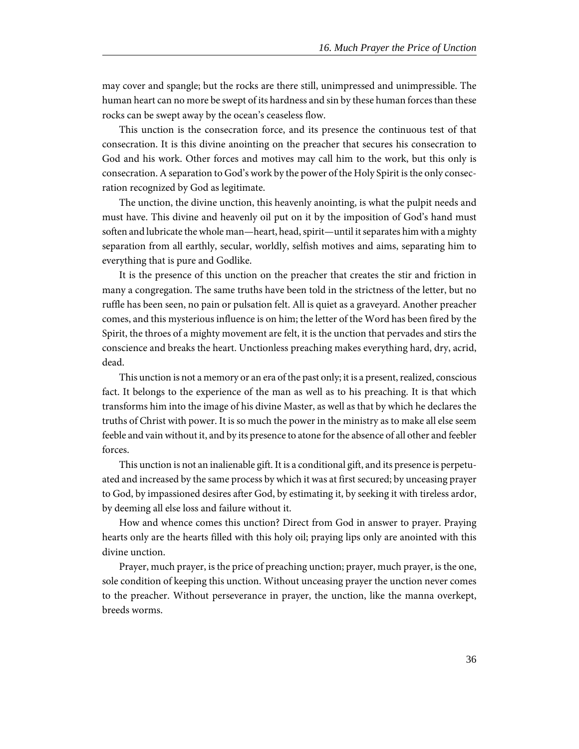may cover and spangle; but the rocks are there still, unimpressed and unimpressible. The human heart can no more be swept of its hardness and sin by these human forces than these rocks can be swept away by the ocean's ceaseless flow.

This unction is the consecration force, and its presence the continuous test of that consecration. It is this divine anointing on the preacher that secures his consecration to God and his work. Other forces and motives may call him to the work, but this only is consecration. A separation to God's work by the power of the Holy Spirit is the only consecration recognized by God as legitimate.

The unction, the divine unction, this heavenly anointing, is what the pulpit needs and must have. This divine and heavenly oil put on it by the imposition of God's hand must soften and lubricate the whole man—heart, head, spirit—until it separates him with a mighty separation from all earthly, secular, worldly, selfish motives and aims, separating him to everything that is pure and Godlike.

It is the presence of this unction on the preacher that creates the stir and friction in many a congregation. The same truths have been told in the strictness of the letter, but no ruffle has been seen, no pain or pulsation felt. All is quiet as a graveyard. Another preacher comes, and this mysterious influence is on him; the letter of the Word has been fired by the Spirit, the throes of a mighty movement are felt, it is the unction that pervades and stirs the conscience and breaks the heart. Unctionless preaching makes everything hard, dry, acrid, dead.

This unction is not a memory or an era of the past only; it is a present, realized, conscious fact. It belongs to the experience of the man as well as to his preaching. It is that which transforms him into the image of his divine Master, as well as that by which he declares the truths of Christ with power. It is so much the power in the ministry as to make all else seem feeble and vain without it, and by its presence to atone for the absence of all other and feebler forces.

This unction is not an inalienable gift. It is a conditional gift, and its presence is perpetuated and increased by the same process by which it was at first secured; by unceasing prayer to God, by impassioned desires after God, by estimating it, by seeking it with tireless ardor, by deeming all else loss and failure without it.

How and whence comes this unction? Direct from God in answer to prayer. Praying hearts only are the hearts filled with this holy oil; praying lips only are anointed with this divine unction.

Prayer, much prayer, is the price of preaching unction; prayer, much prayer, is the one, sole condition of keeping this unction. Without unceasing prayer the unction never comes to the preacher. Without perseverance in prayer, the unction, like the manna overkept, breeds worms.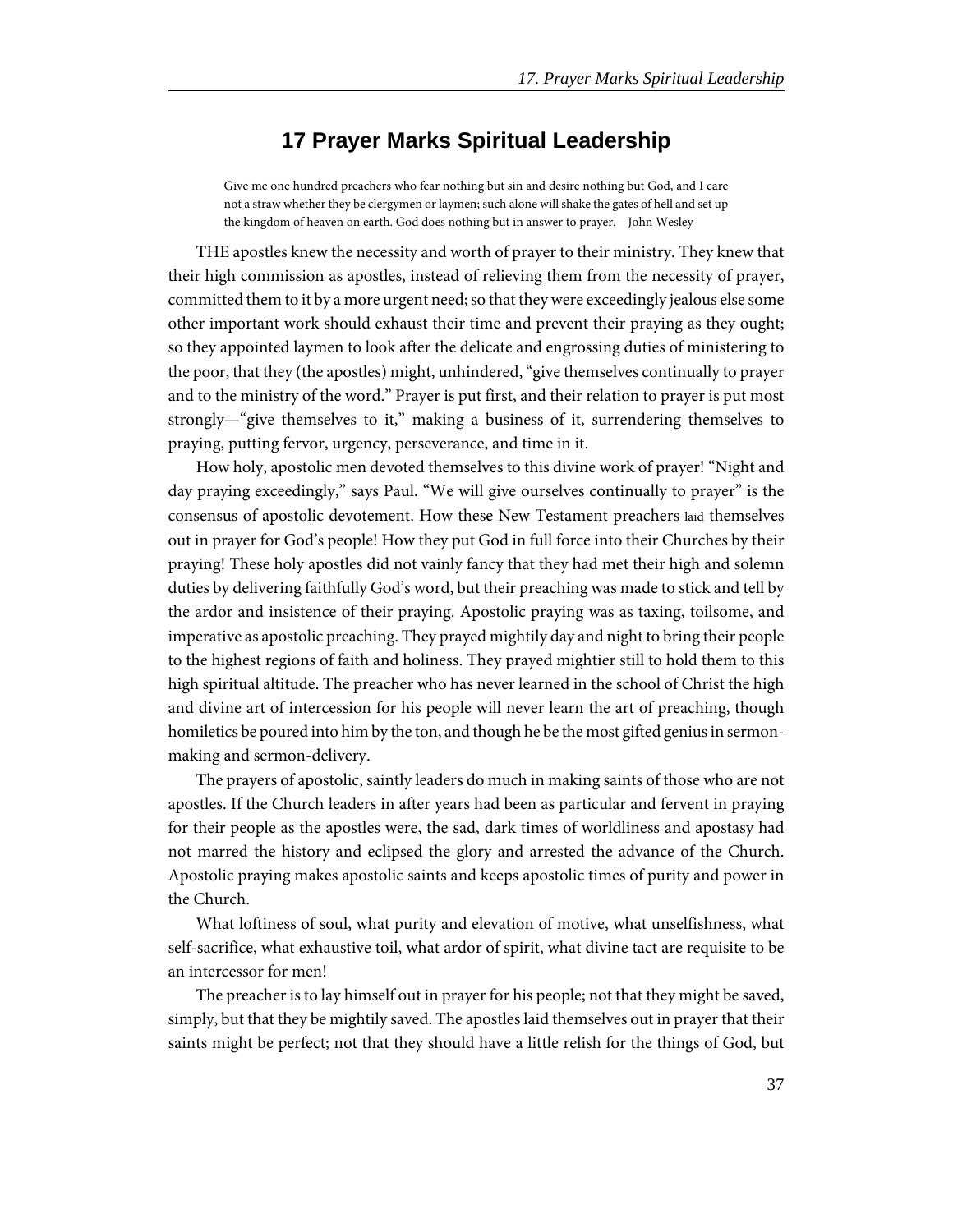## 17 Prayer Marks Spiritual Leadership

> Give me one hundred preachers who fear nothing but sin and desire nothing but God, and I care not a straw whether they be clergymen or laymen; such alone will shake the gates of hell and set up the kingdom of heaven on earth. God does nothing but in answer to prayer.—John Wesley

THE apostles knew the necessity and worth of prayer to their ministry. They knew that their high commission as apostles, instead of relieving them from the necessity of prayer, committed them to it by a more urgent need; so that they were exceedingly jealous else some other important work should exhaust their time and prevent their praying as they ought; so they appointed laymen to look after the delicate and engrossing duties of ministering to the poor, that they (the apostles) might, unhindered, "give themselves continually to prayer and to the ministry of the word." Prayer is put first, and their relation to prayer is put most strongly—"give themselves to it," making a business of it, surrendering themselves to praying, putting fervor, urgency, perseverance, and time in it.

How holy, apostolic men devoted themselves to this divine work of prayer! "Night and day praying exceedingly," says Paul. "We will give ourselves continually to prayer" is the consensus of apostolic devotement. How these New Testament preachers laid themselves out in prayer for God's people! How they put God in full force into their Churches by their praying! These holy apostles did not vainly fancy that they had met their high and solemn duties by delivering faithfully God's word, but their preaching was made to stick and tell by the ardor and insistence of their praying. Apostolic praying was as taxing, toilsome, and imperative as apostolic preaching. They prayed mightily day and night to bring their people to the highest regions of faith and holiness. They prayed mightier still to hold them to this high spiritual altitude. The preacher who has never learned in the school of Christ the high and divine art of intercession for his people will never learn the art of preaching, though homiletics be poured into him by the ton, and though he be the most gifted genius in sermon-making and sermon-delivery.

The prayers of apostolic, saintly leaders do much in making saints of those who are not apostles. If the Church leaders in after years had been as particular and fervent in praying for their people as the apostles were, the sad, dark times of worldliness and apostasy had not marred the history and eclipsed the glory and arrested the advance of the Church. Apostolic praying makes apostolic saints and keeps apostolic times of purity and power in the Church.

What loftiness of soul, what purity and elevation of motive, what unselfishness, what self-sacrifice, what exhaustive toil, what ardor of spirit, what divine tact are requisite to be an intercessor for men!

The preacher is to lay himself out in prayer for his people; not that they might be saved, simply, but that they be mightily saved. The apostles laid themselves out in prayer that their saints might be perfect; not that they should have a little relish for the things of God, but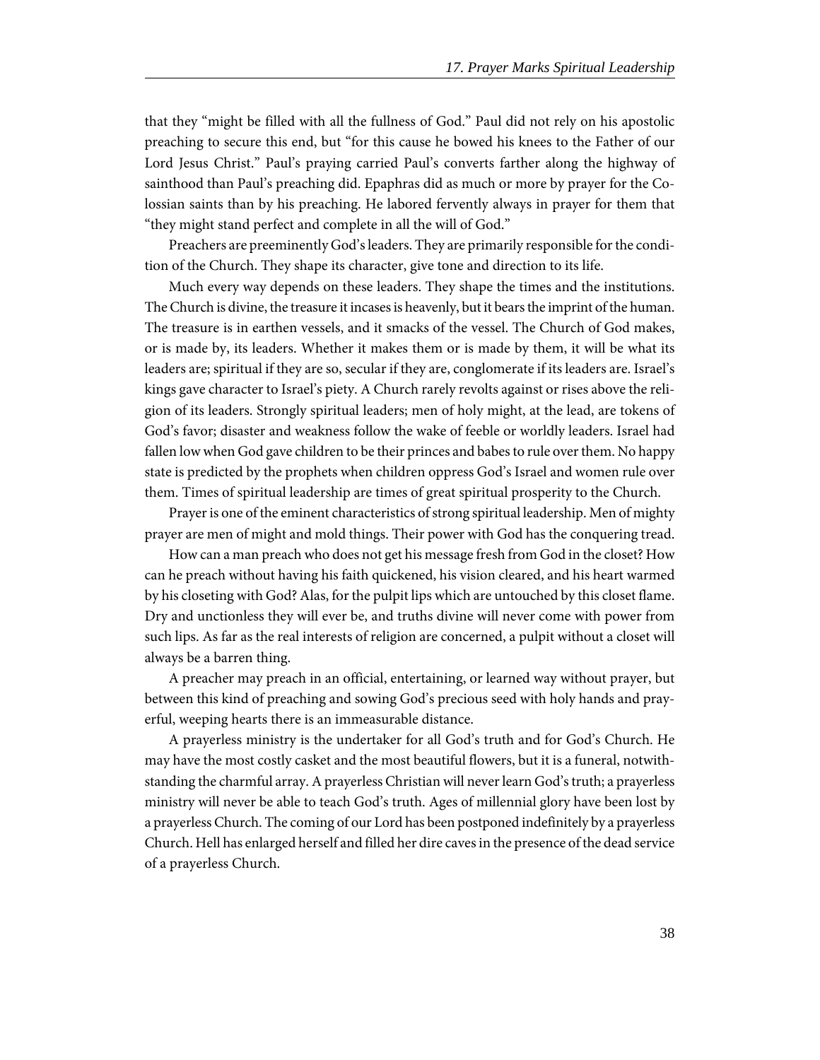that they "might be filled with all the fullness of God." Paul did not rely on his apostolic preaching to secure this end, but "for this cause he bowed his knees to the Father of our Lord Jesus Christ." Paul's praying carried Paul's converts farther along the highway of sainthood than Paul's preaching did. Epaphras did as much or more by prayer for the Colossian saints than by his preaching. He labored fervently always in prayer for them that "they might stand perfect and complete in all the will of God."

Preachers are preeminently God's leaders. They are primarily responsible for the condition of the Church. They shape its character, give tone and direction to its life.

Much every way depends on these leaders. They shape the times and the institutions. The Church is divine, the treasure it incases is heavenly, but it bears the imprint of the human. The treasure is in earthen vessels, and it smacks of the vessel. The Church of God makes, or is made by, its leaders. Whether it makes them or is made by them, it will be what its leaders are; spiritual if they are so, secular if they are, conglomerate if its leaders are. Israel's kings gave character to Israel's piety. A Church rarely revolts against or rises above the religion of its leaders. Strongly spiritual leaders; men of holy might, at the lead, are tokens of God's favor; disaster and weakness follow the wake of feeble or worldly leaders. Israel had fallen low when God gave children to be their princes and babes to rule over them. No happy state is predicted by the prophets when children oppress God's Israel and women rule over them. Times of spiritual leadership are times of great spiritual prosperity to the Church.

Prayer is one of the eminent characteristics of strong spiritual leadership. Men of mighty prayer are men of might and mold things. Their power with God has the conquering tread.

How can a man preach who does not get his message fresh from God in the closet? How can he preach without having his faith quickened, his vision cleared, and his heart warmed by his closeting with God? Alas, for the pulpit lips which are untouched by this closet flame. Dry and unctionless they will ever be, and truths divine will never come with power from such lips. As far as the real interests of religion are concerned, a pulpit without a closet will always be a barren thing.

A preacher may preach in an official, entertaining, or learned way without prayer, but between this kind of preaching and sowing God's precious seed with holy hands and prayerful, weeping hearts there is an immeasurable distance.

A prayerless ministry is the undertaker for all God's truth and for God's Church. He may have the most costly casket and the most beautiful flowers, but it is a funeral, notwithstanding the charmful array. A prayerless Christian will never learn God's truth; a prayerless ministry will never be able to teach God's truth. Ages of millennial glory have been lost by a prayerless Church. The coming of our Lord has been postponed indefinitely by a prayerless Church. Hell has enlarged herself and filled her dire caves in the presence of the dead service of a prayerless Church.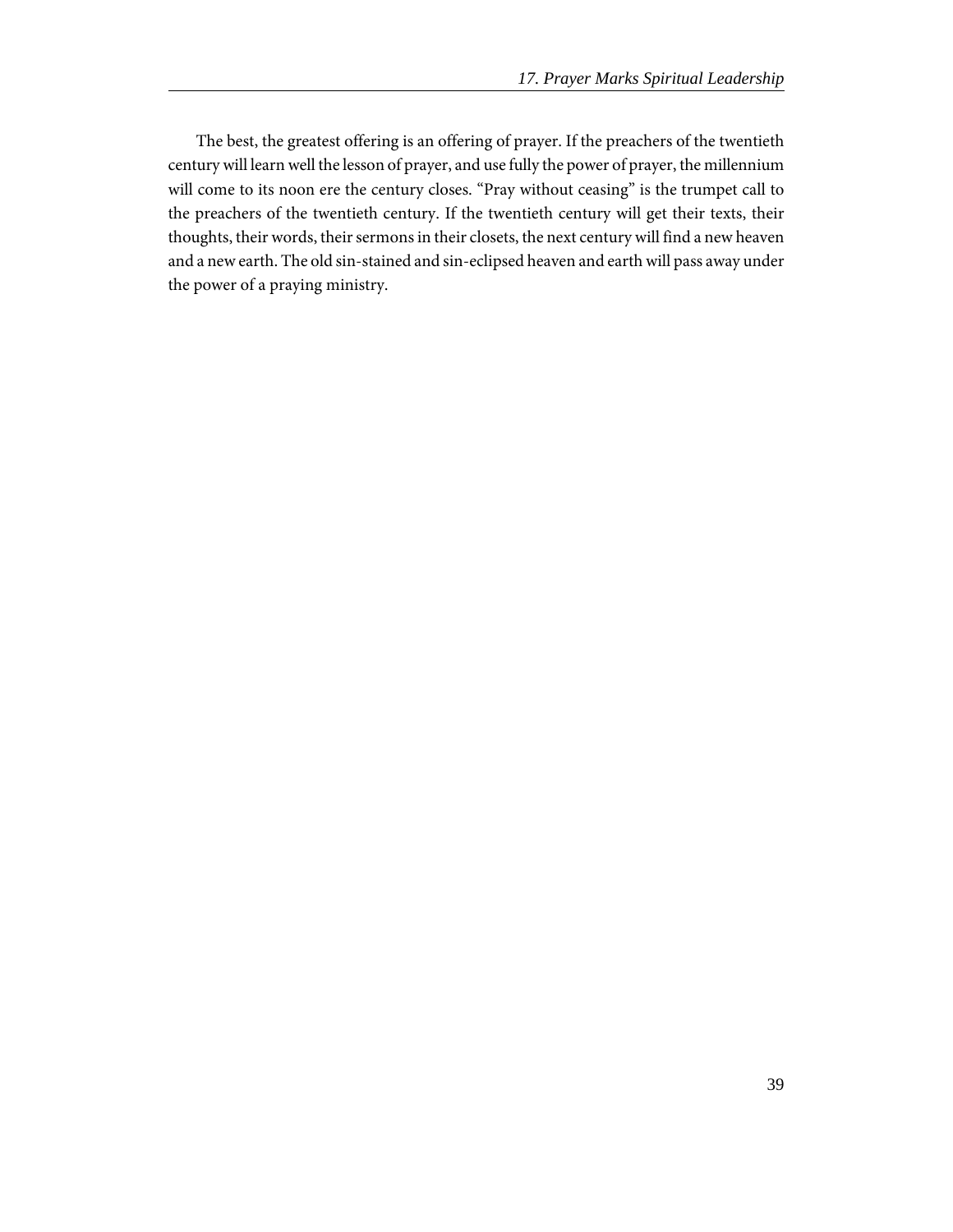The best, the greatest offering is an offering of prayer. If the preachers of the twentieth century will learn well the lesson of prayer, and use fully the power of prayer, the millennium will come to its noon ere the century closes. "Pray without ceasing" is the trumpet call to the preachers of the twentieth century. If the twentieth century will get their texts, their thoughts, their words, their sermons in their closets, the next century will find a new heaven and a new earth. The old sin-stained and sin-eclipsed heaven and earth will pass away under the power of a praying ministry.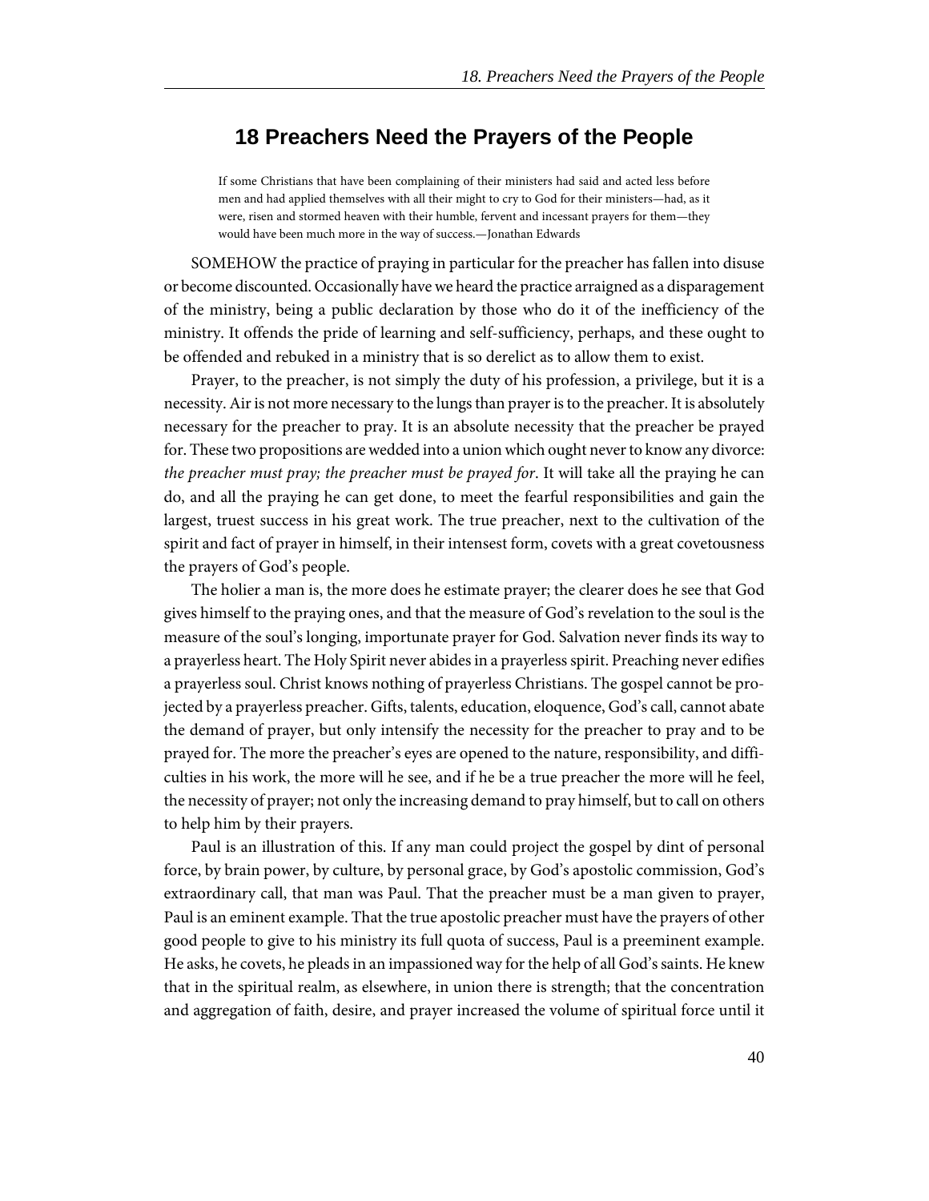# 18 Preachers Need the Prayers of the People

> If some Christians that have been complaining of their ministers had said and acted less before men and had applied themselves with all their might to cry to God for their ministers—had, as it were, risen and stormed heaven with their humble, fervent and incessant prayers for them—they would have been much more in the way of success.—Jonathan Edwards

SOMEHOW the practice of praying in particular for the preacher has fallen into disuse or become discounted. Occasionally have we heard the practice arraigned as a disparagement of the ministry, being a public declaration by those who do it of the inefficiency of the ministry. It offends the pride of learning and self-sufficiency, perhaps, and these ought to be offended and rebuked in a ministry that is so derelict as to allow them to exist.

Prayer, to the preacher, is not simply the duty of his profession, a privilege, but it is a necessity. Air is not more necessary to the lungs than prayer is to the preacher. It is absolutely necessary for the preacher to pray. It is an absolute necessity that the preacher be prayed for. These two propositions are wedded into a union which ought never to know any divorce: *the preacher must pray; the preacher must be prayed for*. It will take all the praying he can do, and all the praying he can get done, to meet the fearful responsibilities and gain the largest, truest success in his great work. The true preacher, next to the cultivation of the spirit and fact of prayer in himself, in their intensest form, covets with a great covetousness the prayers of God's people.

The holier a man is, the more does he estimate prayer; the clearer does he see that God gives himself to the praying ones, and that the measure of God's revelation to the soul is the measure of the soul's longing, importunate prayer for God. Salvation never finds its way to a prayerless heart. The Holy Spirit never abides in a prayerless spirit. Preaching never edifies a prayerless soul. Christ knows nothing of prayerless Christians. The gospel cannot be projected by a prayerless preacher. Gifts, talents, education, eloquence, God's call, cannot abate the demand of prayer, but only intensify the necessity for the preacher to pray and to be prayed for. The more the preacher's eyes are opened to the nature, responsibility, and difficulties in his work, the more will he see, and if he be a true preacher the more will he feel, the necessity of prayer; not only the increasing demand to pray himself, but to call on others to help him by their prayers.

Paul is an illustration of this. If any man could project the gospel by dint of personal force, by brain power, by culture, by personal grace, by God's apostolic commission, God's extraordinary call, that man was Paul. That the preacher must be a man given to prayer, Paul is an eminent example. That the true apostolic preacher must have the prayers of other good people to give to his ministry its full quota of success, Paul is a preeminent example. He asks, he covets, he pleads in an impassioned way for the help of all God's saints. He knew that in the spiritual realm, as elsewhere, in union there is strength; that the concentration and aggregation of faith, desire, and prayer increased the volume of spiritual force until it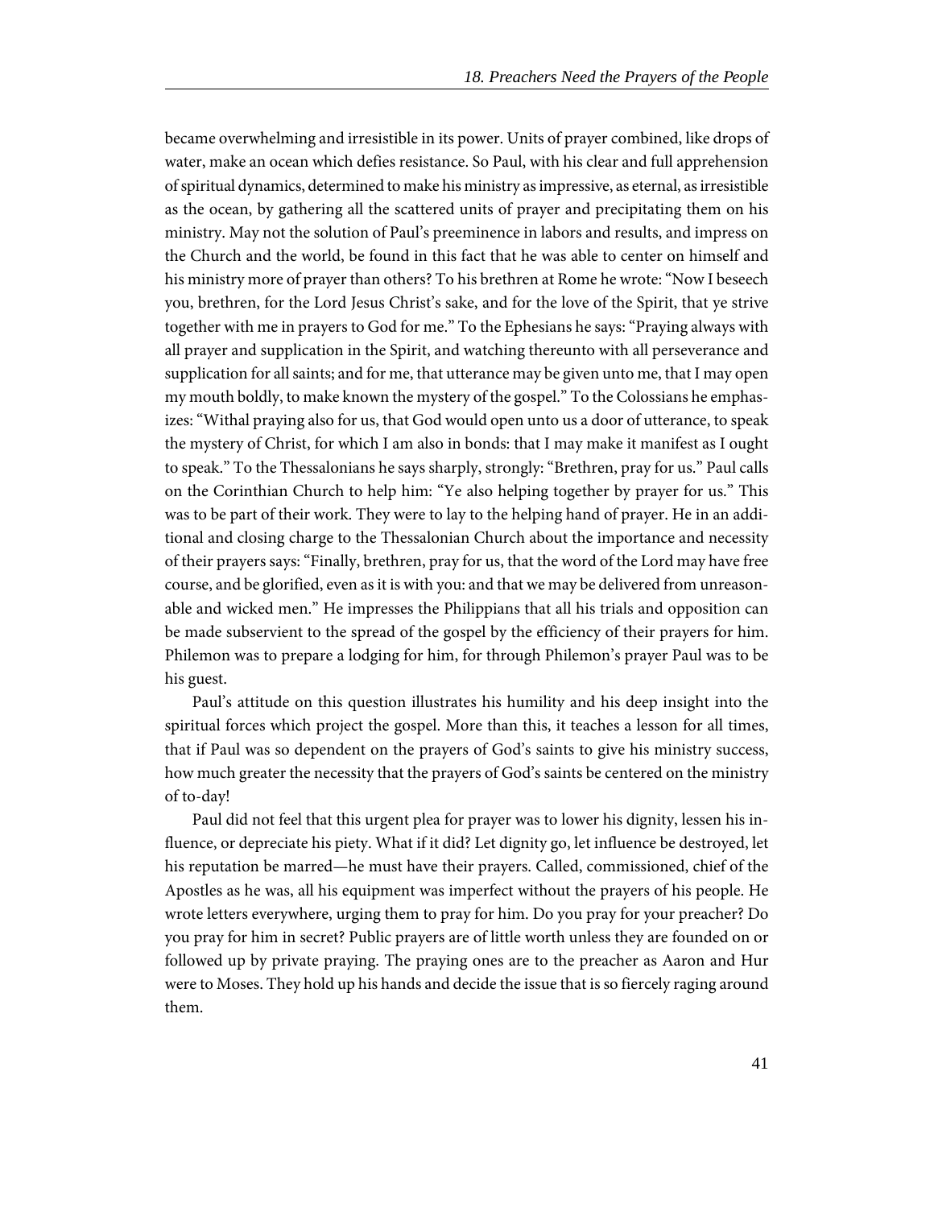became overwhelming and irresistible in its power. Units of prayer combined, like drops of water, make an ocean which defies resistance. So Paul, with his clear and full apprehension of spiritual dynamics, determined to make his ministry as impressive, as eternal, as irresistible as the ocean, by gathering all the scattered units of prayer and precipitating them on his ministry. May not the solution of Paul's preeminence in labors and results, and impress on the Church and the world, be found in this fact that he was able to center on himself and his ministry more of prayer than others? To his brethren at Rome he wrote: "Now I beseech you, brethren, for the Lord Jesus Christ's sake, and for the love of the Spirit, that ye strive together with me in prayers to God for me." To the Ephesians he says: "Praying always with all prayer and supplication in the Spirit, and watching thereunto with all perseverance and supplication for all saints; and for me, that utterance may be given unto me, that I may open my mouth boldly, to make known the mystery of the gospel." To the Colossians he emphasizes: "Withal praying also for us, that God would open unto us a door of utterance, to speak the mystery of Christ, for which I am also in bonds: that I may make it manifest as I ought to speak." To the Thessalonians he says sharply, strongly: "Brethren, pray for us." Paul calls on the Corinthian Church to help him: "Ye also helping together by prayer for us." This was to be part of their work. They were to lay to the helping hand of prayer. He in an additional and closing charge to the Thessalonian Church about the importance and necessity of their prayers says: "Finally, brethren, pray for us, that the word of the Lord may have free course, and be glorified, even as it is with you: and that we may be delivered from unreasonable and wicked men." He impresses the Philippians that all his trials and opposition can be made subservient to the spread of the gospel by the efficiency of their prayers for him. Philemon was to prepare a lodging for him, for through Philemon's prayer Paul was to be his guest.

Paul's attitude on this question illustrates his humility and his deep insight into the spiritual forces which project the gospel. More than this, it teaches a lesson for all times, that if Paul was so dependent on the prayers of God's saints to give his ministry success, how much greater the necessity that the prayers of God's saints be centered on the ministry of to-day!

Paul did not feel that this urgent plea for prayer was to lower his dignity, lessen his influence, or depreciate his piety. What if it did? Let dignity go, let influence be destroyed, let his reputation be marred—he must have their prayers. Called, commissioned, chief of the Apostles as he was, all his equipment was imperfect without the prayers of his people. He wrote letters everywhere, urging them to pray for him. Do you pray for your preacher? Do you pray for him in secret? Public prayers are of little worth unless they are founded on or followed up by private praying. The praying ones are to the preacher as Aaron and Hur were to Moses. They hold up his hands and decide the issue that is so fiercely raging around them.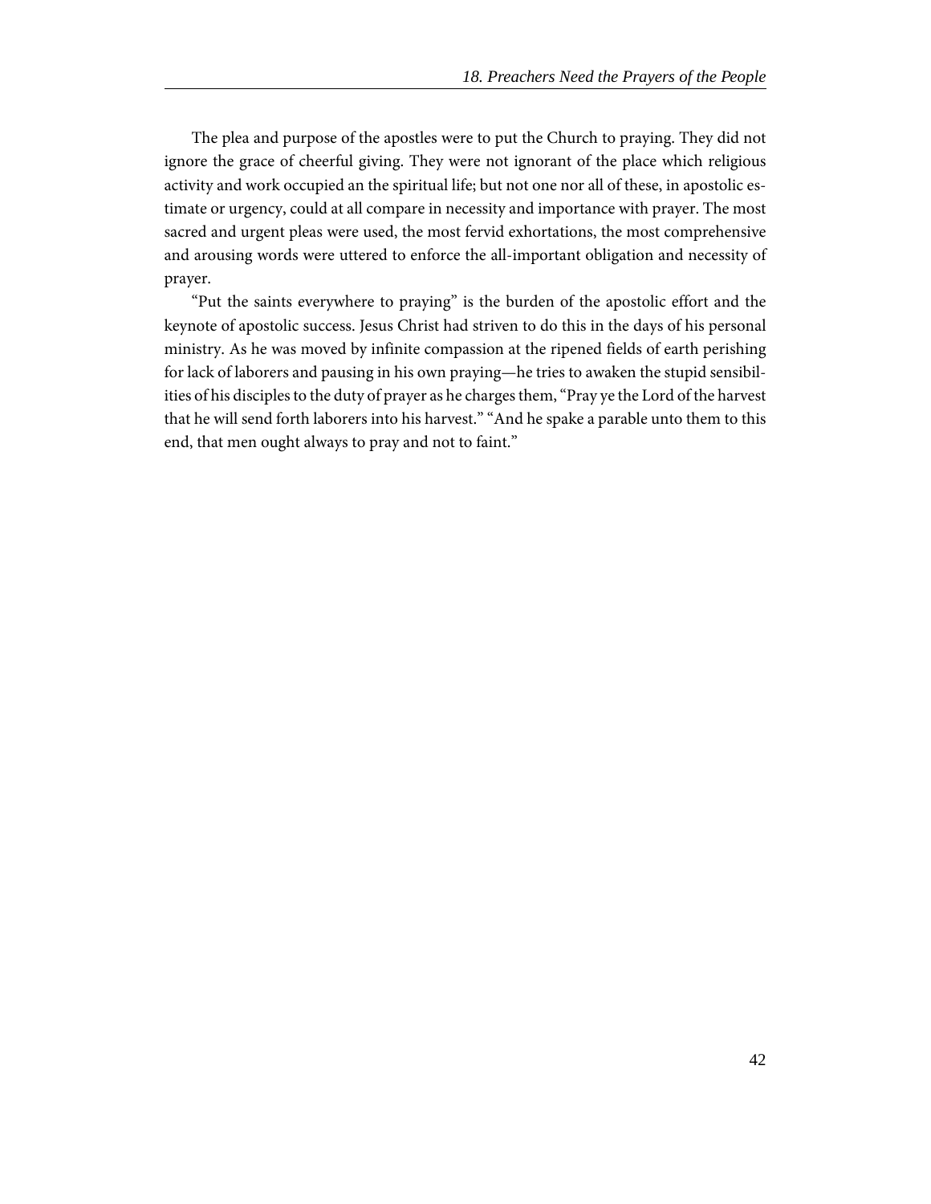The plea and purpose of the apostles were to put the Church to praying. They did not ignore the grace of cheerful giving. They were not ignorant of the place which religious activity and work occupied an the spiritual life; but not one nor all of these, in apostolic estimate or urgency, could at all compare in necessity and importance with prayer. The most sacred and urgent pleas were used, the most fervid exhortations, the most comprehensive and arousing words were uttered to enforce the all-important obligation and necessity of prayer.

"Put the saints everywhere to praying" is the burden of the apostolic effort and the keynote of apostolic success. Jesus Christ had striven to do this in the days of his personal ministry. As he was moved by infinite compassion at the ripened fields of earth perishing for lack of laborers and pausing in his own praying—he tries to awaken the stupid sensibilities of his disciples to the duty of prayer as he charges them, "Pray ye the Lord of the harvest that he will send forth laborers into his harvest." "And he spake a parable unto them to this end, that men ought always to pray and not to faint."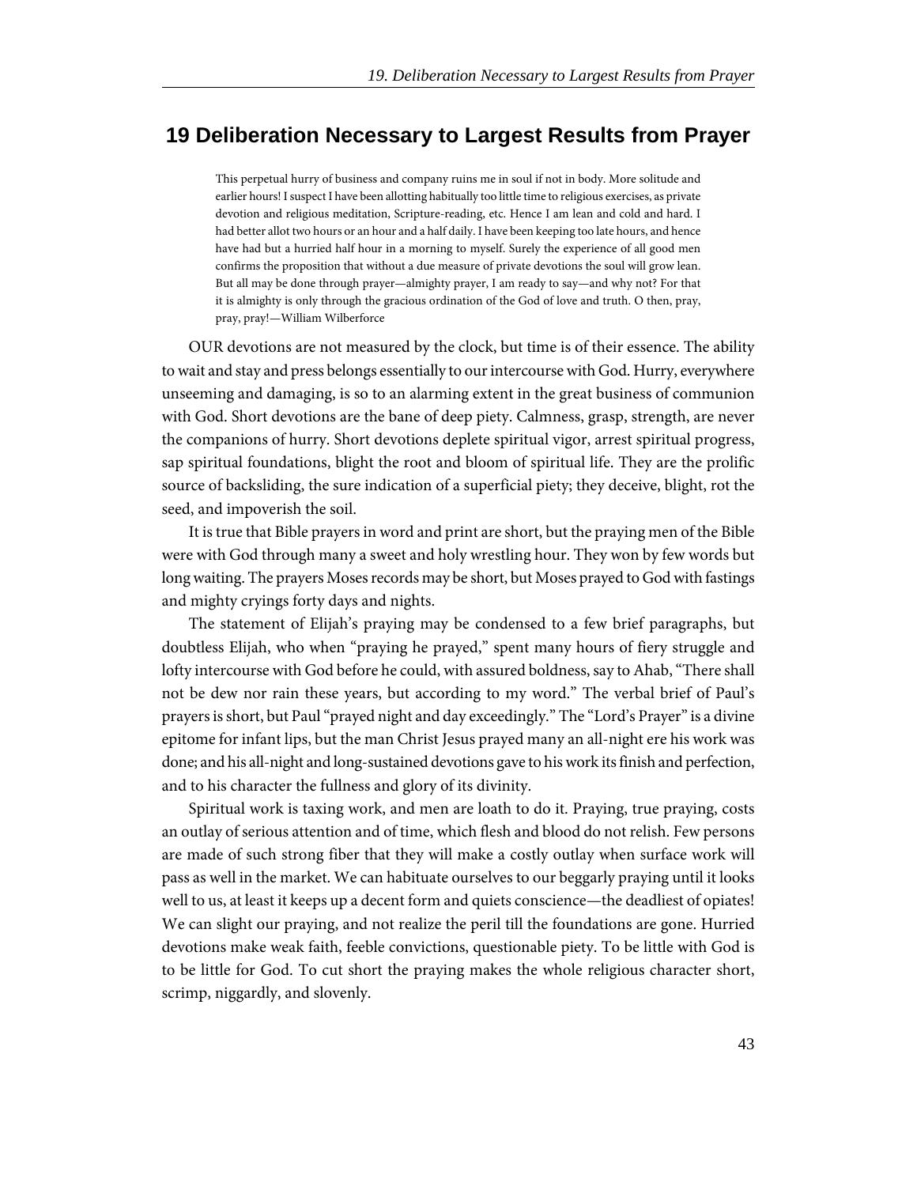## 19 Deliberation Necessary to Largest Results from Prayer

> This perpetual hurry of business and company ruins me in soul if not in body. More solitude and earlier hours! I suspect I have been allotting habitually too little time to religious exercises, as private devotion and religious meditation, Scripture-reading, etc. Hence I am lean and cold and hard. I had better allot two hours or an hour and a half daily. I have been keeping too late hours, and hence have had but a hurried half hour in a morning to myself. Surely the experience of all good men confirms the proposition that without a due measure of private devotions the soul will grow lean. But all may be done through prayer—almighty prayer, I am ready to say—and why not? For that it is almighty is only through the gracious ordination of the God of love and truth. O then, pray, pray, pray!—William Wilberforce

OUR devotions are not measured by the clock, but time is of their essence. The ability to wait and stay and press belongs essentially to our intercourse with God. Hurry, everywhere unseeming and damaging, is so to an alarming extent in the great business of communion with God. Short devotions are the bane of deep piety. Calmness, grasp, strength, are never the companions of hurry. Short devotions deplete spiritual vigor, arrest spiritual progress, sap spiritual foundations, blight the root and bloom of spiritual life. They are the prolific source of backsliding, the sure indication of a superficial piety; they deceive, blight, rot the seed, and impoverish the soil.

It is true that Bible prayers in word and print are short, but the praying men of the Bible were with God through many a sweet and holy wrestling hour. They won by few words but long waiting. The prayers Moses records may be short, but Moses prayed to God with fastings and mighty cryings forty days and nights.

The statement of Elijah's praying may be condensed to a few brief paragraphs, but doubtless Elijah, who when "praying he prayed," spent many hours of fiery struggle and lofty intercourse with God before he could, with assured boldness, say to Ahab, "There shall not be dew nor rain these years, but according to my word." The verbal brief of Paul's prayers is short, but Paul "prayed night and day exceedingly." The "Lord's Prayer" is a divine epitome for infant lips, but the man Christ Jesus prayed many an all-night ere his work was done; and his all-night and long-sustained devotions gave to his work its finish and perfection, and to his character the fullness and glory of its divinity.

Spiritual work is taxing work, and men are loath to do it. Praying, true praying, costs an outlay of serious attention and of time, which flesh and blood do not relish. Few persons are made of such strong fiber that they will make a costly outlay when surface work will pass as well in the market. We can habituate ourselves to our beggarly praying until it looks well to us, at least it keeps up a decent form and quiets conscience—the deadliest of opiates! We can slight our praying, and not realize the peril till the foundations are gone. Hurried devotions make weak faith, feeble convictions, questionable piety. To be little with God is to be little for God. To cut short the praying makes the whole religious character short, scrimp, niggardly, and slovenly.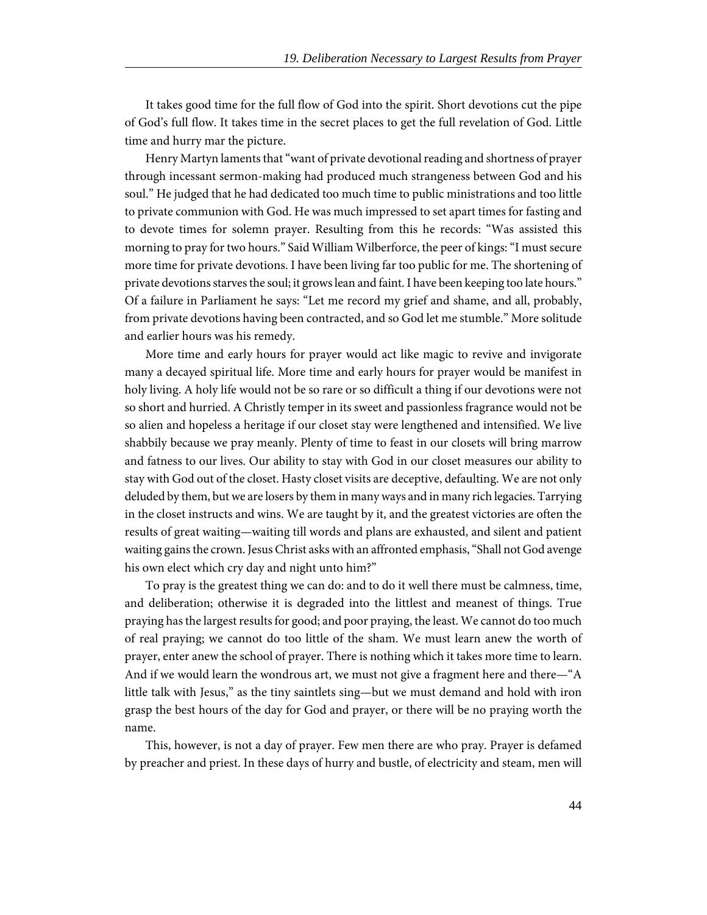It takes good time for the full flow of God into the spirit. Short devotions cut the pipe of God's full flow. It takes time in the secret places to get the full revelation of God. Little time and hurry mar the picture.

Henry Martyn laments that "want of private devotional reading and shortness of prayer through incessant sermon-making had produced much strangeness between God and his soul." He judged that he had dedicated too much time to public ministrations and too little to private communion with God. He was much impressed to set apart times for fasting and to devote times for solemn prayer. Resulting from this he records: "Was assisted this morning to pray for two hours." Said William Wilberforce, the peer of kings: "I must secure more time for private devotions. I have been living far too public for me. The shortening of private devotions starves the soul; it grows lean and faint. I have been keeping too late hours." Of a failure in Parliament he says: "Let me record my grief and shame, and all, probably, from private devotions having been contracted, and so God let me stumble." More solitude and earlier hours was his remedy.

More time and early hours for prayer would act like magic to revive and invigorate many a decayed spiritual life. More time and early hours for prayer would be manifest in holy living. A holy life would not be so rare or so difficult a thing if our devotions were not so short and hurried. A Christly temper in its sweet and passionless fragrance would not be so alien and hopeless a heritage if our closet stay were lengthened and intensified. We live shabbily because we pray meanly. Plenty of time to feast in our closets will bring marrow and fatness to our lives. Our ability to stay with God in our closet measures our ability to stay with God out of the closet. Hasty closet visits are deceptive, defaulting. We are not only deluded by them, but we are losers by them in many ways and in many rich legacies. Tarrying in the closet instructs and wins. We are taught by it, and the greatest victories are often the results of great waiting—waiting till words and plans are exhausted, and silent and patient waiting gains the crown. Jesus Christ asks with an affronted emphasis, "Shall not God avenge his own elect which cry day and night unto him?"

To pray is the greatest thing we can do: and to do it well there must be calmness, time, and deliberation; otherwise it is degraded into the littlest and meanest of things. True praying has the largest results for good; and poor praying, the least. We cannot do too much of real praying; we cannot do too little of the sham. We must learn anew the worth of prayer, enter anew the school of prayer. There is nothing which it takes more time to learn. And if we would learn the wondrous art, we must not give a fragment here and there—"A little talk with Jesus," as the tiny saintlets sing—but we must demand and hold with iron grasp the best hours of the day for God and prayer, or there will be no praying worth the name.

This, however, is not a day of prayer. Few men there are who pray. Prayer is defamed by preacher and priest. In these days of hurry and bustle, of electricity and steam, men will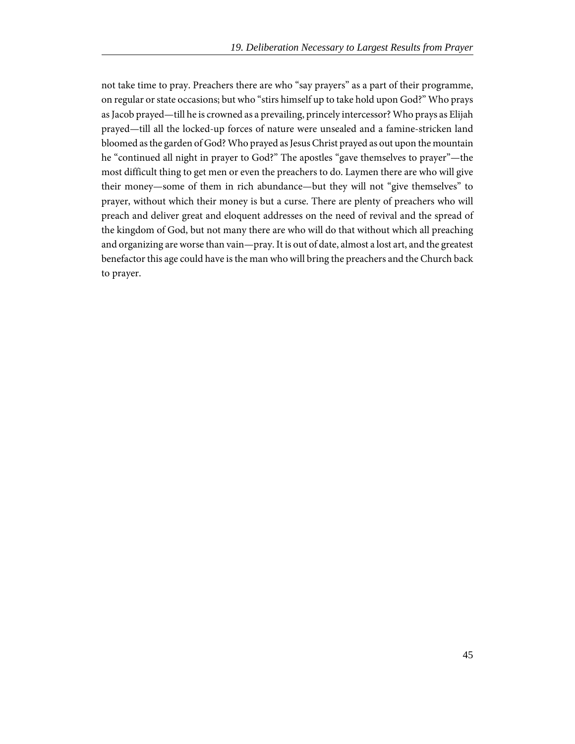not take time to pray. Preachers there are who "say prayers" as a part of their programme, on regular or state occasions; but who "stirs himself up to take hold upon God?" Who prays as Jacob prayed—till he is crowned as a prevailing, princely intercessor? Who prays as Elijah prayed—till all the locked-up forces of nature were unsealed and a famine-stricken land bloomed as the garden of God? Who prayed as Jesus Christ prayed as out upon the mountain he "continued all night in prayer to God?" The apostles "gave themselves to prayer"—the most difficult thing to get men or even the preachers to do. Laymen there are who will give their money—some of them in rich abundance—but they will not "give themselves" to prayer, without which their money is but a curse. There are plenty of preachers who will preach and deliver great and eloquent addresses on the need of revival and the spread of the kingdom of God, but not many there are who will do that without which all preaching and organizing are worse than vain—pray. It is out of date, almost a lost art, and the greatest benefactor this age could have is the man who will bring the preachers and the Church back to prayer.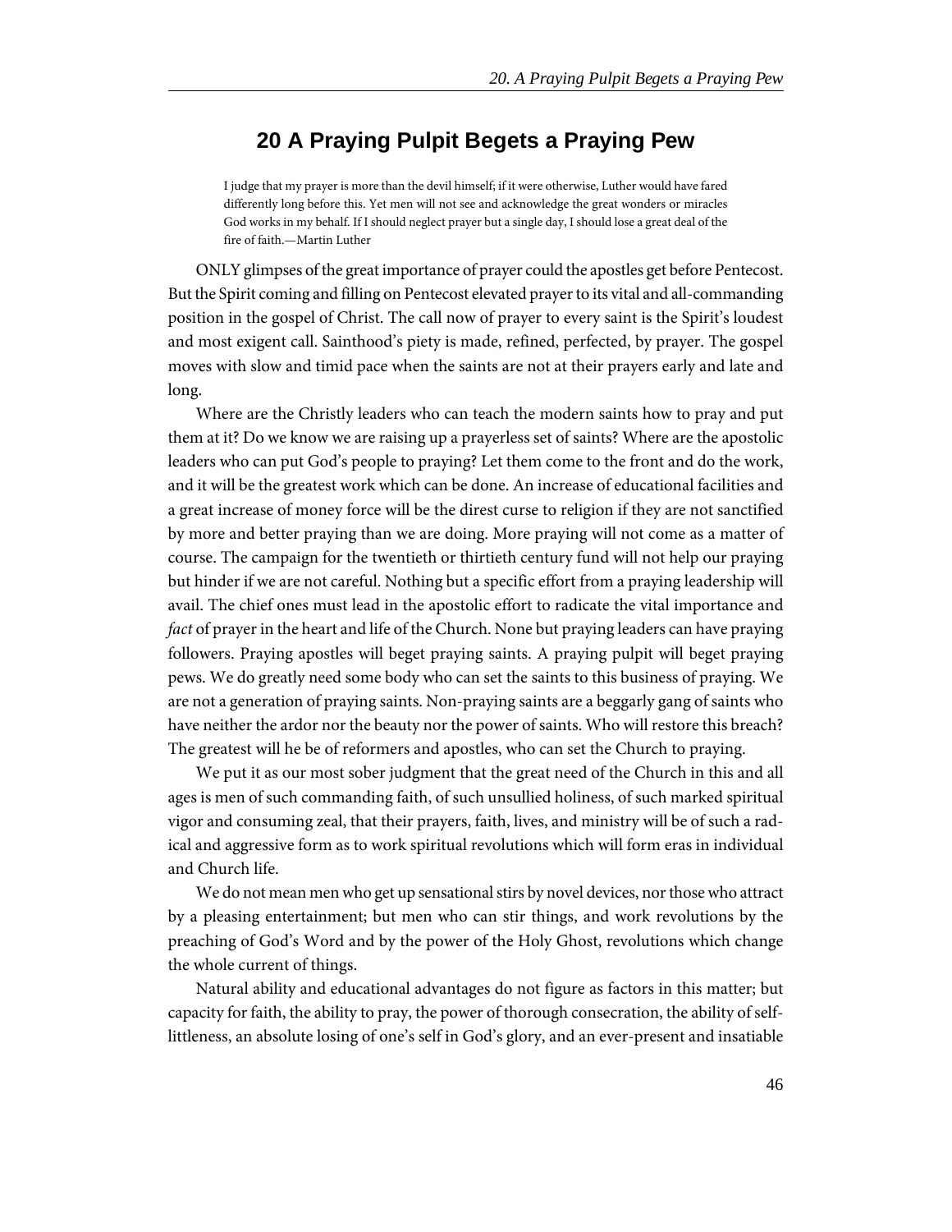# 20 A Praying Pulpit Begets a Praying Pew

> I judge that my prayer is more than the devil himself; if it were otherwise, Luther would have fared differently long before this. Yet men will not see and acknowledge the great wonders or miracles God works in my behalf. If I should neglect prayer but a single day, I should lose a great deal of the fire of faith.—Martin Luther

ONLY glimpses of the great importance of prayer could the apostles get before Pentecost. But the Spirit coming and filling on Pentecost elevated prayer to its vital and all-commanding position in the gospel of Christ. The call now of prayer to every saint is the Spirit's loudest and most exigent call. Sainthood's piety is made, refined, perfected, by prayer. The gospel moves with slow and timid pace when the saints are not at their prayers early and late and long.

Where are the Christly leaders who can teach the modern saints how to pray and put them at it? Do we know we are raising up a prayerless set of saints? Where are the apostolic leaders who can put God's people to praying? Let them come to the front and do the work, and it will be the greatest work which can be done. An increase of educational facilities and a great increase of money force will be the direst curse to religion if they are not sanctified by more and better praying than we are doing. More praying will not come as a matter of course. The campaign for the twentieth or thirtieth century fund will not help our praying but hinder if we are not careful. Nothing but a specific effort from a praying leadership will avail. The chief ones must lead in the apostolic effort to radicate the vital importance and *fact* of prayer in the heart and life of the Church. None but praying leaders can have praying followers. Praying apostles will beget praying saints. A praying pulpit will beget praying pews. We do greatly need some body who can set the saints to this business of praying. We are not a generation of praying saints. Non-praying saints are a beggarly gang of saints who have neither the ardor nor the beauty nor the power of saints. Who will restore this breach? The greatest will he be of reformers and apostles, who can set the Church to praying.

We put it as our most sober judgment that the great need of the Church in this and all ages is men of such commanding faith, of such unsullied holiness, of such marked spiritual vigor and consuming zeal, that their prayers, faith, lives, and ministry will be of such a radical and aggressive form as to work spiritual revolutions which will form eras in individual and Church life.

We do not mean men who get up sensational stirs by novel devices, nor those who attract by a pleasing entertainment; but men who can stir things, and work revolutions by the preaching of God's Word and by the power of the Holy Ghost, revolutions which change the whole current of things.

Natural ability and educational advantages do not figure as factors in this matter; but capacity for faith, the ability to pray, the power of thorough consecration, the ability of self-littleness, an absolute losing of one's self in God's glory, and an ever-present and insatiable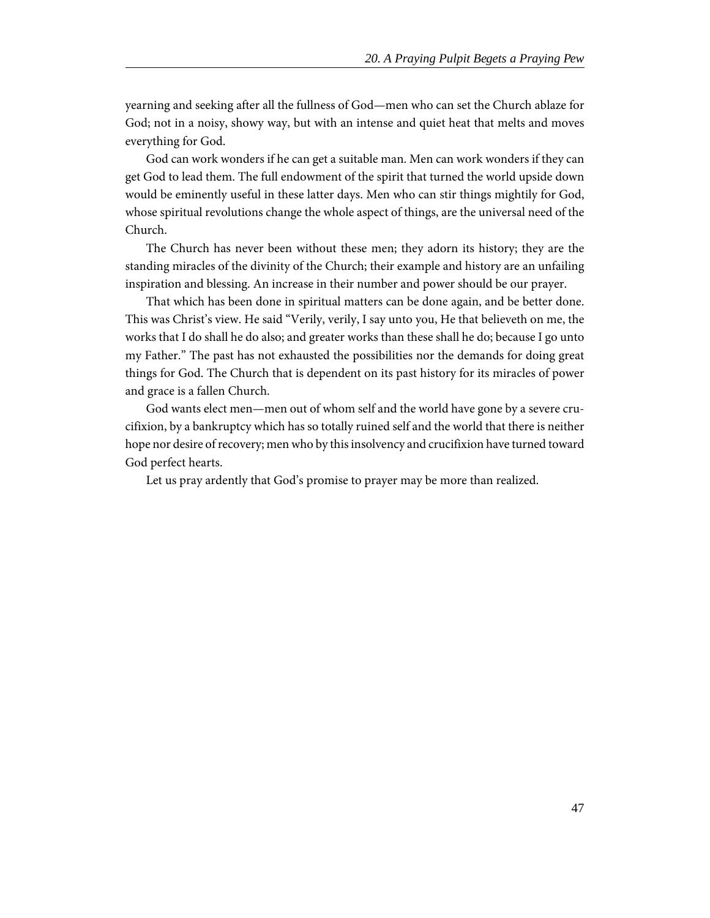yearning and seeking after all the fullness of God—men who can set the Church ablaze for God; not in a noisy, showy way, but with an intense and quiet heat that melts and moves everything for God.

God can work wonders if he can get a suitable man. Men can work wonders if they can get God to lead them. The full endowment of the spirit that turned the world upside down would be eminently useful in these latter days. Men who can stir things mightily for God, whose spiritual revolutions change the whole aspect of things, are the universal need of the Church.

The Church has never been without these men; they adorn its history; they are the standing miracles of the divinity of the Church; their example and history are an unfailing inspiration and blessing. An increase in their number and power should be our prayer.

That which has been done in spiritual matters can be done again, and be better done. This was Christ's view. He said "Verily, verily, I say unto you, He that believeth on me, the works that I do shall he do also; and greater works than these shall he do; because I go unto my Father." The past has not exhausted the possibilities nor the demands for doing great things for God. The Church that is dependent on its past history for its miracles of power and grace is a fallen Church.

God wants elect men—men out of whom self and the world have gone by a severe crucifixion, by a bankruptcy which has so totally ruined self and the world that there is neither hope nor desire of recovery; men who by this insolvency and crucifixion have turned toward God perfect hearts.

Let us pray ardently that God's promise to prayer may be more than realized.